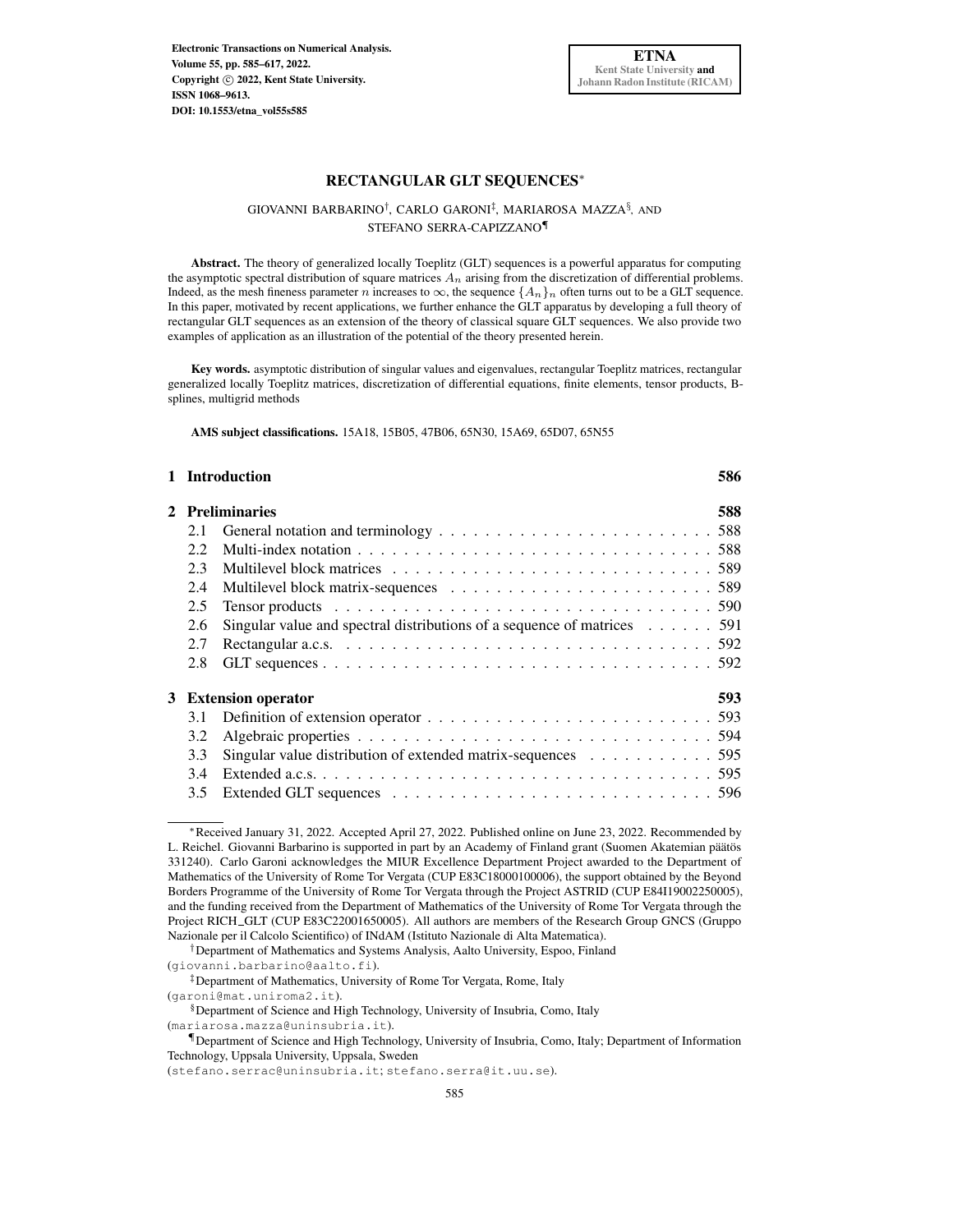# RECTANGULAR GLT SEQUENCES*

GIOVANNI BARBARINO†, CARLO GARONI‡, MARIAROSA MAZZA§, AND STEFANO SERRA-CAPIZZANO¶

**Abstract.** The theory of generalized locally Toeplitz (GLT) sequences is a powerful apparatus for computing the asymptotic spectral distribution of square matrices $A_n$ arising from the discretization of differential problems. Indeed, as the mesh fineness parameter $n$ increases to $\infty$, the sequence $\{A_n\}_n$ often turns out to be a GLT sequence. In this paper, motivated by recent applications, we further enhance the GLT apparatus by developing a full theory of rectangular GLT sequences as an extension of the theory of classical square GLT sequences. We also provide two examples of application as an illustration of the potential of the theory presented herein.

**Key words.** asymptotic distribution of singular values and eigenvalues, rectangular Toeplitz matrices, rectangular generalized locally Toeplitz matrices, discretization of differential equations, finite elements, tensor products, B-splines, multigrid methods

**AMS subject classifications.** 15A18, 15B05, 47B06, 65N30, 15A69, 65D07, 65N55

**1 Introduction** — 586

**2 Preliminaries** — 588
- 2.1 General notation and terminology — 588
- 2.2 Multi-index notation — 588
- 2.3 Multilevel block matrices — 589
- 2.4 Multilevel block matrix-sequences — 589
- 2.5 Tensor products — 590
- 2.6 Singular value and spectral distributions of a sequence of matrices — 591
- 2.7 Rectangular a.c.s. — 592
- 2.8 GLT sequences — 592

**3 Extension operator** — 593
- 3.1 Definition of extension operator — 593
- 3.2 Algebraic properties — 594
- 3.3 Singular value distribution of extended matrix-sequences — 595
- 3.4 Extended a.c.s. — 595
- 3.5 Extended GLT sequences — 596

---

*Received January 31, 2022. Accepted April 27, 2022. Published online on June 23, 2022. Recommended by L. Reichel. Giovanni Barbarino is supported in part by an Academy of Finland grant (Suomen Akatemian päätös 331240). Carlo Garoni acknowledges the MIUR Excellence Department Project awarded to the Department of Mathematics of the University of Rome Tor Vergata (CUP E83C18000100006), the support obtained by the Beyond Borders Programme of the University of Rome Tor Vergata through the Project ASTRID (CUP E84I19002250005), and the funding received from the Department of Mathematics of the University of Rome Tor Vergata through the Project RICH_GLT (CUP E83C22001650005). All authors are members of the Research Group GNCS (Gruppo Nazionale per il Calcolo Scientifico) of INdAM (Istituto Nazionale di Alta Matematica).

†Department of Mathematics and Systems Analysis, Aalto University, Espoo, Finland (giovanni.barbarino@aalto.fi).

‡Department of Mathematics, University of Rome Tor Vergata, Rome, Italy (garoni@mat.uniroma2.it).

§Department of Science and High Technology, University of Insubria, Como, Italy (mariarosa.mazza@uninsubria.it).

¶Department of Science and High Technology, University of Insubria, Como, Italy; Department of Information Technology, Uppsala University, Uppsala, Sweden (stefano.serrac@uninsubria.it; stefano.serra@it.uu.se).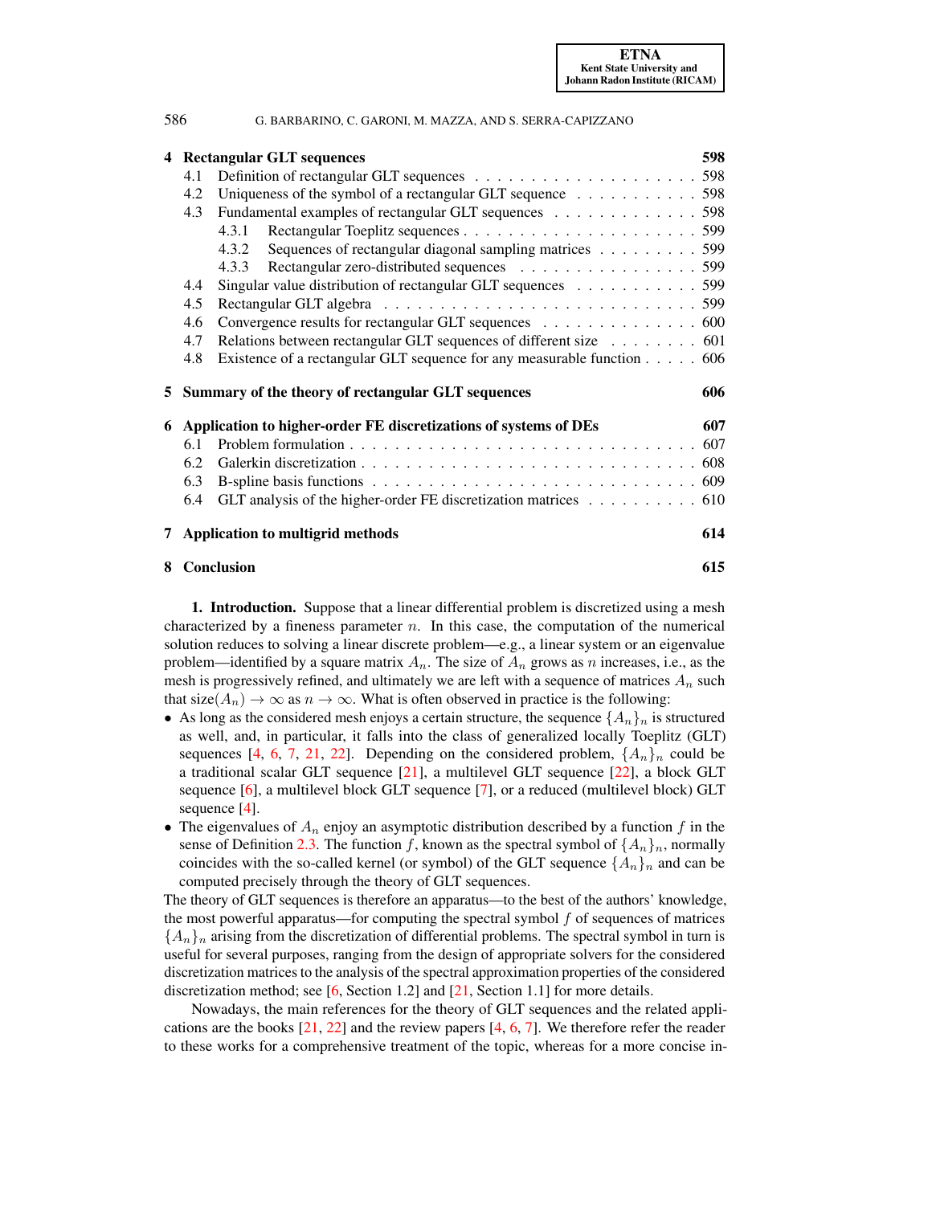| | | |
|---|---|---|
| **4** | **Rectangular GLT sequences** | **598** |
| 4.1 | Definition of rectangular GLT sequences | 598 |
| 4.2 | Uniqueness of the symbol of a rectangular GLT sequence | 598 |
| 4.3 | Fundamental examples of rectangular GLT sequences | 598 |
| 4.3.1 | Rectangular Toeplitz sequences | 599 |
| 4.3.2 | Sequences of rectangular diagonal sampling matrices | 599 |
| 4.3.3 | Rectangular zero-distributed sequences | 599 |
| 4.4 | Singular value distribution of rectangular GLT sequences | 599 |
| 4.5 | Rectangular GLT algebra | 599 |
| 4.6 | Convergence results for rectangular GLT sequences | 600 |
| 4.7 | Relations between rectangular GLT sequences of different size | 601 |
| 4.8 | Existence of a rectangular GLT sequence for any measurable function | 606 |
| **5** | **Summary of the theory of rectangular GLT sequences** | **606** |
| **6** | **Application to higher-order FE discretizations of systems of DEs** | **607** |
| 6.1 | Problem formulation | 607 |
| 6.2 | Galerkin discretization | 608 |
| 6.3 | B-spline basis functions | 609 |
| 6.4 | GLT analysis of the higher-order FE discretization matrices | 610 |
| **7** | **Application to multigrid methods** | **614** |
| **8** | **Conclusion** | **615** |

**1. Introduction.** Suppose that a linear differential problem is discretized using a mesh characterized by a fineness parameter $n$. In this case, the computation of the numerical solution reduces to solving a linear discrete problem—e.g., a linear system or an eigenvalue problem—identified by a square matrix $A_n$. The size of $A_n$ grows as $n$ increases, i.e., as the mesh is progressively refined, and ultimately we are left with a sequence of matrices $A_n$ such that $\text{size}(A_n) \to \infty$ as $n \to \infty$. What is often observed in practice is the following:

- As long as the considered mesh enjoys a certain structure, the sequence $\{A_n\}_n$ is structured as well, and, in particular, it falls into the class of generalized locally Toeplitz (GLT) sequences [4, 6, 7, 21, 22]. Depending on the considered problem, $\{A_n\}_n$ could be a traditional scalar GLT sequence [21], a multilevel GLT sequence [22], a block GLT sequence [6], a multilevel block GLT sequence [7], or a reduced (multilevel block) GLT sequence [4].
- The eigenvalues of $A_n$ enjoy an asymptotic distribution described by a function $f$ in the sense of Definition 2.3. The function $f$, known as the spectral symbol of $\{A_n\}_n$, normally coincides with the so-called kernel (or symbol) of the GLT sequence $\{A_n\}_n$ and can be computed precisely through the theory of GLT sequences.

The theory of GLT sequences is therefore an apparatus—to the best of the authors' knowledge, the most powerful apparatus—for computing the spectral symbol $f$ of sequences of matrices $\{A_n\}_n$ arising from the discretization of differential problems. The spectral symbol in turn is useful for several purposes, ranging from the design of appropriate solvers for the considered discretization matrices to the analysis of the spectral approximation properties of the considered discretization method; see [6, Section 1.2] and [21, Section 1.1] for more details.

Nowadays, the main references for the theory of GLT sequences and the related applications are the books [21, 22] and the review papers [4, 6, 7]. We therefore refer the reader to these works for a comprehensive treatment of the topic, whereas for a more concise in-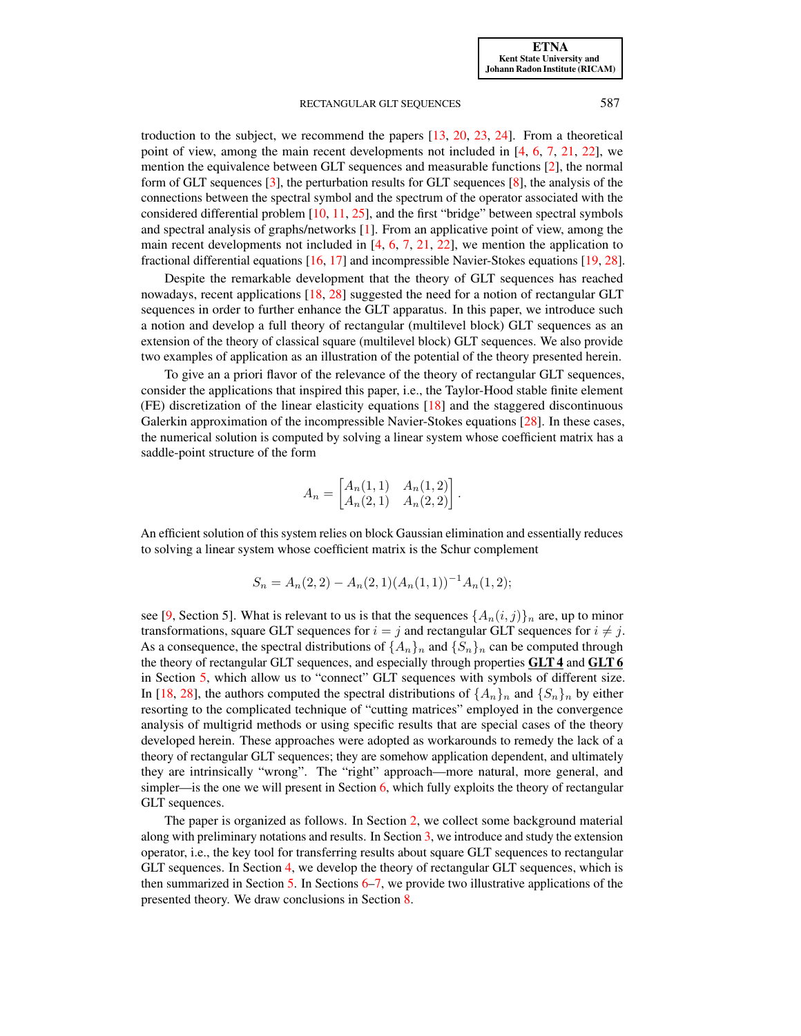troduction to the subject, we recommend the papers [13, 20, 23, 24]. From a theoretical point of view, among the main recent developments not included in [4, 6, 7, 21, 22], we mention the equivalence between GLT sequences and measurable functions [2], the normal form of GLT sequences [3], the perturbation results for GLT sequences [8], the analysis of the connections between the spectral symbol and the spectrum of the operator associated with the considered differential problem [10, 11, 25], and the first "bridge" between spectral symbols and spectral analysis of graphs/networks [1]. From an applicative point of view, among the main recent developments not included in [4, 6, 7, 21, 22], we mention the application to fractional differential equations [16, 17] and incompressible Navier-Stokes equations [19, 28].

Despite the remarkable development that the theory of GLT sequences has reached nowadays, recent applications [18, 28] suggested the need for a notion of rectangular GLT sequences in order to further enhance the GLT apparatus. In this paper, we introduce such a notion and develop a full theory of rectangular (multilevel block) GLT sequences as an extension of the theory of classical square (multilevel block) GLT sequences. We also provide two examples of application as an illustration of the potential of the theory presented herein.

To give an a priori flavor of the relevance of the theory of rectangular GLT sequences, consider the applications that inspired this paper, i.e., the Taylor-Hood stable finite element (FE) discretization of the linear elasticity equations [18] and the staggered discontinuous Galerkin approximation of the incompressible Navier-Stokes equations [28]. In these cases, the numerical solution is computed by solving a linear system whose coefficient matrix has a saddle-point structure of the form

$$A_n = \begin{bmatrix} A_n(1,1) & A_n(1,2) \\ A_n(2,1) & A_n(2,2) \end{bmatrix}.$$

An efficient solution of this system relies on block Gaussian elimination and essentially reduces to solving a linear system whose coefficient matrix is the Schur complement

$$S_n = A_n(2,2) - A_n(2,1)(A_n(1,1))^{-1}A_n(1,2);$$

see [9, Section 5]. What is relevant to us is that the sequences $\{A_n(i,j)\}_n$ are, up to minor transformations, square GLT sequences for $i = j$ and rectangular GLT sequences for $i \neq j$. As a consequence, the spectral distributions of $\{A_n\}_n$ and $\{S_n\}_n$ can be computed through the theory of rectangular GLT sequences, and especially through properties **GLT 4** and **GLT 6** in Section 5, which allow us to "connect" GLT sequences with symbols of different size. In [18, 28], the authors computed the spectral distributions of $\{A_n\}_n$ and $\{S_n\}_n$ by either resorting to the complicated technique of "cutting matrices" employed in the convergence analysis of multigrid methods or using specific results that are special cases of the theory developed herein. These approaches were adopted as workarounds to remedy the lack of a theory of rectangular GLT sequences; they are somehow application dependent, and ultimately they are intrinsically "wrong". The "right" approach—more natural, more general, and simpler—is the one we will present in Section 6, which fully exploits the theory of rectangular GLT sequences.

The paper is organized as follows. In Section 2, we collect some background material along with preliminary notations and results. In Section 3, we introduce and study the extension operator, i.e., the key tool for transferring results about square GLT sequences to rectangular GLT sequences. In Section 4, we develop the theory of rectangular GLT sequences, which is then summarized in Section 5. In Sections 6–7, we provide two illustrative applications of the presented theory. We draw conclusions in Section 8.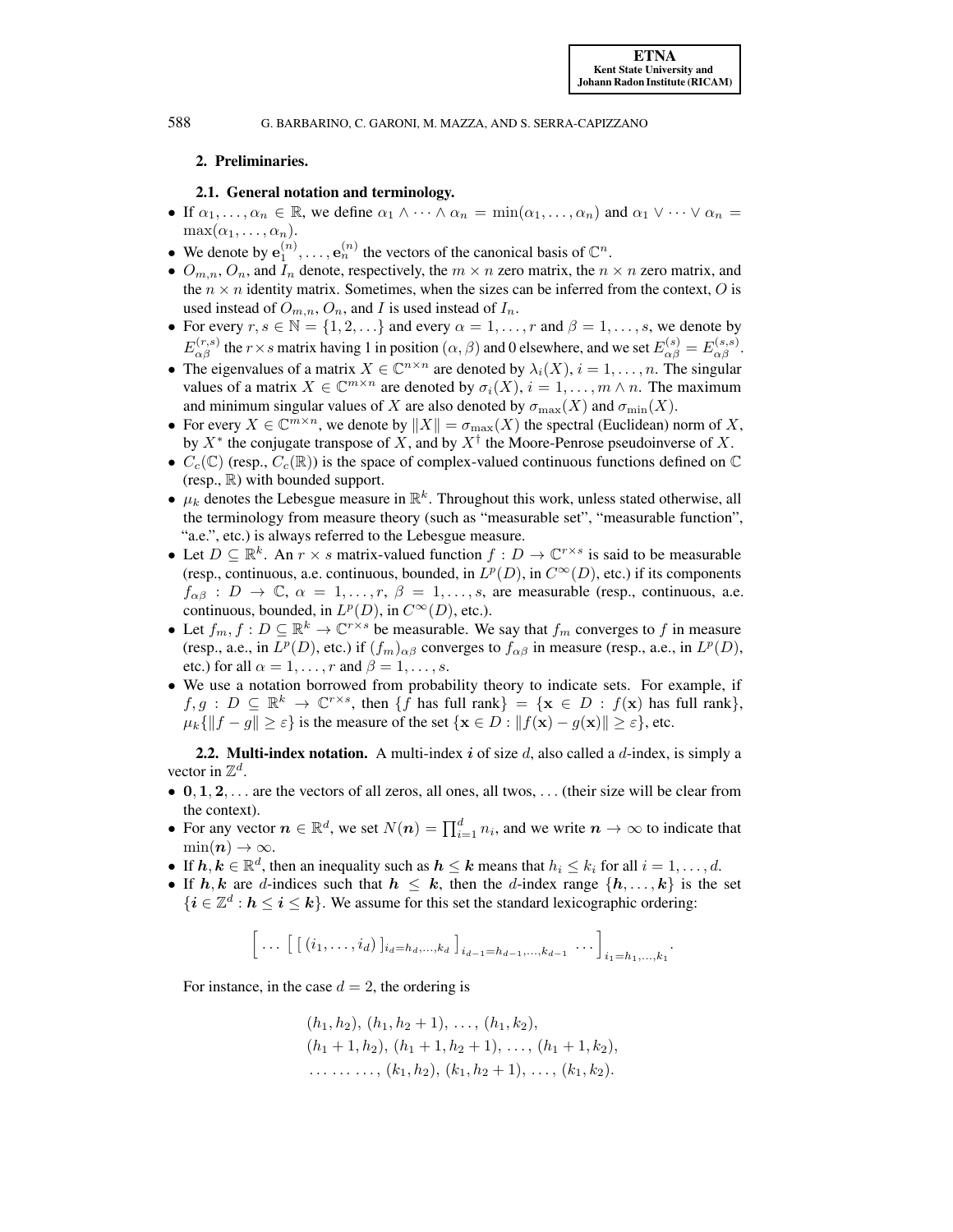## 2. Preliminaries.

### 2.1. General notation and terminology.

- If $\alpha_1, \dots, \alpha_n \in \mathbb{R}$, we define $\alpha_1 \wedge \dots \wedge \alpha_n = \min(\alpha_1, \dots, \alpha_n)$ and $\alpha_1 \vee \dots \vee \alpha_n = \max(\alpha_1, \dots, \alpha_n)$.
- We denote by $\mathbf{e}_1^{(n)}, \dots, \mathbf{e}_n^{(n)}$ the vectors of the canonical basis of $\mathbb{C}^n$.
- $O_{m,n}$, $O_n$, and $I_n$ denote, respectively, the $m \times n$ zero matrix, the $n \times n$ zero matrix, and the $n \times n$ identity matrix. Sometimes, when the sizes can be inferred from the context, $O$ is used instead of $O_{m,n}$, $O_n$, and $I$ is used instead of $I_n$.
- For every $r, s \in \mathbb{N} = \{1, 2, \dots\}$ and every $\alpha = 1, \dots, r$ and $\beta = 1, \dots, s$, we denote by $E_{\alpha\beta}^{(r,s)}$ the $r \times s$ matrix having 1 in position $(\alpha, \beta)$ and 0 elsewhere, and we set $E_{\alpha\beta}^{(s)} = E_{\alpha\beta}^{(s,s)}$.
- The eigenvalues of a matrix $X \in \mathbb{C}^{n \times n}$ are denoted by $\lambda_i(X)$, $i = 1, \dots, n$. The singular values of a matrix $X \in \mathbb{C}^{m \times n}$ are denoted by $\sigma_i(X)$, $i = 1, \dots, m \wedge n$. The maximum and minimum singular values of $X$ are also denoted by $\sigma_{\max}(X)$ and $\sigma_{\min}(X)$.
- For every $X \in \mathbb{C}^{m \times n}$, we denote by $\|X\| = \sigma_{\max}(X)$ the spectral (Euclidean) norm of $X$, by $X^*$ the conjugate transpose of $X$, and by $X^\dagger$ the Moore-Penrose pseudoinverse of $X$.
- $C_c(\mathbb{C})$ (resp., $C_c(\mathbb{R})$) is the space of complex-valued continuous functions defined on $\mathbb{C}$ (resp., $\mathbb{R}$) with bounded support.
- $\mu_k$ denotes the Lebesgue measure in $\mathbb{R}^k$. Throughout this work, unless stated otherwise, all the terminology from measure theory (such as "measurable set", "measurable function", "a.e.", etc.) is always referred to the Lebesgue measure.
- Let $D \subseteq \mathbb{R}^k$. An $r \times s$ matrix-valued function $f : D \to \mathbb{C}^{r \times s}$ is said to be measurable (resp., continuous, a.e. continuous, bounded, in $L^p(D)$, in $C^\infty(D)$, etc.) if its components $f_{\alpha\beta} : D \to \mathbb{C}$, $\alpha = 1, \dots, r$, $\beta = 1, \dots, s$, are measurable (resp., continuous, a.e. continuous, bounded, in $L^p(D)$, in $C^\infty(D)$, etc.).
- Let $f_m, f : D \subseteq \mathbb{R}^k \to \mathbb{C}^{r \times s}$ be measurable. We say that $f_m$ converges to $f$ in measure (resp., a.e., in $L^p(D)$, etc.) if $(f_m)_{\alpha\beta}$ converges to $f_{\alpha\beta}$ in measure (resp., a.e., in $L^p(D)$, etc.) for all $\alpha = 1, \dots, r$ and $\beta = 1, \dots, s$.
- We use a notation borrowed from probability theory to indicate sets. For example, if $f, g : D \subseteq \mathbb{R}^k \to \mathbb{C}^{r \times s}$, then $\{f \text{ has full rank}\} = \{\mathbf{x} \in D : f(\mathbf{x}) \text{ has full rank}\}$, $\mu_k\{\|f - g\| \geq \varepsilon\}$ is the measure of the set $\{\mathbf{x} \in D : \|f(\mathbf{x}) - g(\mathbf{x})\| \geq \varepsilon\}$, etc.

**2.2. Multi-index notation.** A multi-index $\boldsymbol{i}$ of size $d$, also called a $d$-index, is simply a vector in $\mathbb{Z}^d$.

- $\mathbf{0}, \mathbf{1}, \mathbf{2}, \dots$ are the vectors of all zeros, all ones, all twos, ... (their size will be clear from the context).
- For any vector $\boldsymbol{n} \in \mathbb{R}^d$, we set $N(\boldsymbol{n}) = \prod_{i=1}^d n_i$, and we write $\boldsymbol{n} \to \infty$ to indicate that $\min(\boldsymbol{n}) \to \infty$.
- If $\boldsymbol{h}, \boldsymbol{k} \in \mathbb{R}^d$, then an inequality such as $\boldsymbol{h} \leq \boldsymbol{k}$ means that $h_i \leq k_i$ for all $i = 1, \dots, d$.
- If $\boldsymbol{h}, \boldsymbol{k}$ are $d$-indices such that $\boldsymbol{h} \leq \boldsymbol{k}$, then the $d$-index range $\{\boldsymbol{h}, \dots, \boldsymbol{k}\}$ is the set $\{\boldsymbol{i} \in \mathbb{Z}^d : \boldsymbol{h} \leq \boldsymbol{i} \leq \boldsymbol{k}\}$. We assume for this set the standard lexicographic ordering:

$$\Big[ \dots \Big[ \, [ \, (i_1, \dots, i_d) \, ]_{i_d = h_d, \dots, k_d} \, \Big]_{i_{d-1} = h_{d-1}, \dots, k_{d-1}} \, \dots \Big]_{i_1 = h_1, \dots, k_1}.$$

For instance, in the case $d = 2$, the ordering is

$$\begin{aligned}
&(h_1, h_2),\ (h_1, h_2 + 1),\ \dots,\ (h_1, k_2),\\
&(h_1 + 1, h_2),\ (h_1 + 1, h_2 + 1),\ \dots,\ (h_1 + 1, k_2),\\
&\dots\dots\dots,\ (k_1, h_2),\ (k_1, h_2 + 1),\ \dots,\ (k_1, k_2).
\end{aligned}$$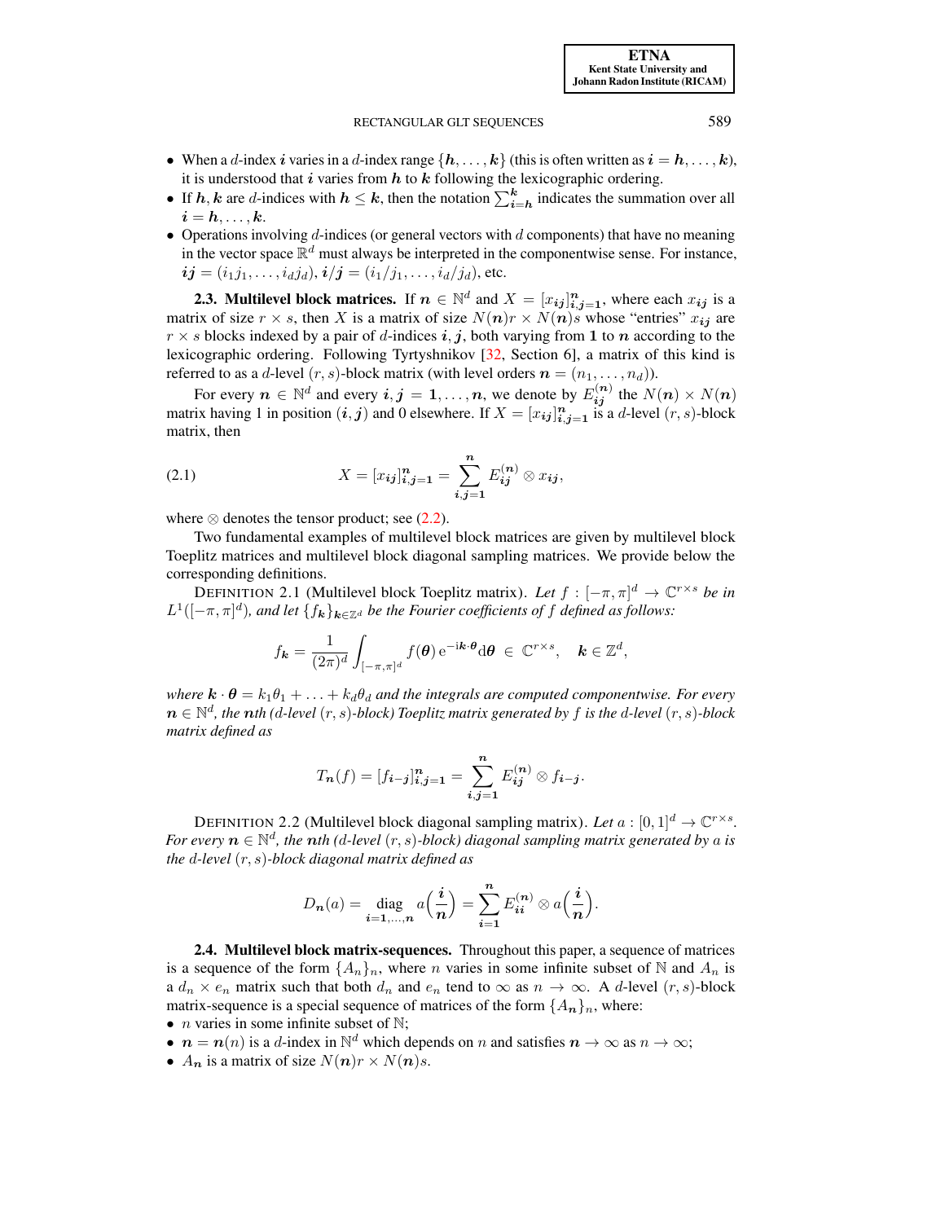- When a $d$-index $\boldsymbol{i}$ varies in a $d$-index range $\{\boldsymbol{h},\ldots,\boldsymbol{k}\}$ (this is often written as $\boldsymbol{i}=\boldsymbol{h},\ldots,\boldsymbol{k}$), it is understood that $\boldsymbol{i}$ varies from $\boldsymbol{h}$ to $\boldsymbol{k}$ following the lexicographic ordering.
- If $\boldsymbol{h},\boldsymbol{k}$ are $d$-indices with $\boldsymbol{h}\le\boldsymbol{k}$, then the notation $\sum_{\boldsymbol{i}=\boldsymbol{h}}^{\boldsymbol{k}}$ indicates the summation over all $\boldsymbol{i}=\boldsymbol{h},\ldots,\boldsymbol{k}$.
- Operations involving $d$-indices (or general vectors with $d$ components) that have no meaning in the vector space $\mathbb{R}^d$ must always be interpreted in the componentwise sense. For instance, $\boldsymbol{ij}=(i_1j_1,\ldots,i_dj_d)$, $\boldsymbol{i}/\boldsymbol{j}=(i_1/j_1,\ldots,i_d/j_d)$, etc.

**2.3. Multilevel block matrices.** If $\boldsymbol{n}\in\mathbb{N}^d$ and $X=[x_{\boldsymbol{ij}}]_{\boldsymbol{i},\boldsymbol{j}=\boldsymbol{1}}^{\boldsymbol{n}}$, where each $x_{\boldsymbol{ij}}$ is a matrix of size $r\times s$, then $X$ is a matrix of size $N(\boldsymbol{n})r\times N(\boldsymbol{n})s$ whose "entries" $x_{\boldsymbol{ij}}$ are $r\times s$ blocks indexed by a pair of $d$-indices $\boldsymbol{i},\boldsymbol{j}$, both varying from $\boldsymbol{1}$ to $\boldsymbol{n}$ according to the lexicographic ordering. Following Tyrtyshnikov [32, Section 6], a matrix of this kind is referred to as a $d$-level $(r,s)$-block matrix (with level orders $\boldsymbol{n}=(n_1,\ldots,n_d)$).

For every $\boldsymbol{n}\in\mathbb{N}^d$ and every $\boldsymbol{i},\boldsymbol{j}=\boldsymbol{1},\ldots,\boldsymbol{n}$, we denote by $E_{\boldsymbol{ij}}^{(\boldsymbol{n})}$ the $N(\boldsymbol{n})\times N(\boldsymbol{n})$ matrix having 1 in position $(\boldsymbol{i},\boldsymbol{j})$ and 0 elsewhere. If $X=[x_{\boldsymbol{ij}}]_{\boldsymbol{i},\boldsymbol{j}=\boldsymbol{1}}^{\boldsymbol{n}}$ is a $d$-level $(r,s)$-block matrix, then

$$X=[x_{\boldsymbol{ij}}]_{\boldsymbol{i},\boldsymbol{j}=\boldsymbol{1}}^{\boldsymbol{n}}=\sum_{\boldsymbol{i},\boldsymbol{j}=\boldsymbol{1}}^{\boldsymbol{n}}E_{\boldsymbol{ij}}^{(\boldsymbol{n})}\otimes x_{\boldsymbol{ij}},\tag{2.1}$$

where $\otimes$ denotes the tensor product; see (2.2).

Two fundamental examples of multilevel block matrices are given by multilevel block Toeplitz matrices and multilevel block diagonal sampling matrices. We provide below the corresponding definitions.

DEFINITION 2.1 (Multilevel block Toeplitz matrix). *Let $f:[-\pi,\pi]^d\to\mathbb{C}^{r\times s}$ be in $L^1([-\pi,\pi]^d)$, and let $\{f_{\boldsymbol{k}}\}_{\boldsymbol{k}\in\mathbb{Z}^d}$ be the Fourier coefficients of $f$ defined as follows:*

$$f_{\boldsymbol{k}}=\frac{1}{(2\pi)^d}\int_{[-\pi,\pi]^d}f(\boldsymbol{\theta})\,\mathrm{e}^{-\mathrm{i}\boldsymbol{k}\cdot\boldsymbol{\theta}}\mathrm{d}\boldsymbol{\theta}\;\in\;\mathbb{C}^{r\times s},\quad \boldsymbol{k}\in\mathbb{Z}^d,$$

*where $\boldsymbol{k}\cdot\boldsymbol{\theta}=k_1\theta_1+\ldots+k_d\theta_d$ and the integrals are computed componentwise. For every $\boldsymbol{n}\in\mathbb{N}^d$, the $\boldsymbol{n}$th ($d$-level $(r,s)$-block) Toeplitz matrix generated by $f$ is the $d$-level $(r,s)$-block matrix defined as*

$$T_{\boldsymbol{n}}(f)=[f_{\boldsymbol{i}-\boldsymbol{j}}]_{\boldsymbol{i},\boldsymbol{j}=\boldsymbol{1}}^{\boldsymbol{n}}=\sum_{\boldsymbol{i},\boldsymbol{j}=\boldsymbol{1}}^{\boldsymbol{n}}E_{\boldsymbol{ij}}^{(\boldsymbol{n})}\otimes f_{\boldsymbol{i}-\boldsymbol{j}}.$$

DEFINITION 2.2 (Multilevel block diagonal sampling matrix). *Let $a:[0,1]^d\to\mathbb{C}^{r\times s}$. For every $\boldsymbol{n}\in\mathbb{N}^d$, the $\boldsymbol{n}$th ($d$-level $(r,s)$-block) diagonal sampling matrix generated by $a$ is the $d$-level $(r,s)$-block diagonal matrix defined as*

$$D_{\boldsymbol{n}}(a)=\underset{\boldsymbol{i}=\boldsymbol{1},\ldots,\boldsymbol{n}}{\mathrm{diag}}\,a\Big(\frac{\boldsymbol{i}}{\boldsymbol{n}}\Big)=\sum_{\boldsymbol{i}=\boldsymbol{1}}^{\boldsymbol{n}}E_{\boldsymbol{ii}}^{(\boldsymbol{n})}\otimes a\Big(\frac{\boldsymbol{i}}{\boldsymbol{n}}\Big).$$

**2.4. Multilevel block matrix-sequences.** Throughout this paper, a sequence of matrices is a sequence of the form $\{A_n\}_n$, where $n$ varies in some infinite subset of $\mathbb{N}$ and $A_n$ is a $d_n\times e_n$ matrix such that both $d_n$ and $e_n$ tend to $\infty$ as $n\to\infty$. A $d$-level $(r,s)$-block matrix-sequence is a special sequence of matrices of the form $\{A_{\boldsymbol{n}}\}_n$, where:
- $n$ varies in some infinite subset of $\mathbb{N}$;
- $\boldsymbol{n}=\boldsymbol{n}(n)$ is a $d$-index in $\mathbb{N}^d$ which depends on $n$ and satisfies $\boldsymbol{n}\to\infty$ as $n\to\infty$;
- $A_{\boldsymbol{n}}$ is a matrix of size $N(\boldsymbol{n})r\times N(\boldsymbol{n})s$.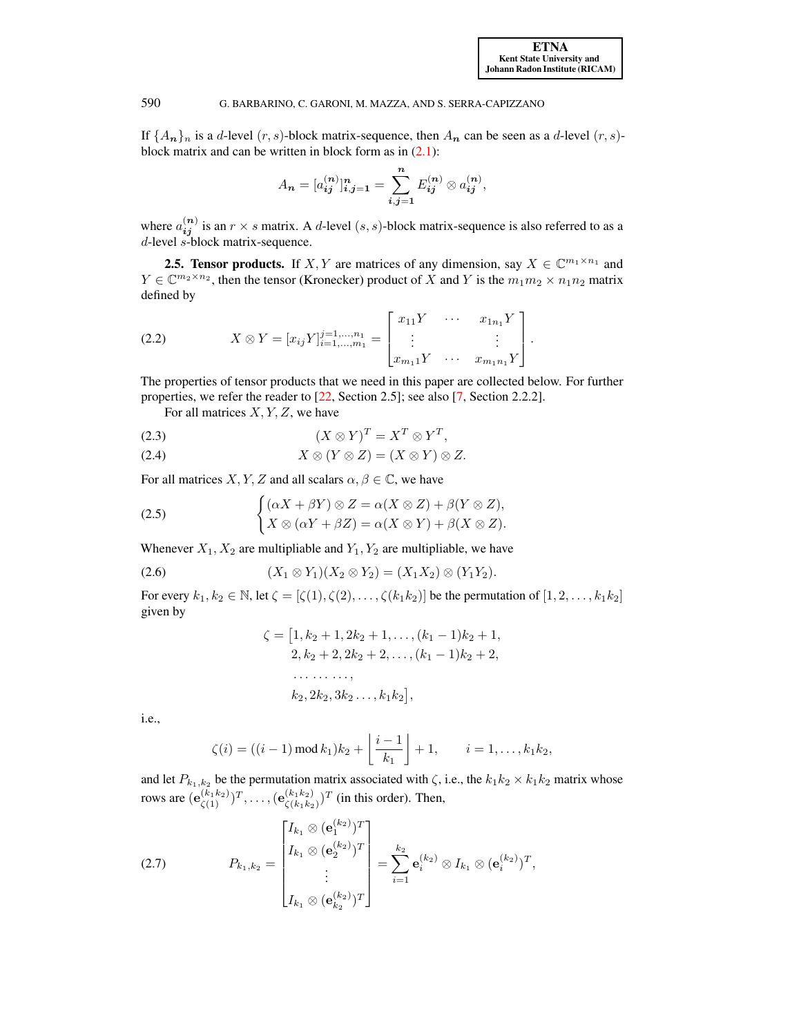If $\{A_{\boldsymbol{n}}\}_n$ is a $d$-level $(r,s)$-block matrix-sequence, then $A_{\boldsymbol{n}}$ can be seen as a $d$-level $(r,s)$-block matrix and can be written in block form as in (2.1):

$$A_{\boldsymbol{n}} = [a_{\boldsymbol{ij}}^{(\boldsymbol{n})}]_{\boldsymbol{i},\boldsymbol{j}=\boldsymbol{1}}^{\boldsymbol{n}} = \sum_{\boldsymbol{i},\boldsymbol{j}=\boldsymbol{1}}^{\boldsymbol{n}} E_{\boldsymbol{ij}}^{(\boldsymbol{n})} \otimes a_{\boldsymbol{ij}}^{(\boldsymbol{n})},$$

where $a_{\boldsymbol{ij}}^{(\boldsymbol{n})}$ is an $r \times s$ matrix. A $d$-level $(s,s)$-block matrix-sequence is also referred to as a $d$-level $s$-block matrix-sequence.

**2.5. Tensor products.** If $X, Y$ are matrices of any dimension, say $X \in \mathbb{C}^{m_1 \times n_1}$ and $Y \in \mathbb{C}^{m_2 \times n_2}$, then the tensor (Kronecker) product of $X$ and $Y$ is the $m_1 m_2 \times n_1 n_2$ matrix defined by

$$X \otimes Y = [x_{ij} Y]_{i=1,\ldots,m_1}^{j=1,\ldots,n_1} = \begin{bmatrix} x_{11}Y & \cdots & x_{1n_1}Y \\ \vdots & & \vdots \\ x_{m_1 1}Y & \cdots & x_{m_1 n_1}Y \end{bmatrix}. \tag{2.2}$$

The properties of tensor products that we need in this paper are collected below. For further properties, we refer the reader to [22, Section 2.5]; see also [7, Section 2.2.2].

For all matrices $X, Y, Z$, we have

$$(X \otimes Y)^T = X^T \otimes Y^T, \tag{2.3}$$

$$X \otimes (Y \otimes Z) = (X \otimes Y) \otimes Z. \tag{2.4}$$

For all matrices $X, Y, Z$ and all scalars $\alpha, \beta \in \mathbb{C}$, we have

$$\begin{cases} (\alpha X + \beta Y) \otimes Z = \alpha (X \otimes Z) + \beta (Y \otimes Z), \\ X \otimes (\alpha Y + \beta Z) = \alpha (X \otimes Y) + \beta (X \otimes Z). \end{cases} \tag{2.5}$$

Whenever $X_1, X_2$ are multipliable and $Y_1, Y_2$ are multipliable, we have

$$(X_1 \otimes Y_1)(X_2 \otimes Y_2) = (X_1 X_2) \otimes (Y_1 Y_2). \tag{2.6}$$

For every $k_1, k_2 \in \mathbb{N}$, let $\zeta = [\zeta(1), \zeta(2), \ldots, \zeta(k_1 k_2)]$ be the permutation of $[1, 2, \ldots, k_1 k_2]$ given by

$$\begin{aligned} \zeta = \big[&1, k_2+1, 2k_2+1, \ldots, (k_1-1)k_2+1, \\ &2, k_2+2, 2k_2+2, \ldots, (k_1-1)k_2+2, \\ &\ldots\ldots\ldots, \\ &k_2, 2k_2, 3k_2 \ldots, k_1 k_2\big], \end{aligned}$$

i.e.,

$$\zeta(i) = ((i-1) \bmod k_1) k_2 + \left\lfloor \frac{i-1}{k_1} \right\rfloor + 1, \qquad i = 1, \ldots, k_1 k_2,$$

and let $P_{k_1,k_2}$ be the permutation matrix associated with $\zeta$, i.e., the $k_1 k_2 \times k_1 k_2$ matrix whose rows are $(\mathbf{e}_{\zeta(1)}^{(k_1 k_2)})^T, \ldots, (\mathbf{e}_{\zeta(k_1 k_2)}^{(k_1 k_2)})^T$ (in this order). Then,

$$P_{k_1,k_2} = \begin{bmatrix} I_{k_1} \otimes (\mathbf{e}_1^{(k_2)})^T \\ I_{k_1} \otimes (\mathbf{e}_2^{(k_2)})^T \\ \vdots \\ I_{k_1} \otimes (\mathbf{e}_{k_2}^{(k_2)})^T \end{bmatrix} = \sum_{i=1}^{k_2} \mathbf{e}_i^{(k_2)} \otimes I_{k_1} \otimes (\mathbf{e}_i^{(k_2)})^T, \tag{2.7}$$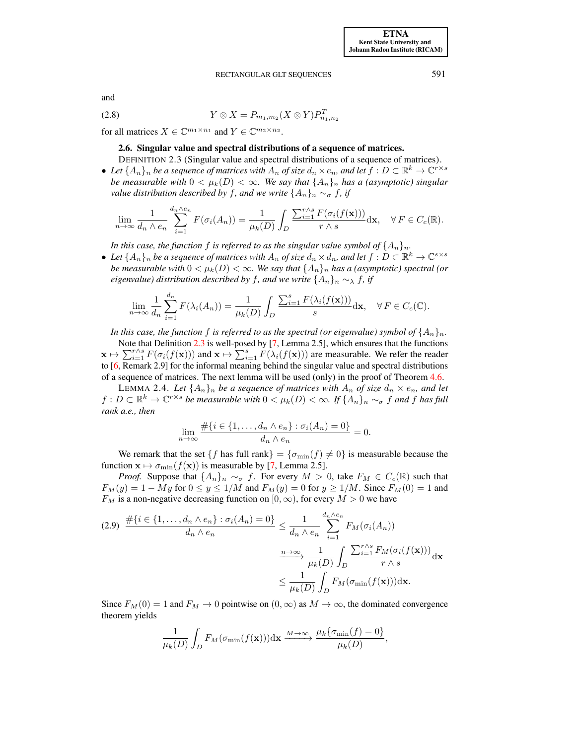and

$$Y \otimes X = P_{m_1,m_2}(X \otimes Y)P_{n_1,n_2}^T \tag{2.8}$$

for all matrices $X \in \mathbb{C}^{m_1 \times n_1}$ and $Y \in \mathbb{C}^{m_2 \times n_2}$.

### 2.6. Singular value and spectral distributions of a sequence of matrices.

DEFINITION 2.3 (Singular value and spectral distributions of a sequence of matrices).

- *Let $\{A_n\}_n$ be a sequence of matrices with $A_n$ of size $d_n \times e_n$, and let $f : D \subset \mathbb{R}^k \to \mathbb{C}^{r\times s}$ be measurable with $0 < \mu_k(D) < \infty$. We say that $\{A_n\}_n$ has a (asymptotic) singular value distribution described by $f$, and we write $\{A_n\}_n \sim_\sigma f$, if*

$$\lim_{n\to\infty} \frac{1}{d_n \wedge e_n} \sum_{i=1}^{d_n\wedge e_n} F(\sigma_i(A_n)) = \frac{1}{\mu_k(D)} \int_D \frac{\sum_{i=1}^{r\wedge s} F(\sigma_i(f(\mathbf{x})))}{r \wedge s} \mathrm{d}\mathbf{x}, \quad \forall F \in C_c(\mathbb{R}).$$

*In this case, the function $f$ is referred to as the singular value symbol of $\{A_n\}_n$.*

- *Let $\{A_n\}_n$ be a sequence of matrices with $A_n$ of size $d_n \times d_n$, and let $f : D \subset \mathbb{R}^k \to \mathbb{C}^{s\times s}$ be measurable with $0 < \mu_k(D) < \infty$. We say that $\{A_n\}_n$ has a (asymptotic) spectral (or eigenvalue) distribution described by $f$, and we write $\{A_n\}_n \sim_\lambda f$, if*

$$\lim_{n\to\infty} \frac{1}{d_n} \sum_{i=1}^{d_n} F(\lambda_i(A_n)) = \frac{1}{\mu_k(D)} \int_D \frac{\sum_{i=1}^{s} F(\lambda_i(f(\mathbf{x})))}{s} \mathrm{d}\mathbf{x}, \quad \forall F \in C_c(\mathbb{C}).$$

*In this case, the function $f$ is referred to as the spectral (or eigenvalue) symbol of $\{A_n\}_n$.*

Note that Definition 2.3 is well-posed by [7, Lemma 2.5], which ensures that the functions $\mathbf{x} \mapsto \sum_{i=1}^{r\wedge s} F(\sigma_i(f(\mathbf{x})))$ and $\mathbf{x} \mapsto \sum_{i=1}^{s} F(\lambda_i(f(\mathbf{x})))$ are measurable. We refer the reader to [6, Remark 2.9] for the informal meaning behind the singular value and spectral distributions of a sequence of matrices. The next lemma will be used (only) in the proof of Theorem 4.6.

LEMMA 2.4. *Let $\{A_n\}_n$ be a sequence of matrices with $A_n$ of size $d_n \times e_n$, and let $f : D \subset \mathbb{R}^k \to \mathbb{C}^{r\times s}$ be measurable with $0 < \mu_k(D) < \infty$. If $\{A_n\}_n \sim_\sigma f$ and $f$ has full rank a.e., then*

$$\lim_{n\to\infty} \frac{\#\{i \in \{1,\ldots,d_n \wedge e_n\} : \sigma_i(A_n) = 0\}}{d_n \wedge e_n} = 0.$$

We remark that the set $\{f \text{ has full rank}\} = \{\sigma_{\min}(f) \neq 0\}$ is measurable because the function $\mathbf{x} \mapsto \sigma_{\min}(f(\mathbf{x}))$ is measurable by [7, Lemma 2.5].

*Proof.* Suppose that $\{A_n\}_n \sim_\sigma f$. For every $M > 0$, take $F_M \in C_c(\mathbb{R})$ such that $F_M(y) = 1 - My$ for $0 \le y \le 1/M$ and $F_M(y) = 0$ for $y \ge 1/M$. Since $F_M(0) = 1$ and $F_M$ is a non-negative decreasing function on $[0,\infty)$, for every $M > 0$ we have

$$\begin{aligned}
\frac{\#\{i \in \{1,\ldots,d_n \wedge e_n\} : \sigma_i(A_n) = 0\}}{d_n \wedge e_n} &\le \frac{1}{d_n \wedge e_n} \sum_{i=1}^{d_n\wedge e_n} F_M(\sigma_i(A_n)) \\
&\xrightarrow{n\to\infty} \frac{1}{\mu_k(D)} \int_D \frac{\sum_{i=1}^{r\wedge s} F_M(\sigma_i(f(\mathbf{x})))}{r\wedge s} \mathrm{d}\mathbf{x} \\
&\le \frac{1}{\mu_k(D)} \int_D F_M(\sigma_{\min}(f(\mathbf{x})))\mathrm{d}\mathbf{x}.
\end{aligned} \tag{2.9}$$

Since $F_M(0) = 1$ and $F_M \to 0$ pointwise on $(0,\infty)$ as $M \to \infty$, the dominated convergence theorem yields

$$\frac{1}{\mu_k(D)} \int_D F_M(\sigma_{\min}(f(\mathbf{x})))\mathrm{d}\mathbf{x} \xrightarrow{M\to\infty} \frac{\mu_k\{\sigma_{\min}(f) = 0\}}{\mu_k(D)},$$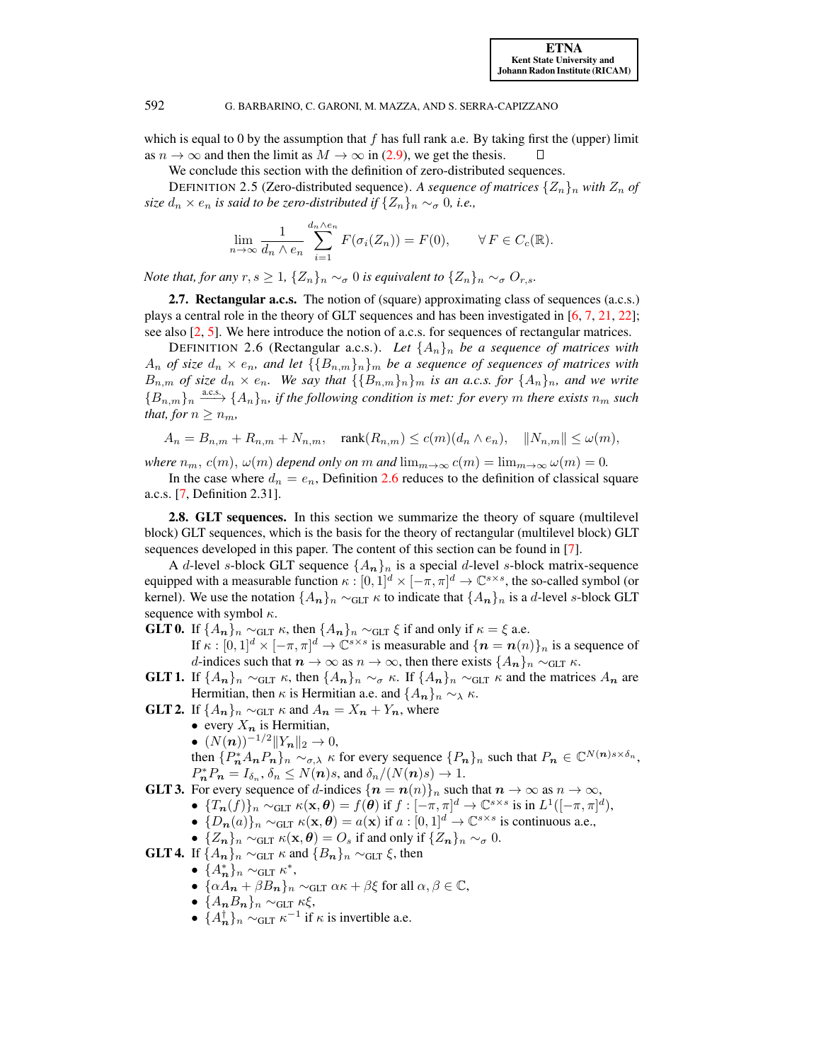which is equal to 0 by the assumption that $f$ has full rank a.e. By taking first the (upper) limit as $n \to \infty$ and then the limit as $M \to \infty$ in (2.9), we get the thesis. $\square$

We conclude this section with the definition of zero-distributed sequences.

DEFINITION 2.5 (Zero-distributed sequence). *A sequence of matrices $\{Z_n\}_n$ with $Z_n$ of size $d_n \times e_n$ is said to be zero-distributed if $\{Z_n\}_n \sim_\sigma 0$, i.e.,*

$$\lim_{n\to\infty} \frac{1}{d_n \wedge e_n} \sum_{i=1}^{d_n \wedge e_n} F(\sigma_i(Z_n)) = F(0), \qquad \forall\, F \in C_c(\mathbb{R}).$$

*Note that, for any $r, s \ge 1$, $\{Z_n\}_n \sim_\sigma 0$ is equivalent to $\{Z_n\}_n \sim_\sigma O_{r,s}$.*

**2.7. Rectangular a.c.s.** The notion of (square) approximating class of sequences (a.c.s.) plays a central role in the theory of GLT sequences and has been investigated in [6, 7, 21, 22]; see also [2, 5]. We here introduce the notion of a.c.s. for sequences of rectangular matrices.

DEFINITION 2.6 (Rectangular a.c.s.). *Let $\{A_n\}_n$ be a sequence of matrices with $A_n$ of size $d_n \times e_n$, and let $\{\{B_{n,m}\}_n\}_m$ be a sequence of sequences of matrices with $B_{n,m}$ of size $d_n \times e_n$. We say that $\{\{B_{n,m}\}_n\}_m$ is an a.c.s. for $\{A_n\}_n$, and we write $\{B_{n,m}\}_n \xrightarrow{\text{a.c.s.}} \{A_n\}_n$, if the following condition is met: for every $m$ there exists $n_m$ such that, for $n \ge n_m$,*

$$A_n = B_{n,m} + R_{n,m} + N_{n,m}, \quad \text{rank}(R_{n,m}) \le c(m)(d_n \wedge e_n), \quad \|N_{n,m}\| \le \omega(m),$$

*where $n_m$, $c(m)$, $\omega(m)$ depend only on $m$ and $\lim_{m\to\infty} c(m) = \lim_{m\to\infty} \omega(m) = 0$.*

In the case where $d_n = e_n$, Definition 2.6 reduces to the definition of classical square a.c.s. [7, Definition 2.31].

**2.8. GLT sequences.** In this section we summarize the theory of square (multilevel block) GLT sequences, which is the basis for the theory of rectangular (multilevel block) GLT sequences developed in this paper. The content of this section can be found in [7].

A $d$-level $s$-block GLT sequence $\{A_{\boldsymbol{n}}\}_n$ is a special $d$-level $s$-block matrix-sequence equipped with a measurable function $\kappa : [0,1]^d \times [-\pi,\pi]^d \to \mathbb{C}^{s\times s}$, the so-called symbol (or kernel). We use the notation $\{A_{\boldsymbol{n}}\}_n \sim_{\text{GLT}} \kappa$ to indicate that $\{A_{\boldsymbol{n}}\}_n$ is a $d$-level $s$-block GLT sequence with symbol $\kappa$.

**GLT 0.** If $\{A_{\boldsymbol{n}}\}_n \sim_{\text{GLT}} \kappa$, then $\{A_{\boldsymbol{n}}\}_n \sim_{\text{GLT}} \xi$ if and only if $\kappa = \xi$ a.e.
If $\kappa : [0,1]^d \times [-\pi,\pi]^d \to \mathbb{C}^{s\times s}$ is measurable and $\{\boldsymbol{n} = \boldsymbol{n}(n)\}_n$ is a sequence of $d$-indices such that $\boldsymbol{n} \to \infty$ as $n \to \infty$, then there exists $\{A_{\boldsymbol{n}}\}_n \sim_{\text{GLT}} \kappa$.

**GLT 1.** If $\{A_{\boldsymbol{n}}\}_n \sim_{\text{GLT}} \kappa$, then $\{A_{\boldsymbol{n}}\}_n \sim_\sigma \kappa$. If $\{A_{\boldsymbol{n}}\}_n \sim_{\text{GLT}} \kappa$ and the matrices $A_{\boldsymbol{n}}$ are Hermitian, then $\kappa$ is Hermitian a.e. and $\{A_{\boldsymbol{n}}\}_n \sim_\lambda \kappa$.

**GLT 2.** If $\{A_{\boldsymbol{n}}\}_n \sim_{\text{GLT}} \kappa$ and $A_{\boldsymbol{n}} = X_{\boldsymbol{n}} + Y_{\boldsymbol{n}}$, where
- every $X_{\boldsymbol{n}}$ is Hermitian,
- $(N(\boldsymbol{n}))^{-1/2}\|Y_{\boldsymbol{n}}\|_2 \to 0$,

then $\{P_{\boldsymbol{n}}^* A_{\boldsymbol{n}} P_{\boldsymbol{n}}\}_n \sim_{\sigma,\lambda} \kappa$ for every sequence $\{P_{\boldsymbol{n}}\}_n$ such that $P_{\boldsymbol{n}} \in \mathbb{C}^{N(\boldsymbol{n})s\times\delta_n}$, $P_{\boldsymbol{n}}^* P_{\boldsymbol{n}} = I_{\delta_n}$, $\delta_n \le N(\boldsymbol{n})s$, and $\delta_n/(N(\boldsymbol{n})s) \to 1$.

**GLT 3.** For every sequence of $d$-indices $\{\boldsymbol{n} = \boldsymbol{n}(n)\}_n$ such that $\boldsymbol{n} \to \infty$ as $n \to \infty$,
- $\{T_{\boldsymbol{n}}(f)\}_n \sim_{\text{GLT}} \kappa(\mathbf{x},\boldsymbol{\theta}) = f(\boldsymbol{\theta})$ if $f : [-\pi,\pi]^d \to \mathbb{C}^{s\times s}$ is in $L^1([-\pi,\pi]^d)$,
- $\{D_{\boldsymbol{n}}(a)\}_n \sim_{\text{GLT}} \kappa(\mathbf{x},\boldsymbol{\theta}) = a(\mathbf{x})$ if $a : [0,1]^d \to \mathbb{C}^{s\times s}$ is continuous a.e.,
- $\{Z_{\boldsymbol{n}}\}_n \sim_{\text{GLT}} \kappa(\mathbf{x},\boldsymbol{\theta}) = O_s$ if and only if $\{Z_{\boldsymbol{n}}\}_n \sim_\sigma 0$.

**GLT 4.** If $\{A_{\boldsymbol{n}}\}_n \sim_{\text{GLT}} \kappa$ and $\{B_{\boldsymbol{n}}\}_n \sim_{\text{GLT}} \xi$, then
- $\{A_{\boldsymbol{n}}^*\}_n \sim_{\text{GLT}} \kappa^*$,
- $\{\alpha A_{\boldsymbol{n}} + \beta B_{\boldsymbol{n}}\}_n \sim_{\text{GLT}} \alpha\kappa + \beta\xi$ for all $\alpha, \beta \in \mathbb{C}$,
- $\{A_{\boldsymbol{n}} B_{\boldsymbol{n}}\}_n \sim_{\text{GLT}} \kappa\xi$,
- $\{A_{\boldsymbol{n}}^\dagger\}_n \sim_{\text{GLT}} \kappa^{-1}$ if $\kappa$ is invertible a.e.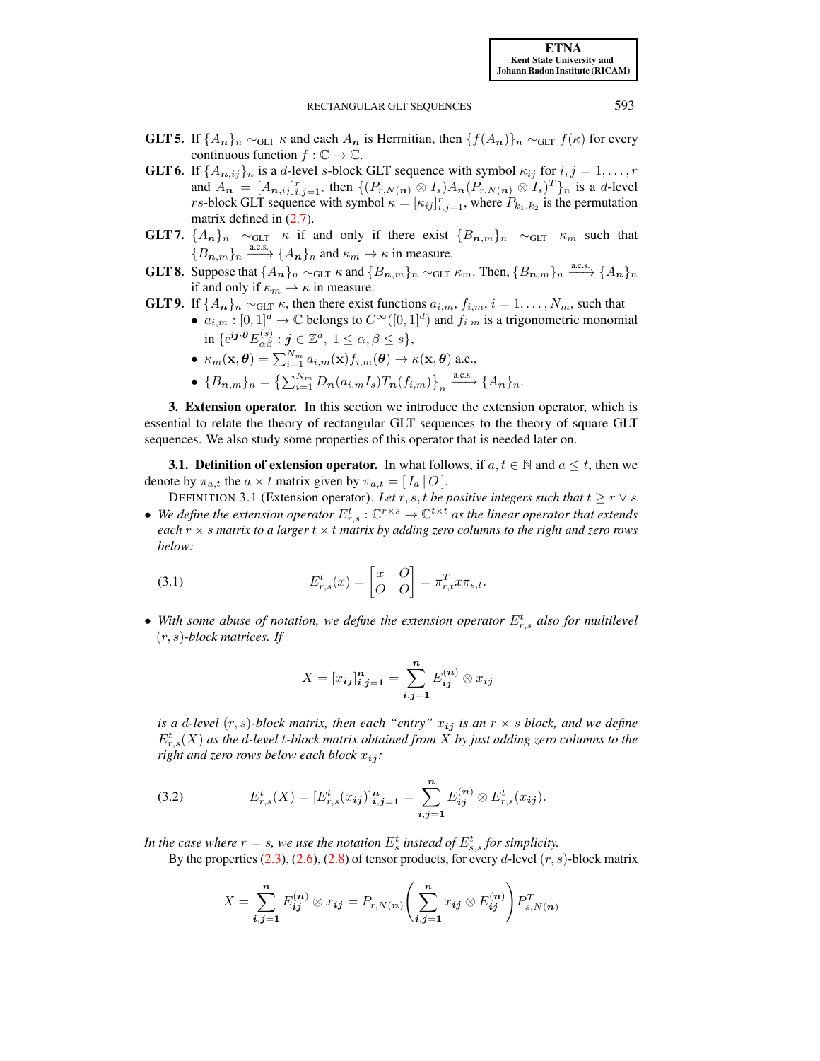**GLT 5.** If $\{A_{\boldsymbol{n}}\}_n \sim_{\rm GLT} \kappa$ and each $A_{\boldsymbol{n}}$ is Hermitian, then $\{f(A_{\boldsymbol{n}})\}_n \sim_{\rm GLT} f(\kappa)$ for every continuous function $f : \mathbb{C} \to \mathbb{C}$.

**GLT 6.** If $\{A_{\boldsymbol{n},ij}\}_n$ is a $d$-level $s$-block GLT sequence with symbol $\kappa_{ij}$ for $i,j = 1,\ldots,r$ and $A_{\boldsymbol{n}} = [A_{\boldsymbol{n},ij}]_{i,j=1}^r$, then $\{(P_{r,N(\boldsymbol{n})} \otimes I_s)A_{\boldsymbol{n}}(P_{r,N(\boldsymbol{n})} \otimes I_s)^T\}_n$ is a $d$-level $rs$-block GLT sequence with symbol $\kappa = [\kappa_{ij}]_{i,j=1}^r$, where $P_{k_1,k_2}$ is the permutation matrix defined in (2.7).

**GLT 7.** $\{A_{\boldsymbol{n}}\}_n \sim_{\rm GLT} \kappa$ if and only if there exist $\{B_{\boldsymbol{n},m}\}_n \sim_{\rm GLT} \kappa_m$ such that $\{B_{\boldsymbol{n},m}\}_n \xrightarrow{\text{a.c.s.}} \{A_{\boldsymbol{n}}\}_n$ and $\kappa_m \to \kappa$ in measure.

**GLT 8.** Suppose that $\{A_{\boldsymbol{n}}\}_n \sim_{\rm GLT} \kappa$ and $\{B_{\boldsymbol{n},m}\}_n \sim_{\rm GLT} \kappa_m$. Then, $\{B_{\boldsymbol{n},m}\}_n \xrightarrow{\text{a.c.s.}} \{A_{\boldsymbol{n}}\}_n$ if and only if $\kappa_m \to \kappa$ in measure.

**GLT 9.** If $\{A_{\boldsymbol{n}}\}_n \sim_{\rm GLT} \kappa$, then there exist functions $a_{i,m}$, $f_{i,m}$, $i = 1,\ldots,N_m$, such that
- $a_{i,m} : [0,1]^d \to \mathbb{C}$ belongs to $C^\infty([0,1]^d)$ and $f_{i,m}$ is a trigonometric monomial in $\{e^{\mathrm{i}\boldsymbol{j}\cdot\boldsymbol{\theta}} E_{\alpha\beta}^{(s)} : \boldsymbol{j} \in \mathbb{Z}^d,\ 1 \le \alpha,\beta \le s\}$,
- $\kappa_m(\mathbf{x},\boldsymbol{\theta}) = \sum_{i=1}^{N_m} a_{i,m}(\mathbf{x}) f_{i,m}(\boldsymbol{\theta}) \to \kappa(\mathbf{x},\boldsymbol{\theta})$ a.e.,
- $\{B_{\boldsymbol{n},m}\}_n = \left\{\sum_{i=1}^{N_m} D_{\boldsymbol{n}}(a_{i,m} I_s) T_{\boldsymbol{n}}(f_{i,m})\right\}_n \xrightarrow{\text{a.c.s.}} \{A_{\boldsymbol{n}}\}_n$.

## 3. Extension operator.

In this section we introduce the extension operator, which is essential to relate the theory of rectangular GLT sequences to the theory of square GLT sequences. We also study some properties of this operator that is needed later on.

### 3.1. Definition of extension operator.

In what follows, if $a,t \in \mathbb{N}$ and $a \le t$, then we denote by $\pi_{a,t}$ the $a \times t$ matrix given by $\pi_{a,t} = [\, I_a \mid O \,]$.

DEFINITION 3.1 (Extension operator). *Let $r,s,t$ be positive integers such that $t \ge r \vee s$.*

- *We define the extension operator $E_{r,s}^t : \mathbb{C}^{r\times s} \to \mathbb{C}^{t\times t}$ as the linear operator that extends each $r \times s$ matrix to a larger $t \times t$ matrix by adding zero columns to the right and zero rows below:*

$$E_{r,s}^t(x) = \begin{bmatrix} x & O \\ O & O \end{bmatrix} = \pi_{r,t}^T x \pi_{s,t}. \tag{3.1}$$

- *With some abuse of notation, we define the extension operator $E_{r,s}^t$ also for multilevel $(r,s)$-block matrices. If*

$$X = [x_{\boldsymbol{ij}}]_{\boldsymbol{i},\boldsymbol{j}=\boldsymbol{1}}^{\boldsymbol{n}} = \sum_{\boldsymbol{i},\boldsymbol{j}=\boldsymbol{1}}^{\boldsymbol{n}} E_{\boldsymbol{ij}}^{(\boldsymbol{n})} \otimes x_{\boldsymbol{ij}}$$

*is a $d$-level $(r,s)$-block matrix, then each "entry" $x_{\boldsymbol{ij}}$ is an $r \times s$ block, and we define $E_{r,s}^t(X)$ as the $d$-level $t$-block matrix obtained from $X$ by just adding zero columns to the right and zero rows below each block $x_{\boldsymbol{ij}}$:*

$$E_{r,s}^t(X) = [E_{r,s}^t(x_{\boldsymbol{ij}})]_{\boldsymbol{i},\boldsymbol{j}=\boldsymbol{1}}^{\boldsymbol{n}} = \sum_{\boldsymbol{i},\boldsymbol{j}=\boldsymbol{1}}^{\boldsymbol{n}} E_{\boldsymbol{ij}}^{(\boldsymbol{n})} \otimes E_{r,s}^t(x_{\boldsymbol{ij}}). \tag{3.2}$$

*In the case where $r = s$, we use the notation $E_s^t$ instead of $E_{s,s}^t$ for simplicity.*

By the properties (2.3), (2.6), (2.8) of tensor products, for every $d$-level $(r,s)$-block matrix

$$X = \sum_{\boldsymbol{i},\boldsymbol{j}=\boldsymbol{1}}^{\boldsymbol{n}} E_{\boldsymbol{ij}}^{(\boldsymbol{n})} \otimes x_{\boldsymbol{ij}} = P_{r,N(\boldsymbol{n})}\left(\sum_{\boldsymbol{i},\boldsymbol{j}=\boldsymbol{1}}^{\boldsymbol{n}} x_{\boldsymbol{ij}} \otimes E_{\boldsymbol{ij}}^{(\boldsymbol{n})}\right) P_{s,N(\boldsymbol{n})}^T$$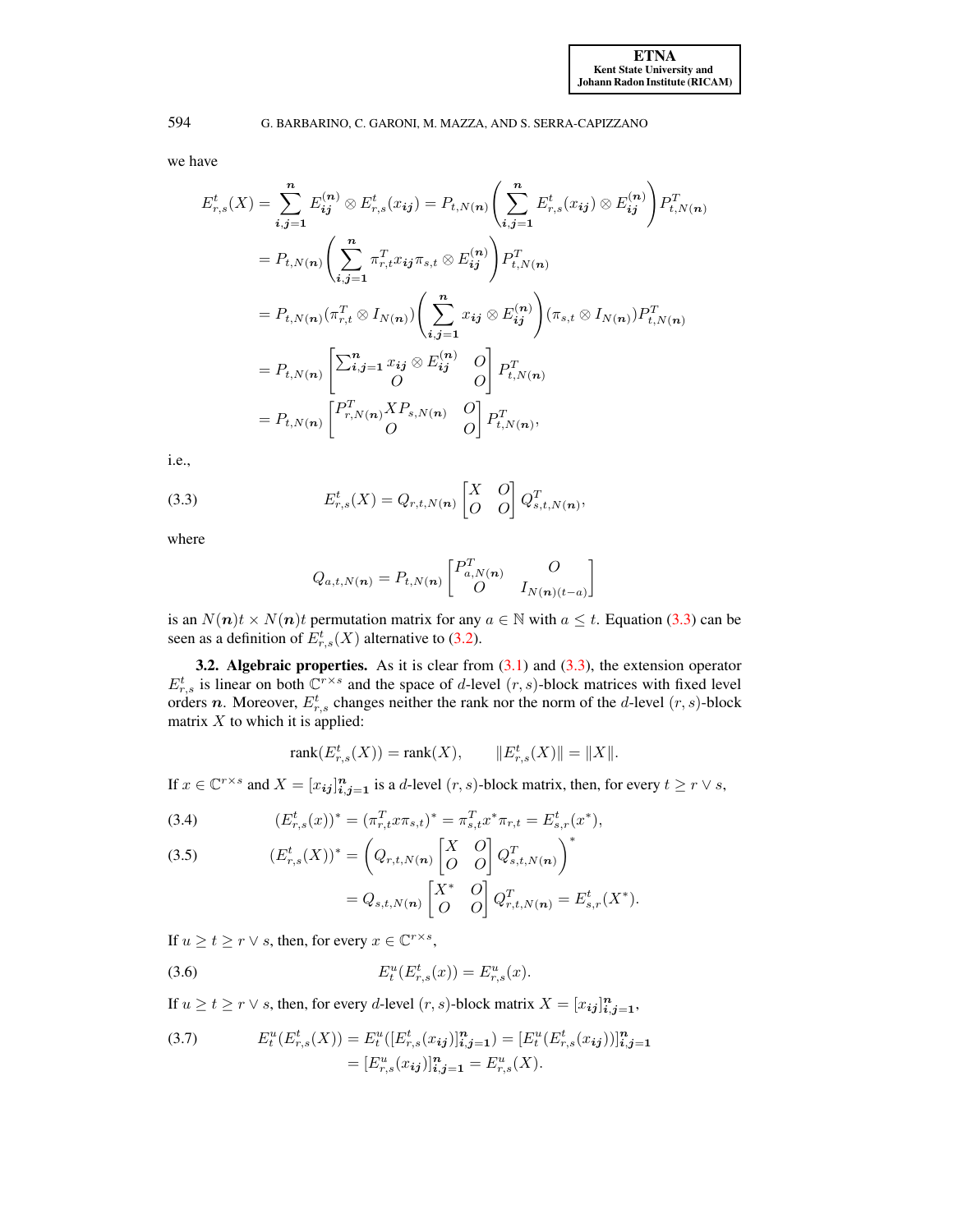we have

$$
\begin{aligned}
E^t_{r,s}(X) &= \sum_{\boldsymbol{i},\boldsymbol{j}=\boldsymbol{1}}^{\boldsymbol{n}} E^{(\boldsymbol{n})}_{\boldsymbol{ij}} \otimes E^t_{r,s}(x_{\boldsymbol{ij}}) = P_{t,N(\boldsymbol{n})}\left(\sum_{\boldsymbol{i},\boldsymbol{j}=\boldsymbol{1}}^{\boldsymbol{n}} E^t_{r,s}(x_{\boldsymbol{ij}}) \otimes E^{(\boldsymbol{n})}_{\boldsymbol{ij}}\right) P^T_{t,N(\boldsymbol{n})} \\
&= P_{t,N(\boldsymbol{n})}\left(\sum_{\boldsymbol{i},\boldsymbol{j}=\boldsymbol{1}}^{\boldsymbol{n}} \pi^T_{r,t} x_{\boldsymbol{ij}} \pi_{s,t} \otimes E^{(\boldsymbol{n})}_{\boldsymbol{ij}}\right) P^T_{t,N(\boldsymbol{n})} \\
&= P_{t,N(\boldsymbol{n})}(\pi^T_{r,t} \otimes I_{N(\boldsymbol{n})})\left(\sum_{\boldsymbol{i},\boldsymbol{j}=\boldsymbol{1}}^{\boldsymbol{n}} x_{\boldsymbol{ij}} \otimes E^{(\boldsymbol{n})}_{\boldsymbol{ij}}\right)(\pi_{s,t} \otimes I_{N(\boldsymbol{n})}) P^T_{t,N(\boldsymbol{n})} \\
&= P_{t,N(\boldsymbol{n})}\begin{bmatrix} \sum_{\boldsymbol{i},\boldsymbol{j}=\boldsymbol{1}}^{\boldsymbol{n}} x_{\boldsymbol{ij}} \otimes E^{(\boldsymbol{n})}_{\boldsymbol{ij}} & O \\ O & O \end{bmatrix} P^T_{t,N(\boldsymbol{n})} \\
&= P_{t,N(\boldsymbol{n})}\begin{bmatrix} P^T_{r,N(\boldsymbol{n})} X P_{s,N(\boldsymbol{n})} & O \\ O & O \end{bmatrix} P^T_{t,N(\boldsymbol{n})},
\end{aligned}
$$

i.e.,

$$
E^t_{r,s}(X) = Q_{r,t,N(\boldsymbol{n})}\begin{bmatrix} X & O \\ O & O \end{bmatrix} Q^T_{s,t,N(\boldsymbol{n})}, \tag{3.3}
$$

where

$$
Q_{a,t,N(\boldsymbol{n})} = P_{t,N(\boldsymbol{n})}\begin{bmatrix} P^T_{a,N(\boldsymbol{n})} & O \\ O & I_{N(\boldsymbol{n})(t-a)} \end{bmatrix}
$$

is an $N(\boldsymbol{n})t \times N(\boldsymbol{n})t$ permutation matrix for any $a \in \mathbb{N}$ with $a \le t$. Equation (3.3) can be seen as a definition of $E^t_{r,s}(X)$ alternative to (3.2).

**3.2. Algebraic properties.** As it is clear from (3.1) and (3.3), the extension operator $E^t_{r,s}$ is linear on both $\mathbb{C}^{r\times s}$ and the space of $d$-level $(r,s)$-block matrices with fixed level orders $\boldsymbol{n}$. Moreover, $E^t_{r,s}$ changes neither the rank nor the norm of the $d$-level $(r,s)$-block matrix $X$ to which it is applied:

$$
\operatorname{rank}(E^t_{r,s}(X)) = \operatorname{rank}(X), \qquad \|E^t_{r,s}(X)\| = \|X\|.
$$

If $x \in \mathbb{C}^{r\times s}$ and $X = [x_{\boldsymbol{ij}}]^{\boldsymbol{n}}_{\boldsymbol{i},\boldsymbol{j}=\boldsymbol{1}}$ is a $d$-level $(r,s)$-block matrix, then, for every $t \ge r \vee s$,

$$
(E^t_{r,s}(x))^* = (\pi^T_{r,t} x \pi_{s,t})^* = \pi^T_{s,t} x^* \pi_{r,t} = E^t_{s,r}(x^*), \tag{3.4}
$$

$$
\begin{aligned}
(E^t_{r,s}(X))^* &= \left(Q_{r,t,N(\boldsymbol{n})}\begin{bmatrix} X & O \\ O & O \end{bmatrix} Q^T_{s,t,N(\boldsymbol{n})}\right)^* \\
&= Q_{s,t,N(\boldsymbol{n})}\begin{bmatrix} X^* & O \\ O & O \end{bmatrix} Q^T_{r,t,N(\boldsymbol{n})} = E^t_{s,r}(X^*).
\end{aligned} \tag{3.5}
$$

If $u \ge t \ge r \vee s$, then, for every $x \in \mathbb{C}^{r\times s}$,

$$
E^u_t(E^t_{r,s}(x)) = E^u_{r,s}(x). \tag{3.6}
$$

If $u \ge t \ge r \vee s$, then, for every $d$-level $(r,s)$-block matrix $X = [x_{\boldsymbol{ij}}]^{\boldsymbol{n}}_{\boldsymbol{i},\boldsymbol{j}=\boldsymbol{1}}$,

$$
\begin{aligned}
E^u_t(E^t_{r,s}(X)) &= E^u_t([E^t_{r,s}(x_{\boldsymbol{ij}})]^{\boldsymbol{n}}_{\boldsymbol{i},\boldsymbol{j}=\boldsymbol{1}}) = [E^u_t(E^t_{r,s}(x_{\boldsymbol{ij}}))]^{\boldsymbol{n}}_{\boldsymbol{i},\boldsymbol{j}=\boldsymbol{1}} \\
&= [E^u_{r,s}(x_{\boldsymbol{ij}})]^{\boldsymbol{n}}_{\boldsymbol{i},\boldsymbol{j}=\boldsymbol{1}} = E^u_{r,s}(X).
\end{aligned} \tag{3.7}
$$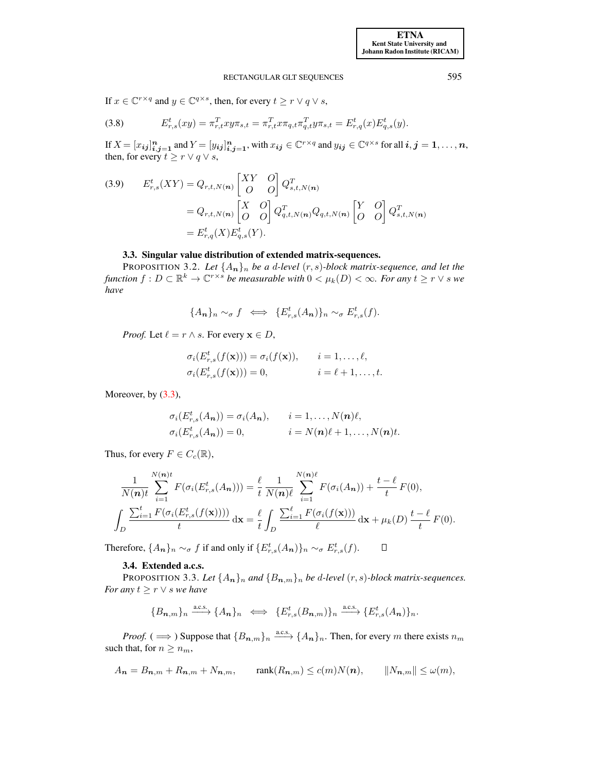If $x \in \mathbb{C}^{r\times q}$ and $y \in \mathbb{C}^{q\times s}$, then, for every $t \geq r \vee q \vee s$,

$$
E^t_{r,s}(xy) = \pi^T_{r,t} x y \pi_{s,t} = \pi^T_{r,t} x \pi_{q,t} \pi^T_{q,t} y \pi_{s,t} = E^t_{r,q}(x) E^t_{q,s}(y). \tag{3.8}
$$

If $X = [x_{\boldsymbol{ij}}]^{\boldsymbol{n}}_{\boldsymbol{i},\boldsymbol{j}=\boldsymbol{1}}$ and $Y = [y_{\boldsymbol{ij}}]^{\boldsymbol{n}}_{\boldsymbol{i},\boldsymbol{j}=\boldsymbol{1}}$, with $x_{\boldsymbol{ij}} \in \mathbb{C}^{r\times q}$ and $y_{\boldsymbol{ij}} \in \mathbb{C}^{q\times s}$ for all $\boldsymbol{i}, \boldsymbol{j} = \boldsymbol{1}, \ldots, \boldsymbol{n}$, then, for every $t \geq r \vee q \vee s$,

$$
\begin{aligned}
E^t_{r,s}(XY) &= Q_{r,t,N(\boldsymbol{n})} \begin{bmatrix} XY & O \\ O & O \end{bmatrix} Q^T_{s,t,N(\boldsymbol{n})} \\
&= Q_{r,t,N(\boldsymbol{n})} \begin{bmatrix} X & O \\ O & O \end{bmatrix} Q^T_{q,t,N(\boldsymbol{n})} Q_{q,t,N(\boldsymbol{n})} \begin{bmatrix} Y & O \\ O & O \end{bmatrix} Q^T_{s,t,N(\boldsymbol{n})} \\
&= E^t_{r,q}(X) E^t_{q,s}(Y).
\end{aligned} \tag{3.9}
$$

### 3.3. Singular value distribution of extended matrix-sequences.

PROPOSITION 3.2. *Let $\{A_{\boldsymbol{n}}\}_n$ be a $d$-level $(r,s)$-block matrix-sequence, and let the function $f : D \subset \mathbb{R}^k \to \mathbb{C}^{r\times s}$ be measurable with $0 < \mu_k(D) < \infty$. For any $t \geq r \vee s$ we have*

$$
\{A_{\boldsymbol{n}}\}_n \sim_\sigma f \iff \{E^t_{r,s}(A_{\boldsymbol{n}})\}_n \sim_\sigma E^t_{r,s}(f).
$$

*Proof.* Let $\ell = r \wedge s$. For every $\mathbf{x} \in D$,

$$
\begin{aligned}
&\sigma_i(E^t_{r,s}(f(\mathbf{x}))) = \sigma_i(f(\mathbf{x})), \qquad i = 1, \ldots, \ell, \\
&\sigma_i(E^t_{r,s}(f(\mathbf{x}))) = 0, \qquad\qquad\quad i = \ell + 1, \ldots, t.
\end{aligned}
$$

Moreover, by (3.3),

$$
\begin{aligned}
&\sigma_i(E^t_{r,s}(A_{\boldsymbol{n}})) = \sigma_i(A_{\boldsymbol{n}}), \qquad i = 1, \ldots, N(\boldsymbol{n})\ell, \\
&\sigma_i(E^t_{r,s}(A_{\boldsymbol{n}})) = 0, \qquad\qquad\ \ i = N(\boldsymbol{n})\ell + 1, \ldots, N(\boldsymbol{n})t.
\end{aligned}
$$

Thus, for every $F \in C_c(\mathbb{R})$,

$$
\begin{aligned}
&\frac{1}{N(\boldsymbol{n})t} \sum_{i=1}^{N(\boldsymbol{n})t} F(\sigma_i(E^t_{r,s}(A_{\boldsymbol{n}}))) = \frac{\ell}{t} \frac{1}{N(\boldsymbol{n})\ell} \sum_{i=1}^{N(\boldsymbol{n})\ell} F(\sigma_i(A_{\boldsymbol{n}})) + \frac{t-\ell}{t} F(0), \\
&\int_D \frac{\sum_{i=1}^t F(\sigma_i(E^t_{r,s}(f(\mathbf{x}))))}{t} \, \mathrm{d}\mathbf{x} = \frac{\ell}{t} \int_D \frac{\sum_{i=1}^\ell F(\sigma_i(f(\mathbf{x})))}{\ell} \, \mathrm{d}\mathbf{x} + \mu_k(D) \, \frac{t-\ell}{t} \, F(0).
\end{aligned}
$$

Therefore, $\{A_{\boldsymbol{n}}\}_n \sim_\sigma f$ if and only if $\{E^t_{r,s}(A_{\boldsymbol{n}})\}_n \sim_\sigma E^t_{r,s}(f)$. $\square$

### 3.4. Extended a.c.s.

PROPOSITION 3.3. *Let $\{A_{\boldsymbol{n}}\}_n$ and $\{B_{\boldsymbol{n},m}\}_n$ be $d$-level $(r,s)$-block matrix-sequences. For any $t \geq r \vee s$ we have*

$$
\{B_{\boldsymbol{n},m}\}_n \xrightarrow{\text{a.c.s.}} \{A_{\boldsymbol{n}}\}_n \iff \{E^t_{r,s}(B_{\boldsymbol{n},m})\}_n \xrightarrow{\text{a.c.s.}} \{E^t_{r,s}(A_{\boldsymbol{n}})\}_n.
$$

*Proof.* ($\Longrightarrow$) Suppose that $\{B_{\boldsymbol{n},m}\}_n \xrightarrow{\text{a.c.s.}} \{A_{\boldsymbol{n}}\}_n$. Then, for every $m$ there exists $n_m$ such that, for $n \geq n_m$,

$$
A_{\boldsymbol{n}} = B_{\boldsymbol{n},m} + R_{\boldsymbol{n},m} + N_{\boldsymbol{n},m}, \qquad \operatorname{rank}(R_{\boldsymbol{n},m}) \leq c(m)N(\boldsymbol{n}), \qquad \|N_{\boldsymbol{n},m}\| \leq \omega(m),
$$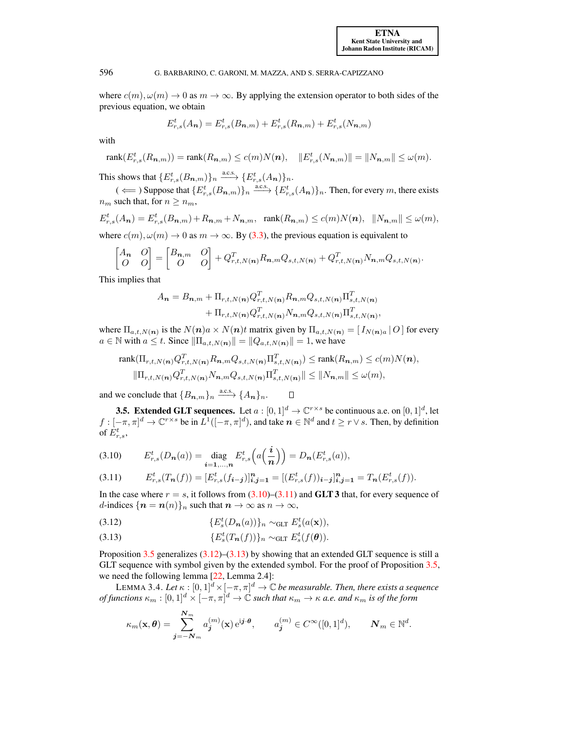where $c(m), \omega(m) \to 0$ as $m \to \infty$. By applying the extension operator to both sides of the previous equation, we obtain

$$E^t_{r,s}(A_{\boldsymbol{n}}) = E^t_{r,s}(B_{\boldsymbol{n},m}) + E^t_{r,s}(R_{\boldsymbol{n},m}) + E^t_{r,s}(N_{\boldsymbol{n},m})$$

with

$$\operatorname{rank}(E^t_{r,s}(R_{\boldsymbol{n},m})) = \operatorname{rank}(R_{\boldsymbol{n},m}) \le c(m)N(\boldsymbol{n}), \quad \|E^t_{r,s}(N_{\boldsymbol{n},m})\| = \|N_{\boldsymbol{n},m}\| \le \omega(m).$$

This shows that $\{E^t_{r,s}(B_{\boldsymbol{n},m})\}_n \xrightarrow{\text{a.c.s.}} \{E^t_{r,s}(A_{\boldsymbol{n}})\}_n$.

($\Longleftarrow$) Suppose that $\{E^t_{r,s}(B_{\boldsymbol{n},m})\}_n \xrightarrow{\text{a.c.s.}} \{E^t_{r,s}(A_{\boldsymbol{n}})\}_n$. Then, for every $m$, there exists $n_m$ such that, for $n \ge n_m$,

$$E^t_{r,s}(A_{\boldsymbol{n}}) = E^t_{r,s}(B_{\boldsymbol{n},m}) + R_{\boldsymbol{n},m} + N_{\boldsymbol{n},m}, \quad \operatorname{rank}(R_{\boldsymbol{n},m}) \le c(m)N(\boldsymbol{n}), \quad \|N_{\boldsymbol{n},m}\| \le \omega(m),$$

where $c(m), \omega(m) \to 0$ as $m \to \infty$. By (3.3), the previous equation is equivalent to

$$\begin{bmatrix} A_{\boldsymbol{n}} & O \\ O & O \end{bmatrix} = \begin{bmatrix} B_{\boldsymbol{n},m} & O \\ O & O \end{bmatrix} + Q^T_{r,t,N(\boldsymbol{n})} R_{\boldsymbol{n},m} Q_{s,t,N(\boldsymbol{n})} + Q^T_{r,t,N(\boldsymbol{n})} N_{\boldsymbol{n},m} Q_{s,t,N(\boldsymbol{n})}.$$

This implies that

$$\begin{aligned} A_{\boldsymbol{n}} = B_{\boldsymbol{n},m} &+ \Pi_{r,t,N(\boldsymbol{n})} Q^T_{r,t,N(\boldsymbol{n})} R_{\boldsymbol{n},m} Q_{s,t,N(\boldsymbol{n})} \Pi^T_{s,t,N(\boldsymbol{n})} \\ &+ \Pi_{r,t,N(\boldsymbol{n})} Q^T_{r,t,N(\boldsymbol{n})} N_{\boldsymbol{n},m} Q_{s,t,N(\boldsymbol{n})} \Pi^T_{s,t,N(\boldsymbol{n})}, \end{aligned}$$

where $\Pi_{a,t,N(\boldsymbol{n})}$ is the $N(\boldsymbol{n})a \times N(\boldsymbol{n})t$ matrix given by $\Pi_{a,t,N(\boldsymbol{n})} = [\, I_{N(\boldsymbol{n})a} \,|\, O \,]$ for every $a \in \mathbb{N}$ with $a \le t$. Since $\|\Pi_{a,t,N(\boldsymbol{n})}\| = \|Q_{a,t,N(\boldsymbol{n})}\| = 1$, we have

$$\begin{aligned} \operatorname{rank}(\Pi_{r,t,N(\boldsymbol{n})} Q^T_{r,t,N(\boldsymbol{n})} R_{\boldsymbol{n},m} Q_{s,t,N(\boldsymbol{n})} \Pi^T_{s,t,N(\boldsymbol{n})}) &\le \operatorname{rank}(R_{\boldsymbol{n},m}) \le c(m)N(\boldsymbol{n}), \\ \|\Pi_{r,t,N(\boldsymbol{n})} Q^T_{r,t,N(\boldsymbol{n})} N_{\boldsymbol{n},m} Q_{s,t,N(\boldsymbol{n})} \Pi^T_{s,t,N(\boldsymbol{n})}\| &\le \|N_{\boldsymbol{n},m}\| \le \omega(m), \end{aligned}$$

and we conclude that $\{B_{\boldsymbol{n},m}\}_n \xrightarrow{\text{a.c.s.}} \{A_{\boldsymbol{n}}\}_n$. $\square$

**3.5. Extended GLT sequences.** Let $a : [0,1]^d \to \mathbb{C}^{r\times s}$ be continuous a.e. on $[0,1]^d$, let $f : [-\pi,\pi]^d \to \mathbb{C}^{r\times s}$ be in $L^1([-\pi,\pi]^d)$, and take $\boldsymbol{n} \in \mathbb{N}^d$ and $t \ge r \vee s$. Then, by definition of $E^t_{r,s}$,

$$E^t_{r,s}(D_{\boldsymbol{n}}(a)) = \operatorname*{diag}_{\boldsymbol{i}=\boldsymbol{1},\ldots,\boldsymbol{n}} E^t_{r,s}\Big(a\Big(\frac{\boldsymbol{i}}{\boldsymbol{n}}\Big)\Big) = D_{\boldsymbol{n}}(E^t_{r,s}(a)), \tag{3.10}$$

$$E^t_{r,s}(T_{\boldsymbol{n}}(f)) = [E^t_{r,s}(f_{\boldsymbol{i}-\boldsymbol{j}})]^{\boldsymbol{n}}_{\boldsymbol{i},\boldsymbol{j}=\boldsymbol{1}} = [(E^t_{r,s}(f))_{\boldsymbol{i}-\boldsymbol{j}}]^{\boldsymbol{n}}_{\boldsymbol{i},\boldsymbol{j}=\boldsymbol{1}} = T_{\boldsymbol{n}}(E^t_{r,s}(f)). \tag{3.11}$$

In the case where $r = s$, it follows from (3.10)–(3.11) and **GLT 3** that, for every sequence of $d$-indices $\{\boldsymbol{n} = \boldsymbol{n}(n)\}_n$ such that $\boldsymbol{n} \to \infty$ as $n \to \infty$,

$$\{E^t_s(D_{\boldsymbol{n}}(a))\}_n \sim_{\text{GLT}} E^t_s(a(\mathbf{x})), \tag{3.12}$$

$$\{E^t_s(T_{\boldsymbol{n}}(f))\}_n \sim_{\text{GLT}} E^t_s(f(\boldsymbol{\theta})). \tag{3.13}$$

Proposition 3.5 generalizes (3.12)–(3.13) by showing that an extended GLT sequence is still a GLT sequence with symbol given by the extended symbol. For the proof of Proposition 3.5, we need the following lemma [22, Lemma 2.4]:

LEMMA 3.4. *Let $\kappa : [0,1]^d \times [-\pi,\pi]^d \to \mathbb{C}$ be measurable. Then, there exists a sequence of functions $\kappa_m : [0,1]^d \times [-\pi,\pi]^d \to \mathbb{C}$ such that $\kappa_m \to \kappa$ a.e. and $\kappa_m$ is of the form*

$$\kappa_m(\mathbf{x},\boldsymbol{\theta}) = \sum_{\boldsymbol{j}=-\boldsymbol{N}_m}^{\boldsymbol{N}_m} a^{(m)}_{\boldsymbol{j}}(\mathbf{x})\, \mathrm{e}^{\mathrm{i}\boldsymbol{j}\cdot\boldsymbol{\theta}}, \qquad a^{(m)}_{\boldsymbol{j}} \in C^\infty([0,1]^d), \qquad \boldsymbol{N}_m \in \mathbb{N}^d.$$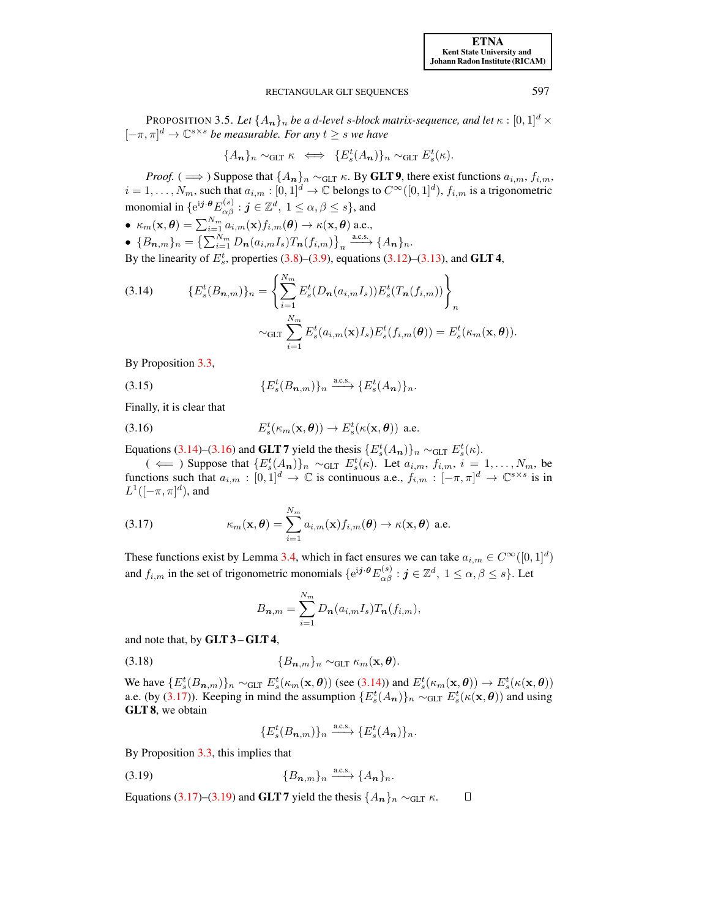PROPOSITION 3.5. *Let $\{A_{\boldsymbol{n}}\}_n$ be a $d$-level $s$-block matrix-sequence, and let $\kappa : [0,1]^d \times [-\pi,\pi]^d \to \mathbb{C}^{s\times s}$ be measurable. For any $t \geq s$ we have*

$$\{A_{\boldsymbol{n}}\}_n \sim_{\rm GLT} \kappa \iff \{E_s^t(A_{\boldsymbol{n}})\}_n \sim_{\rm GLT} E_s^t(\kappa).$$

*Proof.* ($\Longrightarrow$) Suppose that $\{A_{\boldsymbol{n}}\}_n \sim_{\rm GLT} \kappa$. By **GLT 9**, there exist functions $a_{i,m}$, $f_{i,m}$, $i = 1,\ldots,N_m$, such that $a_{i,m} : [0,1]^d \to \mathbb{C}$ belongs to $C^\infty([0,1]^d)$, $f_{i,m}$ is a trigonometric monomial in $\{{\rm e}^{{\rm i}\boldsymbol{j}\cdot\boldsymbol{\theta}} E_{\alpha\beta}^{(s)} : \boldsymbol{j} \in \mathbb{Z}^d,\ 1 \leq \alpha,\beta \leq s\}$, and

- $\kappa_m(\mathbf{x},\boldsymbol{\theta}) = \sum_{i=1}^{N_m} a_{i,m}(\mathbf{x}) f_{i,m}(\boldsymbol{\theta}) \to \kappa(\mathbf{x},\boldsymbol{\theta})$ a.e.,
- $\{B_{\boldsymbol{n},m}\}_n = \left\{\sum_{i=1}^{N_m} D_{\boldsymbol{n}}(a_{i,m}I_s) T_{\boldsymbol{n}}(f_{i,m})\right\}_n \xrightarrow{\text{a.c.s.}} \{A_{\boldsymbol{n}}\}_n$.

By the linearity of $E_s^t$, properties (3.8)–(3.9), equations (3.12)–(3.13), and **GLT 4**,

$$\begin{aligned}(3.14)\qquad \{E_s^t(B_{\boldsymbol{n},m})\}_n &= \left\{\sum_{i=1}^{N_m} E_s^t(D_{\boldsymbol{n}}(a_{i,m}I_s)) E_s^t(T_{\boldsymbol{n}}(f_{i,m}))\right\}_n \\ &\sim_{\rm GLT} \sum_{i=1}^{N_m} E_s^t(a_{i,m}(\mathbf{x})I_s) E_s^t(f_{i,m}(\boldsymbol{\theta})) = E_s^t(\kappa_m(\mathbf{x},\boldsymbol{\theta})).\end{aligned}$$

By Proposition 3.3,

$$(3.15)\qquad \{E_s^t(B_{\boldsymbol{n},m})\}_n \xrightarrow{\text{a.c.s.}} \{E_s^t(A_{\boldsymbol{n}})\}_n.$$

Finally, it is clear that

$$(3.16)\qquad E_s^t(\kappa_m(\mathbf{x},\boldsymbol{\theta})) \to E_s^t(\kappa(\mathbf{x},\boldsymbol{\theta})) \ \text{ a.e.}$$

Equations (3.14)–(3.16) and **GLT 7** yield the thesis $\{E_s^t(A_{\boldsymbol{n}})\}_n \sim_{\rm GLT} E_s^t(\kappa)$.

($\Longleftarrow$) Suppose that $\{E_s^t(A_{\boldsymbol{n}})\}_n \sim_{\rm GLT} E_s^t(\kappa)$. Let $a_{i,m}$, $f_{i,m}$, $i = 1,\ldots,N_m$, be functions such that $a_{i,m} : [0,1]^d \to \mathbb{C}$ is continuous a.e., $f_{i,m} : [-\pi,\pi]^d \to \mathbb{C}^{s\times s}$ is in $L^1([-\pi,\pi]^d)$, and

$$(3.17)\qquad \kappa_m(\mathbf{x},\boldsymbol{\theta}) = \sum_{i=1}^{N_m} a_{i,m}(\mathbf{x}) f_{i,m}(\boldsymbol{\theta}) \to \kappa(\mathbf{x},\boldsymbol{\theta}) \ \text{ a.e.}$$

These functions exist by Lemma 3.4, which in fact ensures we can take $a_{i,m} \in C^\infty([0,1]^d)$ and $f_{i,m}$ in the set of trigonometric monomials $\{{\rm e}^{{\rm i}\boldsymbol{j}\cdot\boldsymbol{\theta}} E_{\alpha\beta}^{(s)} : \boldsymbol{j} \in \mathbb{Z}^d,\ 1 \leq \alpha,\beta \leq s\}$. Let

$$B_{\boldsymbol{n},m} = \sum_{i=1}^{N_m} D_{\boldsymbol{n}}(a_{i,m}I_s) T_{\boldsymbol{n}}(f_{i,m}),$$

and note that, by **GLT 3** – **GLT 4**,

$$(3.18)\qquad \{B_{\boldsymbol{n},m}\}_n \sim_{\rm GLT} \kappa_m(\mathbf{x},\boldsymbol{\theta}).$$

We have $\{E_s^t(B_{\boldsymbol{n},m})\}_n \sim_{\rm GLT} E_s^t(\kappa_m(\mathbf{x},\boldsymbol{\theta}))$ (see (3.14)) and $E_s^t(\kappa_m(\mathbf{x},\boldsymbol{\theta})) \to E_s^t(\kappa(\mathbf{x},\boldsymbol{\theta}))$ a.e. (by (3.17)). Keeping in mind the assumption $\{E_s^t(A_{\boldsymbol{n}})\}_n \sim_{\rm GLT} E_s^t(\kappa(\mathbf{x},\boldsymbol{\theta}))$ and using **GLT 8**, we obtain

$$\{E_s^t(B_{\boldsymbol{n},m})\}_n \xrightarrow{\text{a.c.s.}} \{E_s^t(A_{\boldsymbol{n}})\}_n.$$

By Proposition 3.3, this implies that

$$(3.19)\qquad \{B_{\boldsymbol{n},m}\}_n \xrightarrow{\text{a.c.s.}} \{A_{\boldsymbol{n}}\}_n.$$

Equations (3.17)–(3.19) and **GLT 7** yield the thesis $\{A_{\boldsymbol{n}}\}_n \sim_{\rm GLT} \kappa$. $\square$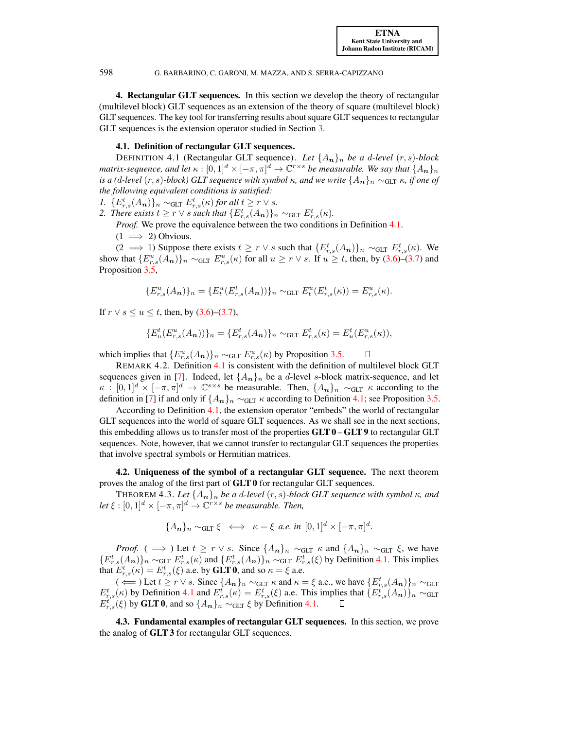## 4. Rectangular GLT sequences.

In this section we develop the theory of rectangular (multilevel block) GLT sequences as an extension of the theory of square (multilevel block) GLT sequences. The key tool for transferring results about square GLT sequences to rectangular GLT sequences is the extension operator studied in Section 3.

### 4.1. Definition of rectangular GLT sequences.

DEFINITION 4.1 (Rectangular GLT sequence). *Let $\{A_{\boldsymbol{n}}\}_n$ be a $d$-level $(r,s)$-block matrix-sequence, and let $\kappa : [0,1]^d \times [-\pi,\pi]^d \to \mathbb{C}^{r\times s}$ be measurable. We say that $\{A_{\boldsymbol{n}}\}_n$ is a ($d$-level $(r,s)$-block) GLT sequence with symbol $\kappa$, and we write $\{A_{\boldsymbol{n}}\}_n \sim_{\rm GLT} \kappa$, if one of the following equivalent conditions is satisfied:*

1. *$\{E^t_{r,s}(A_{\boldsymbol{n}})\}_n \sim_{\rm GLT} E^t_{r,s}(\kappa)$ for all $t \ge r\vee s$.*
2. *There exists $t \ge r \vee s$ such that $\{E^t_{r,s}(A_{\boldsymbol{n}})\}_n \sim_{\rm GLT} E^t_{r,s}(\kappa)$.*

*Proof.* We prove the equivalence between the two conditions in Definition 4.1.

($1 \implies 2$) Obvious.

($2 \implies 1$) Suppose there exists $t \ge r\vee s$ such that $\{E^t_{r,s}(A_{\boldsymbol{n}})\}_n \sim_{\rm GLT} E^t_{r,s}(\kappa)$. We show that $\{E^u_{r,s}(A_{\boldsymbol{n}})\}_n \sim_{\rm GLT} E^u_{r,s}(\kappa)$ for all $u \ge r\vee s$. If $u \ge t$, then, by (3.6)–(3.7) and Proposition 3.5,

$$\{E^u_{r,s}(A_{\boldsymbol{n}})\}_n = \{E^u_t(E^t_{r,s}(A_{\boldsymbol{n}}))\}_n \sim_{\rm GLT} E^u_t(E^t_{r,s}(\kappa)) = E^u_{r,s}(\kappa).$$

If $r\vee s \le u \le t$, then, by (3.6)–(3.7),

$$\{E^t_u(E^u_{r,s}(A_{\boldsymbol{n}}))\}_n = \{E^t_{r,s}(A_{\boldsymbol{n}})\}_n \sim_{\rm GLT} E^t_{r,s}(\kappa) = E^t_u(E^u_{r,s}(\kappa)),$$

which implies that $\{E^u_{r,s}(A_{\boldsymbol{n}})\}_n \sim_{\rm GLT} E^u_{r,s}(\kappa)$ by Proposition 3.5. $\square$

REMARK 4.2. Definition 4.1 is consistent with the definition of multilevel block GLT sequences given in [7]. Indeed, let $\{A_{\boldsymbol{n}}\}_n$ be a $d$-level $s$-block matrix-sequence, and let $\kappa : [0,1]^d \times [-\pi,\pi]^d \to \mathbb{C}^{s\times s}$ be measurable. Then, $\{A_{\boldsymbol{n}}\}_n \sim_{\rm GLT} \kappa$ according to the definition in [7] if and only if $\{A_{\boldsymbol{n}}\}_n \sim_{\rm GLT} \kappa$ according to Definition 4.1; see Proposition 3.5.

According to Definition 4.1, the extension operator "embeds" the world of rectangular GLT sequences into the world of square GLT sequences. As we shall see in the next sections, this embedding allows us to transfer most of the properties **GLT 0** – **GLT 9** to rectangular GLT sequences. Note, however, that we cannot transfer to rectangular GLT sequences the properties that involve spectral symbols or Hermitian matrices.

### 4.2. Uniqueness of the symbol of a rectangular GLT sequence.

The next theorem proves the analog of the first part of **GLT 0** for rectangular GLT sequences.

THEOREM 4.3. *Let $\{A_{\boldsymbol{n}}\}_n$ be a $d$-level $(r,s)$-block GLT sequence with symbol $\kappa$, and let $\xi : [0,1]^d \times [-\pi,\pi]^d \to \mathbb{C}^{r\times s}$ be measurable. Then,*

$$\{A_{\boldsymbol{n}}\}_n \sim_{\rm GLT} \xi \iff \kappa = \xi \text{ a.e. in } [0,1]^d \times [-\pi,\pi]^d.$$

*Proof.* ($\implies$) Let $t \ge r\vee s$. Since $\{A_{\boldsymbol{n}}\}_n \sim_{\rm GLT} \kappa$ and $\{A_{\boldsymbol{n}}\}_n \sim_{\rm GLT} \xi$, we have $\{E^t_{r,s}(A_{\boldsymbol{n}})\}_n \sim_{\rm GLT} E^t_{r,s}(\kappa)$ and $\{E^t_{r,s}(A_{\boldsymbol{n}})\}_n \sim_{\rm GLT} E^t_{r,s}(\xi)$ by Definition 4.1. This implies that $E^t_{r,s}(\kappa) = E^t_{r,s}(\xi)$ a.e. by **GLT 0**, and so $\kappa = \xi$ a.e.

($\impliedby$) Let $t \ge r\vee s$. Since $\{A_{\boldsymbol{n}}\}_n \sim_{\rm GLT} \kappa$ and $\kappa = \xi$ a.e., we have $\{E^t_{r,s}(A_{\boldsymbol{n}})\}_n \sim_{\rm GLT} E^t_{r,s}(\kappa)$ by Definition 4.1 and $E^t_{r,s}(\kappa) = E^t_{r,s}(\xi)$ a.e. This implies that $\{E^t_{r,s}(A_{\boldsymbol{n}})\}_n \sim_{\rm GLT} E^t_{r,s}(\xi)$ by **GLT 0**, and so $\{A_{\boldsymbol{n}}\}_n \sim_{\rm GLT} \xi$ by Definition 4.1. $\square$

### 4.3. Fundamental examples of rectangular GLT sequences.

In this section, we prove the analog of **GLT 3** for rectangular GLT sequences.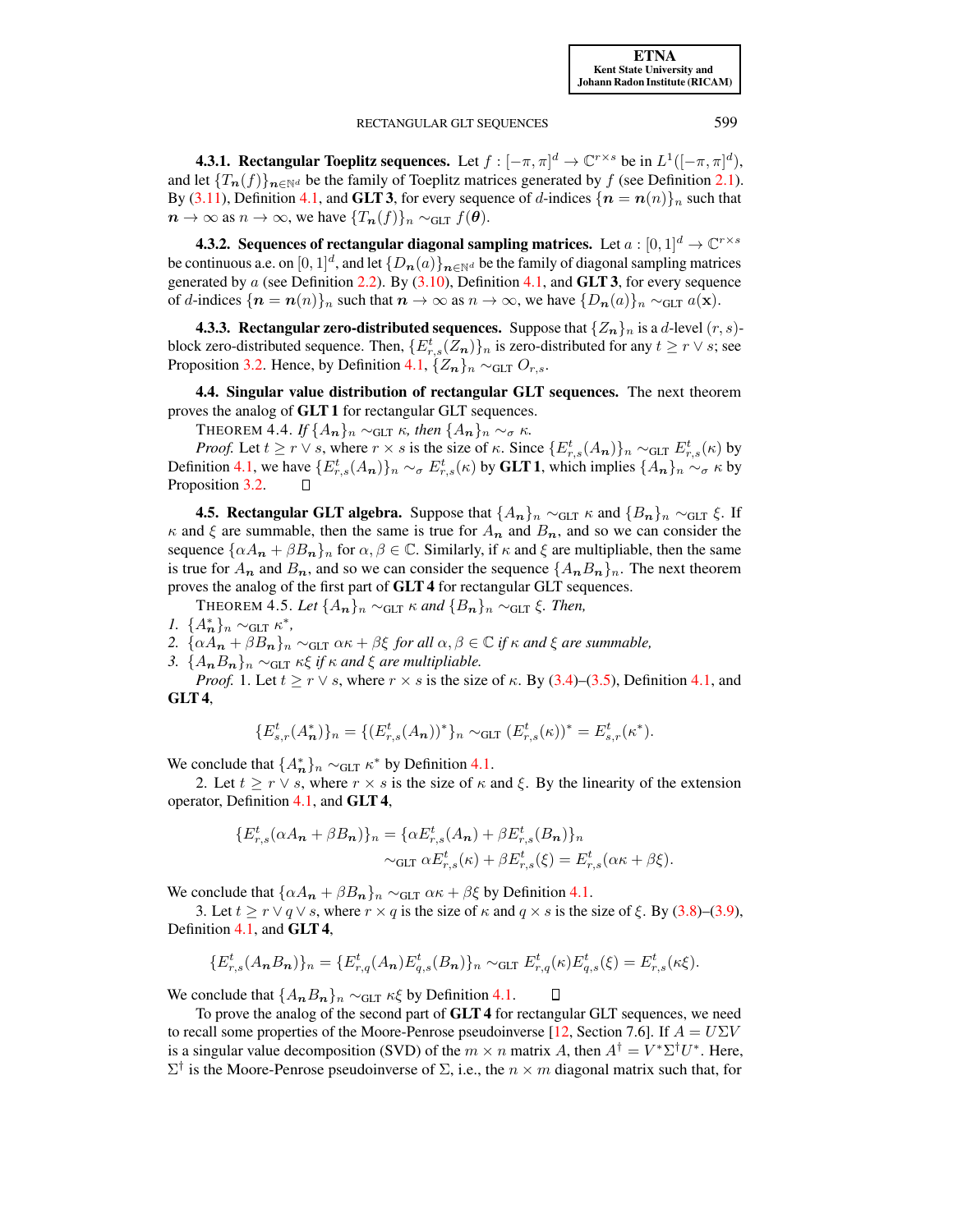**4.3.1. Rectangular Toeplitz sequences.** Let $f : [-\pi, \pi]^d \to \mathbb{C}^{r\times s}$ be in $L^1([-\pi,\pi]^d)$, and let $\{T_{\boldsymbol{n}}(f)\}_{\boldsymbol{n}\in\mathbb{N}^d}$ be the family of Toeplitz matrices generated by $f$ (see Definition 2.1). By (3.11), Definition 4.1, and **GLT 3**, for every sequence of $d$-indices $\{\boldsymbol{n} = \boldsymbol{n}(n)\}_n$ such that $\boldsymbol{n} \to \infty$ as $n \to \infty$, we have $\{T_{\boldsymbol{n}}(f)\}_n \sim_{\mathrm{GLT}} f(\boldsymbol{\theta})$.

**4.3.2. Sequences of rectangular diagonal sampling matrices.** Let $a : [0,1]^d \to \mathbb{C}^{r\times s}$ be continuous a.e. on $[0,1]^d$, and let $\{D_{\boldsymbol{n}}(a)\}_{\boldsymbol{n}\in\mathbb{N}^d}$ be the family of diagonal sampling matrices generated by $a$ (see Definition 2.2). By (3.10), Definition 4.1, and **GLT 3**, for every sequence of $d$-indices $\{\boldsymbol{n} = \boldsymbol{n}(n)\}_n$ such that $\boldsymbol{n} \to \infty$ as $n \to \infty$, we have $\{D_{\boldsymbol{n}}(a)\}_n \sim_{\mathrm{GLT}} a(\mathbf{x})$.

**4.3.3. Rectangular zero-distributed sequences.** Suppose that $\{Z_{\boldsymbol{n}}\}_n$ is a $d$-level $(r,s)$-block zero-distributed sequence. Then, $\{E^t_{r,s}(Z_{\boldsymbol{n}})\}_n$ is zero-distributed for any $t \ge r \vee s$; see Proposition 3.2. Hence, by Definition 4.1, $\{Z_{\boldsymbol{n}}\}_n \sim_{\mathrm{GLT}} O_{r,s}$.

**4.4. Singular value distribution of rectangular GLT sequences.** The next theorem proves the analog of **GLT 1** for rectangular GLT sequences.

THEOREM 4.4. *If $\{A_{\boldsymbol{n}}\}_n \sim_{\mathrm{GLT}} \kappa$, then $\{A_{\boldsymbol{n}}\}_n \sim_\sigma \kappa$.*

*Proof.* Let $t \ge r \vee s$, where $r \times s$ is the size of $\kappa$. Since $\{E^t_{r,s}(A_{\boldsymbol{n}})\}_n \sim_{\mathrm{GLT}} E^t_{r,s}(\kappa)$ by Definition 4.1, we have $\{E^t_{r,s}(A_{\boldsymbol{n}})\}_n \sim_\sigma E^t_{r,s}(\kappa)$ by **GLT 1**, which implies $\{A_{\boldsymbol{n}}\}_n \sim_\sigma \kappa$ by Proposition 3.2. ∎

**4.5. Rectangular GLT algebra.** Suppose that $\{A_{\boldsymbol{n}}\}_n \sim_{\mathrm{GLT}} \kappa$ and $\{B_{\boldsymbol{n}}\}_n \sim_{\mathrm{GLT}} \xi$. If $\kappa$ and $\xi$ are summable, then the same is true for $A_{\boldsymbol{n}}$ and $B_{\boldsymbol{n}}$, and so we can consider the sequence $\{\alpha A_{\boldsymbol{n}} + \beta B_{\boldsymbol{n}}\}_n$ for $\alpha, \beta \in \mathbb{C}$. Similarly, if $\kappa$ and $\xi$ are multipliable, then the same is true for $A_{\boldsymbol{n}}$ and $B_{\boldsymbol{n}}$, and so we can consider the sequence $\{A_{\boldsymbol{n}} B_{\boldsymbol{n}}\}_n$. The next theorem proves the analog of the first part of **GLT 4** for rectangular GLT sequences.

THEOREM 4.5. *Let $\{A_{\boldsymbol{n}}\}_n \sim_{\mathrm{GLT}} \kappa$ and $\{B_{\boldsymbol{n}}\}_n \sim_{\mathrm{GLT}} \xi$. Then,*

1. *$\{A^*_{\boldsymbol{n}}\}_n \sim_{\mathrm{GLT}} \kappa^*$,*
2. *$\{\alpha A_{\boldsymbol{n}} + \beta B_{\boldsymbol{n}}\}_n \sim_{\mathrm{GLT}} \alpha\kappa + \beta\xi$ for all $\alpha, \beta \in \mathbb{C}$ if $\kappa$ and $\xi$ are summable,*
3. *$\{A_{\boldsymbol{n}} B_{\boldsymbol{n}}\}_n \sim_{\mathrm{GLT}} \kappa\xi$ if $\kappa$ and $\xi$ are multipliable.*

*Proof.* 1. Let $t \ge r \vee s$, where $r \times s$ is the size of $\kappa$. By (3.4)–(3.5), Definition 4.1, and **GLT 4**,

$$\{E^t_{s,r}(A^*_{\boldsymbol{n}})\}_n = \{(E^t_{r,s}(A_{\boldsymbol{n}}))^*\}_n \sim_{\mathrm{GLT}} (E^t_{r,s}(\kappa))^* = E^t_{s,r}(\kappa^*).$$

We conclude that $\{A^*_{\boldsymbol{n}}\}_n \sim_{\mathrm{GLT}} \kappa^*$ by Definition 4.1.

2. Let $t \ge r \vee s$, where $r \times s$ is the size of $\kappa$ and $\xi$. By the linearity of the extension operator, Definition 4.1, and **GLT 4**,

$$\begin{aligned}\{E^t_{r,s}(\alpha A_{\boldsymbol{n}} + \beta B_{\boldsymbol{n}})\}_n &= \{\alpha E^t_{r,s}(A_{\boldsymbol{n}}) + \beta E^t_{r,s}(B_{\boldsymbol{n}})\}_n \\ &\sim_{\mathrm{GLT}} \alpha E^t_{r,s}(\kappa) + \beta E^t_{r,s}(\xi) = E^t_{r,s}(\alpha\kappa + \beta\xi).\end{aligned}$$

We conclude that $\{\alpha A_{\boldsymbol{n}} + \beta B_{\boldsymbol{n}}\}_n \sim_{\mathrm{GLT}} \alpha\kappa + \beta\xi$ by Definition 4.1.

3. Let $t \ge r \vee q \vee s$, where $r \times q$ is the size of $\kappa$ and $q \times s$ is the size of $\xi$. By (3.8)–(3.9), Definition 4.1, and **GLT 4**,

$$\{E^t_{r,s}(A_{\boldsymbol{n}} B_{\boldsymbol{n}})\}_n = \{E^t_{r,q}(A_{\boldsymbol{n}}) E^t_{q,s}(B_{\boldsymbol{n}})\}_n \sim_{\mathrm{GLT}} E^t_{r,q}(\kappa) E^t_{q,s}(\xi) = E^t_{r,s}(\kappa\xi).$$

We conclude that $\{A_{\boldsymbol{n}} B_{\boldsymbol{n}}\}_n \sim_{\mathrm{GLT}} \kappa\xi$ by Definition 4.1. ∎

To prove the analog of the second part of **GLT 4** for rectangular GLT sequences, we need to recall some properties of the Moore-Penrose pseudoinverse [12, Section 7.6]. If $A = U\Sigma V$ is a singular value decomposition (SVD) of the $m \times n$ matrix $A$, then $A^\dagger = V^*\Sigma^\dagger U^*$. Here, $\Sigma^\dagger$ is the Moore-Penrose pseudoinverse of $\Sigma$, i.e., the $n \times m$ diagonal matrix such that, for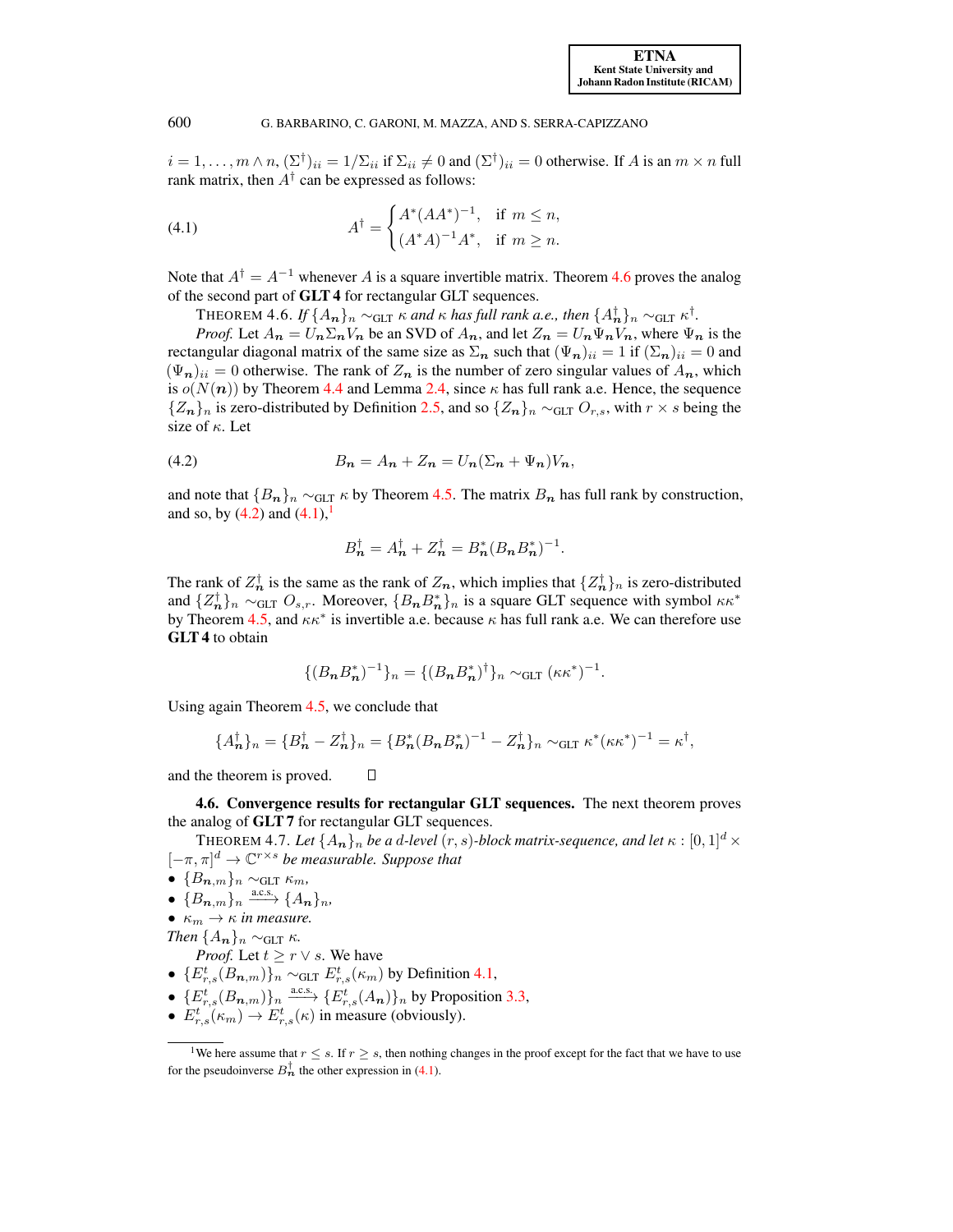$i = 1, \ldots, m \wedge n$, $(\Sigma^\dagger)_{ii} = 1/\Sigma_{ii}$ if $\Sigma_{ii} \neq 0$ and $(\Sigma^\dagger)_{ii} = 0$ otherwise. If $A$ is an $m \times n$ full rank matrix, then $A^\dagger$ can be expressed as follows:

$$A^\dagger = \begin{cases} A^*(AA^*)^{-1}, & \text{if } m \le n, \\ (A^*A)^{-1}A^*, & \text{if } m \ge n. \end{cases} \tag{4.1}$$

Note that $A^\dagger = A^{-1}$ whenever $A$ is a square invertible matrix. Theorem 4.6 proves the analog of the second part of **GLT 4** for rectangular GLT sequences.

THEOREM 4.6. *If $\{A_{\boldsymbol{n}}\}_n \sim_{\rm GLT} \kappa$ and $\kappa$ has full rank a.e., then $\{A_{\boldsymbol{n}}^\dagger\}_n \sim_{\rm GLT} \kappa^\dagger$.*

*Proof.* Let $A_{\boldsymbol{n}} = U_{\boldsymbol{n}}\Sigma_{\boldsymbol{n}}V_{\boldsymbol{n}}$ be an SVD of $A_{\boldsymbol{n}}$, and let $Z_{\boldsymbol{n}} = U_{\boldsymbol{n}}\Psi_{\boldsymbol{n}}V_{\boldsymbol{n}}$, where $\Psi_{\boldsymbol{n}}$ is the rectangular diagonal matrix of the same size as $\Sigma_{\boldsymbol{n}}$ such that $(\Psi_{\boldsymbol{n}})_{ii} = 1$ if $(\Sigma_{\boldsymbol{n}})_{ii} = 0$ and $(\Psi_{\boldsymbol{n}})_{ii} = 0$ otherwise. The rank of $Z_{\boldsymbol{n}}$ is the number of zero singular values of $A_{\boldsymbol{n}}$, which is $o(N(\boldsymbol{n}))$ by Theorem 4.4 and Lemma 2.4, since $\kappa$ has full rank a.e. Hence, the sequence $\{Z_{\boldsymbol{n}}\}_n$ is zero-distributed by Definition 2.5, and so $\{Z_{\boldsymbol{n}}\}_n \sim_{\rm GLT} O_{r,s}$, with $r \times s$ being the size of $\kappa$. Let

$$B_{\boldsymbol{n}} = A_{\boldsymbol{n}} + Z_{\boldsymbol{n}} = U_{\boldsymbol{n}}(\Sigma_{\boldsymbol{n}} + \Psi_{\boldsymbol{n}})V_{\boldsymbol{n}}, \tag{4.2}$$

and note that $\{B_{\boldsymbol{n}}\}_n \sim_{\rm GLT} \kappa$ by Theorem 4.5. The matrix $B_{\boldsymbol{n}}$ has full rank by construction, and so, by (4.2) and (4.1),[1]

$$B_{\boldsymbol{n}}^\dagger = A_{\boldsymbol{n}}^\dagger + Z_{\boldsymbol{n}}^\dagger = B_{\boldsymbol{n}}^*(B_{\boldsymbol{n}}B_{\boldsymbol{n}}^*)^{-1}.$$

The rank of $Z_{\boldsymbol{n}}^\dagger$ is the same as the rank of $Z_{\boldsymbol{n}}$, which implies that $\{Z_{\boldsymbol{n}}^\dagger\}_n$ is zero-distributed and $\{Z_{\boldsymbol{n}}^\dagger\}_n \sim_{\rm GLT} O_{s,r}$. Moreover, $\{B_{\boldsymbol{n}}B_{\boldsymbol{n}}^*\}_n$ is a square GLT sequence with symbol $\kappa\kappa^*$ by Theorem 4.5, and $\kappa\kappa^*$ is invertible a.e. because $\kappa$ has full rank a.e. We can therefore use **GLT 4** to obtain

$$\{(B_{\boldsymbol{n}}B_{\boldsymbol{n}}^*)^{-1}\}_n = \{(B_{\boldsymbol{n}}B_{\boldsymbol{n}}^*)^\dagger\}_n \sim_{\rm GLT} (\kappa\kappa^*)^{-1}.$$

Using again Theorem 4.5, we conclude that

$$\{A_{\boldsymbol{n}}^\dagger\}_n = \{B_{\boldsymbol{n}}^\dagger - Z_{\boldsymbol{n}}^\dagger\}_n = \{B_{\boldsymbol{n}}^*(B_{\boldsymbol{n}}B_{\boldsymbol{n}}^*)^{-1} - Z_{\boldsymbol{n}}^\dagger\}_n \sim_{\rm GLT} \kappa^*(\kappa\kappa^*)^{-1} = \kappa^\dagger,$$

and the theorem is proved. ∎

**4.6. Convergence results for rectangular GLT sequences.** The next theorem proves the analog of **GLT 7** for rectangular GLT sequences.

THEOREM 4.7. *Let $\{A_{\boldsymbol{n}}\}_n$ be a $d$-level $(r,s)$-block matrix-sequence, and let $\kappa : [0,1]^d \times [-\pi,\pi]^d \to \mathbb{C}^{r\times s}$ be measurable. Suppose that*

- *$\{B_{\boldsymbol{n},m}\}_n \sim_{\rm GLT} \kappa_m$,*
- *$\{B_{\boldsymbol{n},m}\}_n \xrightarrow{\text{a.c.s.}} \{A_{\boldsymbol{n}}\}_n$,*
- *$\kappa_m \to \kappa$ in measure.*

*Then $\{A_{\boldsymbol{n}}\}_n \sim_{\rm GLT} \kappa$.*

*Proof.* Let $t \ge r \vee s$. We have

- $\{E_{r,s}^t(B_{\boldsymbol{n},m})\}_n \sim_{\rm GLT} E_{r,s}^t(\kappa_m)$ by Definition 4.1,
- $\{E_{r,s}^t(B_{\boldsymbol{n},m})\}_n \xrightarrow{\text{a.c.s.}} \{E_{r,s}^t(A_{\boldsymbol{n}})\}_n$ by Proposition 3.3,
- $E_{r,s}^t(\kappa_m) \to E_{r,s}^t(\kappa)$ in measure (obviously).

[1] We here assume that $r \le s$. If $r \ge s$, then nothing changes in the proof except for the fact that we have to use for the pseudoinverse $B_{\boldsymbol{n}}^\dagger$ the other expression in (4.1).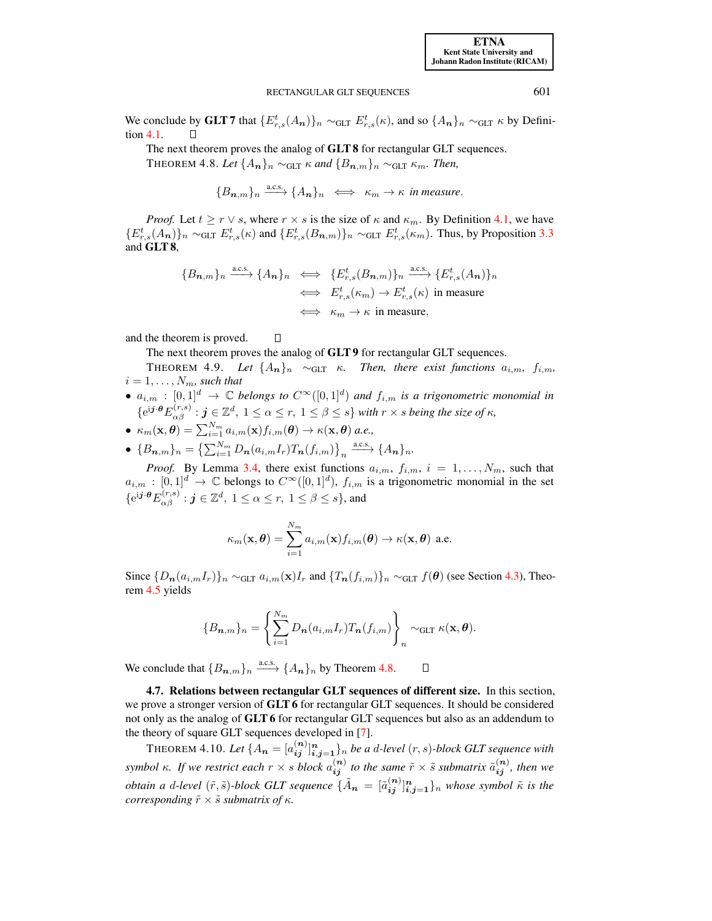We conclude by **GLT 7** that $\{E^t_{r,s}(A_{\boldsymbol{n}})\}_n \sim_{\rm GLT} E^t_{r,s}(\kappa)$, and so $\{A_{\boldsymbol{n}}\}_n \sim_{\rm GLT} \kappa$ by Definition 4.1. $\square$

The next theorem proves the analog of **GLT 8** for rectangular GLT sequences.

THEOREM 4.8. *Let $\{A_{\boldsymbol{n}}\}_n \sim_{\rm GLT} \kappa$ and $\{B_{\boldsymbol{n},m}\}_n \sim_{\rm GLT} \kappa_m$. Then,*

$$\{B_{\boldsymbol{n},m}\}_n \xrightarrow{\text{a.c.s.}} \{A_{\boldsymbol{n}}\}_n \iff \kappa_m \to \kappa \text{ in measure}.$$

*Proof.* Let $t \geq r \vee s$, where $r \times s$ is the size of $\kappa$ and $\kappa_m$. By Definition 4.1, we have $\{E^t_{r,s}(A_{\boldsymbol{n}})\}_n \sim_{\rm GLT} E^t_{r,s}(\kappa)$ and $\{E^t_{r,s}(B_{\boldsymbol{n},m})\}_n \sim_{\rm GLT} E^t_{r,s}(\kappa_m)$. Thus, by Proposition 3.3 and **GLT 8**,

$$\begin{aligned}
\{B_{\boldsymbol{n},m}\}_n \xrightarrow{\text{a.c.s.}} \{A_{\boldsymbol{n}}\}_n &\iff \{E^t_{r,s}(B_{\boldsymbol{n},m})\}_n \xrightarrow{\text{a.c.s.}} \{E^t_{r,s}(A_{\boldsymbol{n}})\}_n \\
&\iff E^t_{r,s}(\kappa_m) \to E^t_{r,s}(\kappa) \text{ in measure} \\
&\iff \kappa_m \to \kappa \text{ in measure},
\end{aligned}$$

and the theorem is proved. $\square$

The next theorem proves the analog of **GLT 9** for rectangular GLT sequences.

THEOREM 4.9. *Let $\{A_{\boldsymbol{n}}\}_n \sim_{\rm GLT} \kappa$. Then, there exist functions $a_{i,m}$, $f_{i,m}$, $i = 1, \ldots, N_m$, such that*

- *$a_{i,m} : [0,1]^d \to \mathbb{C}$ belongs to $C^\infty([0,1]^d)$ and $f_{i,m}$ is a trigonometric monomial in $\{e^{i\boldsymbol{j}\cdot\boldsymbol{\theta}} E^{(r,s)}_{\alpha\beta} : \boldsymbol{j} \in \mathbb{Z}^d,\ 1 \leq \alpha \leq r,\ 1 \leq \beta \leq s\}$ with $r \times s$ being the size of $\kappa$,*
- *$\kappa_m(\mathbf{x}, \boldsymbol{\theta}) = \sum_{i=1}^{N_m} a_{i,m}(\mathbf{x}) f_{i,m}(\boldsymbol{\theta}) \to \kappa(\mathbf{x}, \boldsymbol{\theta})$ a.e.,*
- *$\{B_{\boldsymbol{n},m}\}_n = \left\{\sum_{i=1}^{N_m} D_{\boldsymbol{n}}(a_{i,m} I_r) T_{\boldsymbol{n}}(f_{i,m})\right\}_n \xrightarrow{\text{a.c.s.}} \{A_{\boldsymbol{n}}\}_n$.*

*Proof.* By Lemma 3.4, there exist functions $a_{i,m}$, $f_{i,m}$, $i = 1, \ldots, N_m$, such that $a_{i,m} : [0,1]^d \to \mathbb{C}$ belongs to $C^\infty([0,1]^d)$, $f_{i,m}$ is a trigonometric monomial in the set $\{e^{i\boldsymbol{j}\cdot\boldsymbol{\theta}} E^{(r,s)}_{\alpha\beta} : \boldsymbol{j} \in \mathbb{Z}^d,\ 1 \leq \alpha \leq r,\ 1 \leq \beta \leq s\}$, and

$$\kappa_m(\mathbf{x}, \boldsymbol{\theta}) = \sum_{i=1}^{N_m} a_{i,m}(\mathbf{x}) f_{i,m}(\boldsymbol{\theta}) \to \kappa(\mathbf{x}, \boldsymbol{\theta}) \text{ a.e.}$$

Since $\{D_{\boldsymbol{n}}(a_{i,m} I_r)\}_n \sim_{\rm GLT} a_{i,m}(\mathbf{x}) I_r$ and $\{T_{\boldsymbol{n}}(f_{i,m})\}_n \sim_{\rm GLT} f(\boldsymbol{\theta})$ (see Section 4.3), Theorem 4.5 yields

$$\{B_{\boldsymbol{n},m}\}_n = \left\{\sum_{i=1}^{N_m} D_{\boldsymbol{n}}(a_{i,m} I_r) T_{\boldsymbol{n}}(f_{i,m})\right\}_n \sim_{\rm GLT} \kappa(\mathbf{x}, \boldsymbol{\theta}).$$

We conclude that $\{B_{\boldsymbol{n},m}\}_n \xrightarrow{\text{a.c.s.}} \{A_{\boldsymbol{n}}\}_n$ by Theorem 4.8. $\square$

### 4.7. Relations between rectangular GLT sequences of different size.

In this section, we prove a stronger version of **GLT 6** for rectangular GLT sequences. It should be considered not only as the analog of **GLT 6** for rectangular GLT sequences but also as an addendum to the theory of square GLT sequences developed in [7].

THEOREM 4.10. *Let $\{A_{\boldsymbol{n}} = [a^{(\boldsymbol{n})}_{\boldsymbol{ij}}]^{\boldsymbol{n}}_{\boldsymbol{i},\boldsymbol{j}=\boldsymbol{1}}\}_n$ be a $d$-level $(r,s)$-block GLT sequence with symbol $\kappa$. If we restrict each $r \times s$ block $a^{(\boldsymbol{n})}_{\boldsymbol{ij}}$ to the same $\tilde{r} \times \tilde{s}$ submatrix $\tilde{a}^{(\boldsymbol{n})}_{\boldsymbol{ij}}$, then we obtain a $d$-level $(\tilde{r}, \tilde{s})$-block GLT sequence $\{\tilde{A}_{\boldsymbol{n}} = [\tilde{a}^{(\boldsymbol{n})}_{\boldsymbol{ij}}]^{\boldsymbol{n}}_{\boldsymbol{i},\boldsymbol{j}=\boldsymbol{1}}\}_n$ whose symbol $\tilde{\kappa}$ is the corresponding $\tilde{r} \times \tilde{s}$ submatrix of $\kappa$.*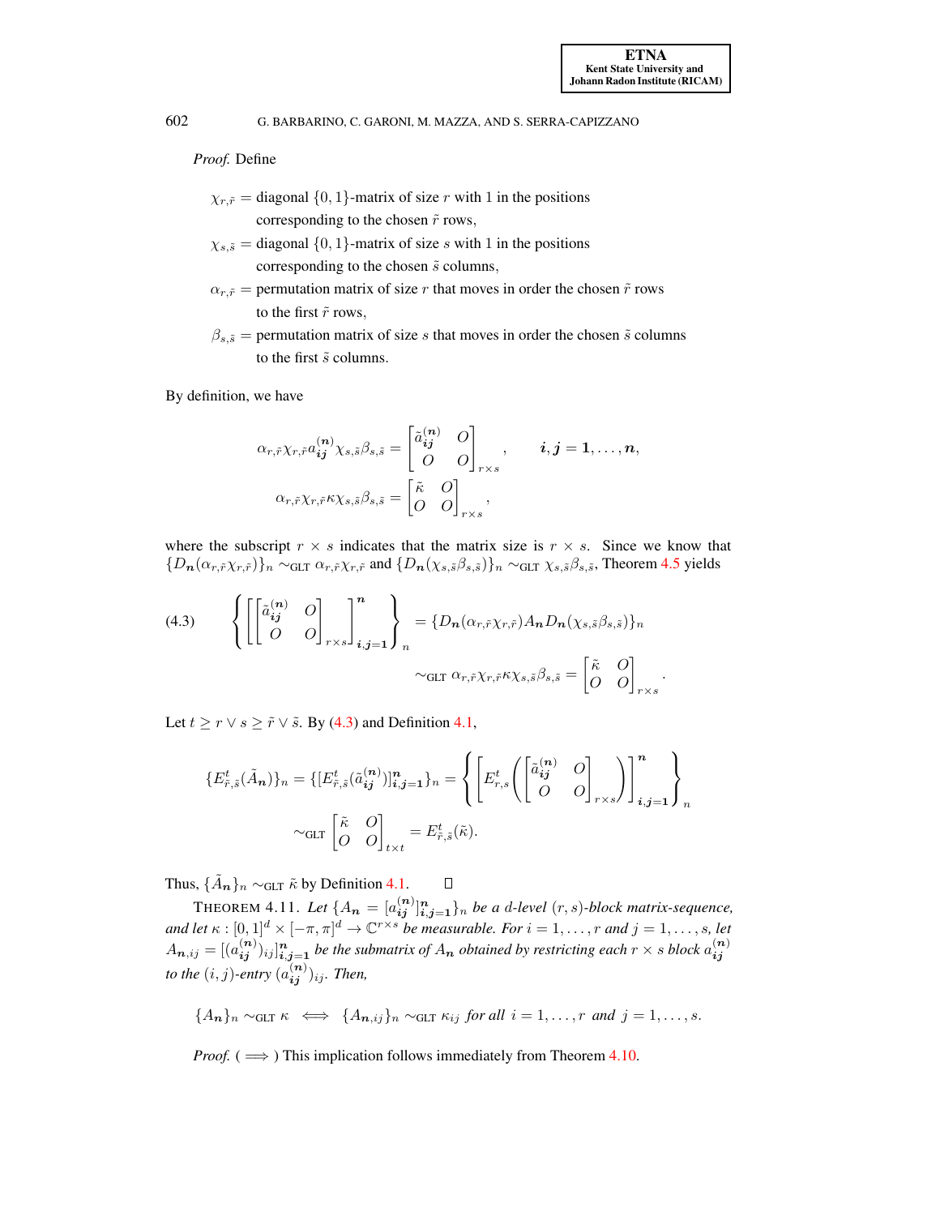*Proof.* Define

$\chi_{r,\tilde r}$ = diagonal $\{0,1\}$-matrix of size $r$ with 1 in the positions corresponding to the chosen $\tilde r$ rows,

$\chi_{s,\tilde s}$ = diagonal $\{0,1\}$-matrix of size $s$ with 1 in the positions corresponding to the chosen $\tilde s$ columns,

$\alpha_{r,\tilde r}$ = permutation matrix of size $r$ that moves in order the chosen $\tilde r$ rows to the first $\tilde r$ rows,

$\beta_{s,\tilde s}$ = permutation matrix of size $s$ that moves in order the chosen $\tilde s$ columns to the first $\tilde s$ columns.

By definition, we have

$$\alpha_{r,\tilde r}\chi_{r,\tilde r}a_{\boldsymbol{ij}}^{(\boldsymbol{n})}\chi_{s,\tilde s}\beta_{s,\tilde s} = \begin{bmatrix} \tilde a_{\boldsymbol{ij}}^{(\boldsymbol{n})} & O \\ O & O \end{bmatrix}_{r\times s}, \qquad \boldsymbol{i},\boldsymbol{j}=\boldsymbol{1},\ldots,\boldsymbol{n},$$

$$\alpha_{r,\tilde r}\chi_{r,\tilde r}\kappa\chi_{s,\tilde s}\beta_{s,\tilde s} = \begin{bmatrix} \tilde \kappa & O \\ O & O \end{bmatrix}_{r\times s},$$

where the subscript $r\times s$ indicates that the matrix size is $r\times s$. Since we know that $\{D_{\boldsymbol{n}}(\alpha_{r,\tilde r}\chi_{r,\tilde r})\}_n \sim_{\rm GLT} \alpha_{r,\tilde r}\chi_{r,\tilde r}$ and $\{D_{\boldsymbol{n}}(\chi_{s,\tilde s}\beta_{s,\tilde s})\}_n \sim_{\rm GLT} \chi_{s,\tilde s}\beta_{s,\tilde s}$, Theorem 4.5 yields

$$\left\{\left[\begin{bmatrix} \tilde a_{\boldsymbol{ij}}^{(\boldsymbol{n})} & O \\ O & O \end{bmatrix}_{r\times s}\right]_{\boldsymbol{i},\boldsymbol{j}=\boldsymbol{1}}^{\boldsymbol{n}}\right\}_n = \{D_{\boldsymbol{n}}(\alpha_{r,\tilde r}\chi_{r,\tilde r})A_{\boldsymbol{n}}D_{\boldsymbol{n}}(\chi_{s,\tilde s}\beta_{s,\tilde s})\}_n$$
$$\sim_{\rm GLT} \alpha_{r,\tilde r}\chi_{r,\tilde r}\kappa\chi_{s,\tilde s}\beta_{s,\tilde s} = \begin{bmatrix} \tilde \kappa & O \\ O & O \end{bmatrix}_{r\times s}. \tag{4.3}$$

Let $t \ge r\vee s \ge \tilde r\vee\tilde s$. By (4.3) and Definition 4.1,

$$\{E_{\tilde r,\tilde s}^t(\tilde A_{\boldsymbol{n}})\}_n = \{[E_{\tilde r,\tilde s}^t(\tilde a_{\boldsymbol{ij}}^{(\boldsymbol{n})})]_{\boldsymbol{i},\boldsymbol{j}=\boldsymbol{1}}^{\boldsymbol{n}}\}_n = \left\{\left[E_{r,s}^t\left(\begin{bmatrix} \tilde a_{\boldsymbol{ij}}^{(\boldsymbol{n})} & O \\ O & O \end{bmatrix}_{r\times s}\right)\right]_{\boldsymbol{i},\boldsymbol{j}=\boldsymbol{1}}^{\boldsymbol{n}}\right\}_n$$
$$\sim_{\rm GLT} \begin{bmatrix} \tilde \kappa & O \\ O & O \end{bmatrix}_{t\times t} = E_{\tilde r,\tilde s}^t(\tilde\kappa).$$

Thus, $\{\tilde A_{\boldsymbol{n}}\}_n \sim_{\rm GLT} \tilde\kappa$ by Definition 4.1. $\square$

THEOREM 4.11. *Let $\{A_{\boldsymbol{n}} = [a_{\boldsymbol{ij}}^{(\boldsymbol{n})}]_{\boldsymbol{i},\boldsymbol{j}=\boldsymbol{1}}^{\boldsymbol{n}}\}_n$ be a $d$-level $(r,s)$-block matrix-sequence, and let $\kappa : [0,1]^d\times[-\pi,\pi]^d \to \mathbb{C}^{r\times s}$ be measurable. For $i=1,\ldots,r$ and $j=1,\ldots,s$, let $A_{\boldsymbol{n},ij} = [(a_{\boldsymbol{ij}}^{(\boldsymbol{n})})_{ij}]_{\boldsymbol{i},\boldsymbol{j}=\boldsymbol{1}}^{\boldsymbol{n}}$ be the submatrix of $A_{\boldsymbol{n}}$ obtained by restricting each $r\times s$ block $a_{\boldsymbol{ij}}^{(\boldsymbol{n})}$ to the $(i,j)$-entry $(a_{\boldsymbol{ij}}^{(\boldsymbol{n})})_{ij}$. Then,*

$$\{A_{\boldsymbol{n}}\}_n \sim_{\rm GLT} \kappa \iff \{A_{\boldsymbol{n},ij}\}_n \sim_{\rm GLT} \kappa_{ij} \ \textit{for all}\ i=1,\ldots,r \ \textit{and}\ j=1,\ldots,s.$$

*Proof.* ($\implies$) This implication follows immediately from Theorem 4.10.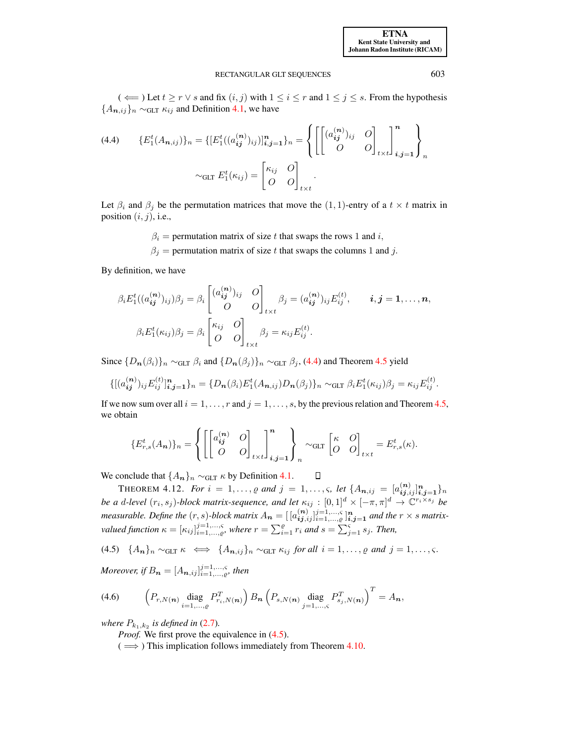( $\Longleftarrow$ ) Let $t \geq r \vee s$ and fix $(i,j)$ with $1 \leq i \leq r$ and $1 \leq j \leq s$. From the hypothesis $\{A_{\boldsymbol{n},ij}\}_n \sim_{\rm GLT} \kappa_{ij}$ and Definition 4.1, we have

$$(4.4) \qquad \{E_1^t(A_{\boldsymbol{n},ij})\}_n = \{[E_1^t((a_{\boldsymbol{ij}}^{(\boldsymbol{n})})_{ij})]_{\boldsymbol{i},\boldsymbol{j}=\boldsymbol{1}}^{\boldsymbol{n}}\}_n = \left\{ \left[ \begin{bmatrix} (a_{\boldsymbol{ij}}^{(\boldsymbol{n})})_{ij} & O \\ O & O \end{bmatrix}_{t\times t} \right]_{\boldsymbol{i},\boldsymbol{j}=\boldsymbol{1}}^{\boldsymbol{n}} \right\}_n$$

$$\sim_{\rm GLT} E_1^t(\kappa_{ij}) = \begin{bmatrix} \kappa_{ij} & O \\ O & O \end{bmatrix}_{t\times t}.$$

Let $\beta_i$ and $\beta_j$ be the permutation matrices that move the $(1,1)$-entry of a $t\times t$ matrix in position $(i,j)$, i.e.,

$$\beta_i = \text{permutation matrix of size } t \text{ that swaps the rows 1 and } i,$$
$$\beta_j = \text{permutation matrix of size } t \text{ that swaps the columns 1 and } j.$$

By definition, we have

$$\beta_i E_1^t((a_{\boldsymbol{ij}}^{(\boldsymbol{n})})_{ij})\beta_j = \beta_i \begin{bmatrix} (a_{\boldsymbol{ij}}^{(\boldsymbol{n})})_{ij} & O \\ O & O \end{bmatrix}_{t\times t} \beta_j = (a_{\boldsymbol{ij}}^{(\boldsymbol{n})})_{ij} E_{ij}^{(t)}, \qquad \boldsymbol{i},\boldsymbol{j}=\boldsymbol{1},\ldots,\boldsymbol{n},$$

$$\beta_i E_1^t(\kappa_{ij})\beta_j = \beta_i \begin{bmatrix} \kappa_{ij} & O \\ O & O \end{bmatrix}_{t\times t} \beta_j = \kappa_{ij} E_{ij}^{(t)}.$$

Since $\{D_{\boldsymbol{n}}(\beta_i)\}_n \sim_{\rm GLT} \beta_i$ and $\{D_{\boldsymbol{n}}(\beta_j)\}_n \sim_{\rm GLT} \beta_j$, (4.4) and Theorem 4.5 yield

$$\{[(a_{\boldsymbol{ij}}^{(\boldsymbol{n})})_{ij}E_{ij}^{(t)}]_{\boldsymbol{i},\boldsymbol{j}=\boldsymbol{1}}^{\boldsymbol{n}}\}_n = \{D_{\boldsymbol{n}}(\beta_i)E_1^t(A_{\boldsymbol{n},ij})D_{\boldsymbol{n}}(\beta_j)\}_n \sim_{\rm GLT} \beta_i E_1^t(\kappa_{ij})\beta_j = \kappa_{ij}E_{ij}^{(t)}.$$

If we now sum over all $i=1,\ldots,r$ and $j=1,\ldots,s$, by the previous relation and Theorem 4.5, we obtain

$$\{E_{r,s}^t(A_{\boldsymbol{n}})\}_n = \left\{ \left[ \begin{bmatrix} a_{\boldsymbol{ij}}^{(\boldsymbol{n})} & O \\ O & O \end{bmatrix}_{t\times t} \right]_{\boldsymbol{i},\boldsymbol{j}=\boldsymbol{1}}^{\boldsymbol{n}} \right\}_n \sim_{\rm GLT} \begin{bmatrix} \kappa & O \\ O & O \end{bmatrix}_{t\times t} = E_{r,s}^t(\kappa).$$

We conclude that $\{A_{\boldsymbol{n}}\}_n \sim_{\rm GLT} \kappa$ by Definition 4.1. $\square$

THEOREM 4.12. *For $i=1,\ldots,\varrho$ and $j=1,\ldots,\varsigma$, let $\{A_{\boldsymbol{n},ij} = [a_{\boldsymbol{ij},ij}^{(\boldsymbol{n})}]_{\boldsymbol{i},\boldsymbol{j}=\boldsymbol{1}}^{\boldsymbol{n}}\}_n$ be a $d$-level $(r_i,s_j)$-block matrix-sequence, and let $\kappa_{ij} : [0,1]^d \times [-\pi,\pi]^d \to \mathbb{C}^{r_i\times s_j}$ be measurable. Define the $(r,s)$-block matrix $A_{\boldsymbol{n}} = [\,[a_{\boldsymbol{ij},ij}^{(\boldsymbol{n})}]_{i=1,\ldots,\varrho}^{j=1,\ldots,\varsigma}\,]_{\boldsymbol{i},\boldsymbol{j}=\boldsymbol{1}}^{\boldsymbol{n}}$ and the $r\times s$ matrix-valued function $\kappa = [\kappa_{ij}]_{i=1,\ldots,\varrho}^{j=1,\ldots,\varsigma}$, where $r=\sum_{i=1}^{\varrho} r_i$ and $s=\sum_{j=1}^{\varsigma} s_j$. Then,*

$$(4.5) \quad \{A_{\boldsymbol{n}}\}_n \sim_{\rm GLT} \kappa \iff \{A_{\boldsymbol{n},ij}\}_n \sim_{\rm GLT} \kappa_{ij} \text{ for all } i=1,\ldots,\varrho \text{ and } j=1,\ldots,\varsigma.$$

*Moreover, if $B_{\boldsymbol{n}} = [A_{\boldsymbol{n},ij}]_{i=1,\ldots,\varrho}^{j=1,\ldots,\varsigma}$, then*

$$(4.6) \qquad \left(P_{r,N(\boldsymbol{n})} \operatorname*{diag}_{i=1,\ldots,\varrho} P_{r_i,N(\boldsymbol{n})}^T\right) B_{\boldsymbol{n}} \left(P_{s,N(\boldsymbol{n})} \operatorname*{diag}_{j=1,\ldots,\varsigma} P_{s_j,N(\boldsymbol{n})}^T\right)^T = A_{\boldsymbol{n}},$$

*where $P_{k_1,k_2}$ is defined in (2.7).*

*Proof.* We first prove the equivalence in (4.5).

( $\Longrightarrow$ ) This implication follows immediately from Theorem 4.10.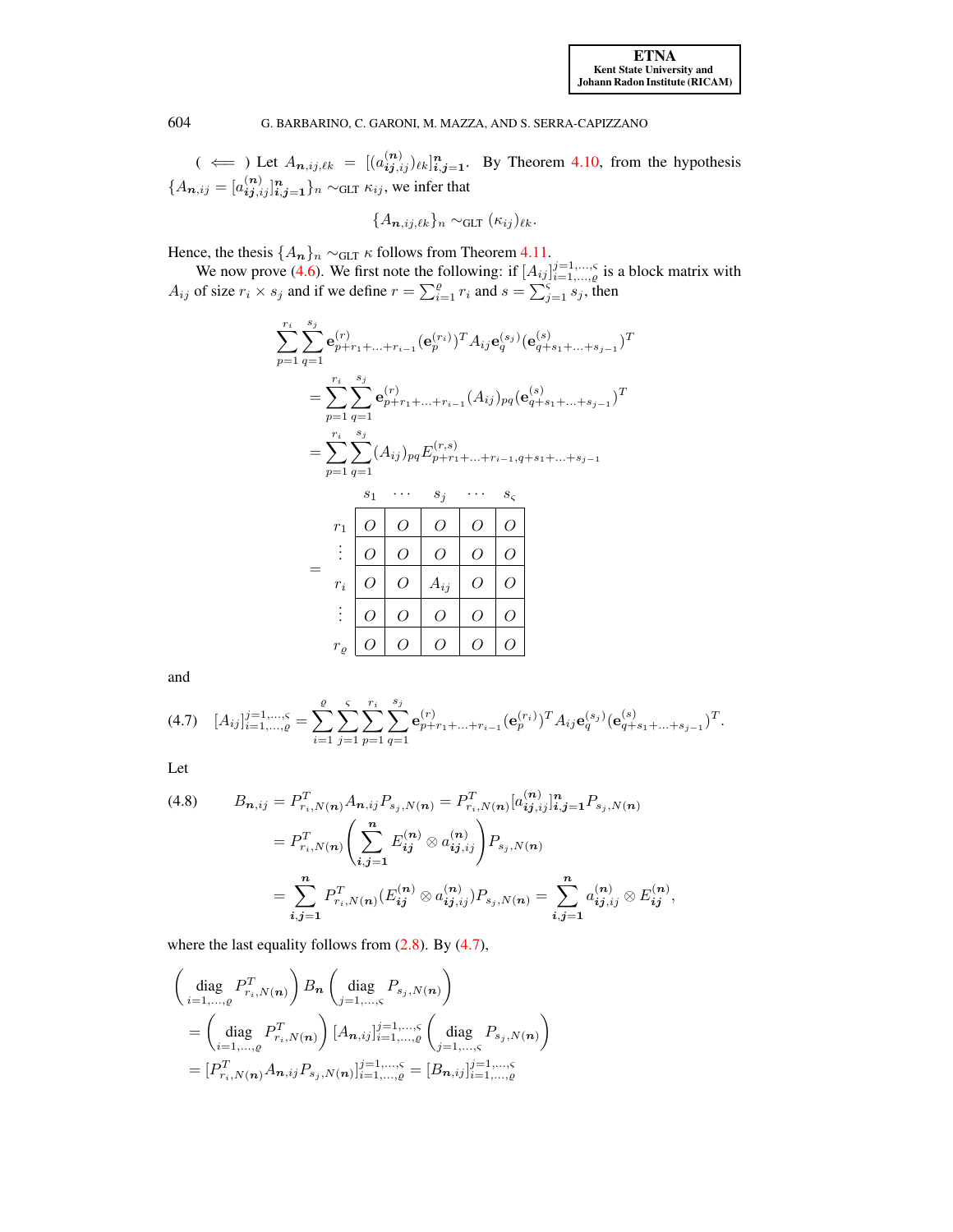( $\Longleftarrow$ ) Let $A_{\boldsymbol{n},ij,\ell k} = [(a^{(\boldsymbol{n})}_{\boldsymbol{ij},ij})_{\ell k}]_{\boldsymbol{i},\boldsymbol{j}=\boldsymbol{1}}^{\boldsymbol{n}}$. By Theorem 4.10, from the hypothesis $\{A_{\boldsymbol{n},ij} = [a^{(\boldsymbol{n})}_{\boldsymbol{ij},ij}]_{\boldsymbol{i},\boldsymbol{j}=\boldsymbol{1}}^{\boldsymbol{n}}\}_n \sim_{\rm GLT} \kappa_{ij}$, we infer that

$$\{A_{\boldsymbol{n},ij,\ell k}\}_n \sim_{\rm GLT} (\kappa_{ij})_{\ell k}.$$

Hence, the thesis $\{A_{\boldsymbol{n}}\}_n \sim_{\rm GLT} \kappa$ follows from Theorem 4.11.

We now prove (4.6). We first note the following: if $[A_{ij}]_{i=1,\ldots,\varrho}^{j=1,\ldots,\varsigma}$ is a block matrix with $A_{ij}$ of size $r_i \times s_j$ and if we define $r = \sum_{i=1}^{\varrho} r_i$ and $s = \sum_{j=1}^{\varsigma} s_j$, then

$$
\begin{aligned}
&\sum_{p=1}^{r_i}\sum_{q=1}^{s_j} \mathbf{e}^{(r)}_{p+r_1+\ldots+r_{i-1}}(\mathbf{e}^{(r_i)}_p)^T A_{ij}\mathbf{e}^{(s_j)}_q(\mathbf{e}^{(s)}_{q+s_1+\ldots+s_{j-1}})^T \\
&\quad= \sum_{p=1}^{r_i}\sum_{q=1}^{s_j} \mathbf{e}^{(r)}_{p+r_1+\ldots+r_{i-1}}(A_{ij})_{pq}(\mathbf{e}^{(s)}_{q+s_1+\ldots+s_{j-1}})^T \\
&\quad= \sum_{p=1}^{r_i}\sum_{q=1}^{s_j} (A_{ij})_{pq} E^{(r,s)}_{p+r_1+\ldots+r_{i-1},q+s_1+\ldots+s_{j-1}} \\
&\quad= \begin{array}{c|ccccc|}
 & s_1 & \cdots & s_j & \cdots & s_\varsigma \\ \hline
r_1 & O & O & O & O & O \\
\vdots & O & O & O & O & O \\
r_i & O & O & A_{ij} & O & O \\
\vdots & O & O & O & O & O \\
r_\varrho & O & O & O & O & O \\ \hline
\end{array}
\end{aligned}
$$

and

$$
[A_{ij}]_{i=1,\ldots,\varrho}^{j=1,\ldots,\varsigma} = \sum_{i=1}^{\varrho}\sum_{j=1}^{\varsigma}\sum_{p=1}^{r_i}\sum_{q=1}^{s_j} \mathbf{e}^{(r)}_{p+r_1+\ldots+r_{i-1}}(\mathbf{e}^{(r_i)}_p)^T A_{ij}\mathbf{e}^{(s_j)}_q(\mathbf{e}^{(s)}_{q+s_1+\ldots+s_{j-1}})^T. \tag{4.7}
$$

Let

$$
\begin{aligned}
B_{\boldsymbol{n},ij} &= P^T_{r_i,N(\boldsymbol{n})} A_{\boldsymbol{n},ij} P_{s_j,N(\boldsymbol{n})} = P^T_{r_i,N(\boldsymbol{n})}[a^{(\boldsymbol{n})}_{\boldsymbol{ij},ij}]_{\boldsymbol{i},\boldsymbol{j}=\boldsymbol{1}}^{\boldsymbol{n}} P_{s_j,N(\boldsymbol{n})} \\
&= P^T_{r_i,N(\boldsymbol{n})}\left(\sum_{\boldsymbol{i},\boldsymbol{j}=\boldsymbol{1}}^{\boldsymbol{n}} E^{(\boldsymbol{n})}_{\boldsymbol{ij}} \otimes a^{(\boldsymbol{n})}_{\boldsymbol{ij},ij}\right) P_{s_j,N(\boldsymbol{n})} \\
&= \sum_{\boldsymbol{i},\boldsymbol{j}=\boldsymbol{1}}^{\boldsymbol{n}} P^T_{r_i,N(\boldsymbol{n})}(E^{(\boldsymbol{n})}_{\boldsymbol{ij}} \otimes a^{(\boldsymbol{n})}_{\boldsymbol{ij},ij}) P_{s_j,N(\boldsymbol{n})} = \sum_{\boldsymbol{i},\boldsymbol{j}=\boldsymbol{1}}^{\boldsymbol{n}} a^{(\boldsymbol{n})}_{\boldsymbol{ij},ij} \otimes E^{(\boldsymbol{n})}_{\boldsymbol{ij}},
\end{aligned} \tag{4.8}
$$

where the last equality follows from (2.8). By (4.7),

$$
\begin{aligned}
&\left(\operatorname*{diag}_{i=1,\ldots,\varrho} P^T_{r_i,N(\boldsymbol{n})}\right) B_{\boldsymbol{n}} \left(\operatorname*{diag}_{j=1,\ldots,\varsigma} P_{s_j,N(\boldsymbol{n})}\right) \\
&\quad= \left(\operatorname*{diag}_{i=1,\ldots,\varrho} P^T_{r_i,N(\boldsymbol{n})}\right) [A_{\boldsymbol{n},ij}]_{i=1,\ldots,\varrho}^{j=1,\ldots,\varsigma} \left(\operatorname*{diag}_{j=1,\ldots,\varsigma} P_{s_j,N(\boldsymbol{n})}\right) \\
&\quad= [P^T_{r_i,N(\boldsymbol{n})} A_{\boldsymbol{n},ij} P_{s_j,N(\boldsymbol{n})}]_{i=1,\ldots,\varrho}^{j=1,\ldots,\varsigma} = [B_{\boldsymbol{n},ij}]_{i=1,\ldots,\varrho}^{j=1,\ldots,\varsigma}
\end{aligned}
$$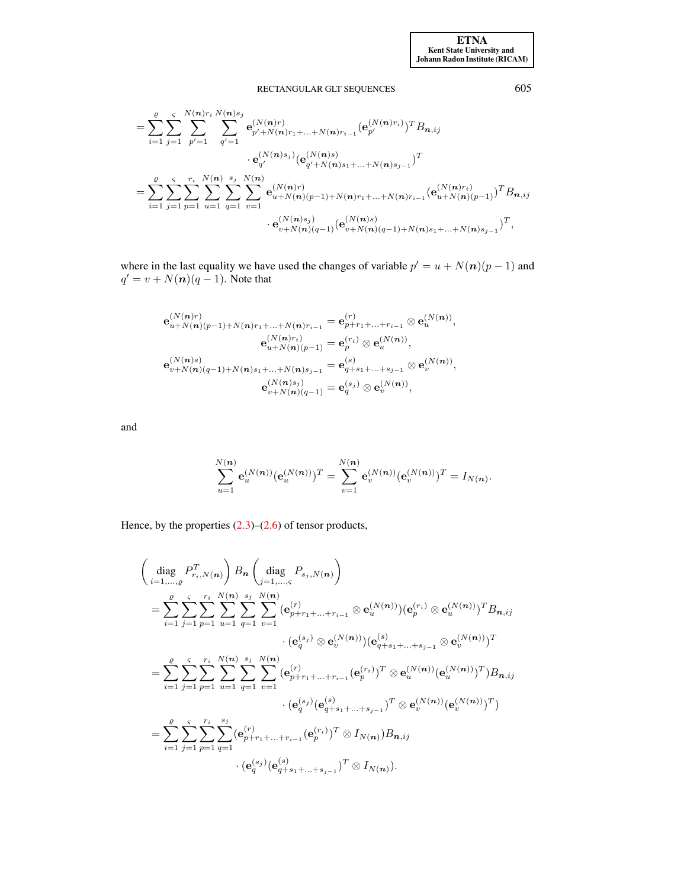$$
\begin{aligned}
&= \sum_{i=1}^{\varrho} \sum_{j=1}^{\varsigma} \sum_{p'=1}^{N(\boldsymbol{n})r_i} \sum_{q'=1}^{N(\boldsymbol{n})s_j} \mathbf{e}_{p'+N(\boldsymbol{n})r_1+\ldots+N(\boldsymbol{n})r_{i-1}}^{(N(\boldsymbol{n})r)} (\mathbf{e}_{p'}^{(N(\boldsymbol{n})r_i)})^T B_{\boldsymbol{n},ij} \\
&\qquad\qquad \cdot \mathbf{e}_{q'}^{(N(\boldsymbol{n})s_j)} (\mathbf{e}_{q'+N(\boldsymbol{n})s_1+\ldots+N(\boldsymbol{n})s_{j-1}}^{(N(\boldsymbol{n})s)})^T \\
&= \sum_{i=1}^{\varrho} \sum_{j=1}^{\varsigma} \sum_{p=1}^{r_i} \sum_{u=1}^{N(\boldsymbol{n})} \sum_{q=1}^{s_j} \sum_{v=1}^{N(\boldsymbol{n})} \mathbf{e}_{u+N(\boldsymbol{n})(p-1)+N(\boldsymbol{n})r_1+\ldots+N(\boldsymbol{n})r_{i-1}}^{(N(\boldsymbol{n})r)} (\mathbf{e}_{u+N(\boldsymbol{n})(p-1)}^{(N(\boldsymbol{n})r_i)})^T B_{\boldsymbol{n},ij} \\
&\qquad\qquad \cdot \mathbf{e}_{v+N(\boldsymbol{n})(q-1)}^{(N(\boldsymbol{n})s_j)} (\mathbf{e}_{v+N(\boldsymbol{n})(q-1)+N(\boldsymbol{n})s_1+\ldots+N(\boldsymbol{n})s_{j-1}}^{(N(\boldsymbol{n})s)})^T,
\end{aligned}
$$

where in the last equality we have used the changes of variable $p' = u + N(\boldsymbol{n})(p-1)$ and $q' = v + N(\boldsymbol{n})(q-1)$. Note that

$$
\begin{aligned}
\mathbf{e}_{u+N(\boldsymbol{n})(p-1)+N(\boldsymbol{n})r_1+\ldots+N(\boldsymbol{n})r_{i-1}}^{(N(\boldsymbol{n})r)} &= \mathbf{e}_{p+r_1+\ldots+r_{i-1}}^{(r)} \otimes \mathbf{e}_u^{(N(\boldsymbol{n}))}, \\
\mathbf{e}_{u+N(\boldsymbol{n})(p-1)}^{(N(\boldsymbol{n})r_i)} &= \mathbf{e}_p^{(r_i)} \otimes \mathbf{e}_u^{(N(\boldsymbol{n}))}, \\
\mathbf{e}_{v+N(\boldsymbol{n})(q-1)+N(\boldsymbol{n})s_1+\ldots+N(\boldsymbol{n})s_{j-1}}^{(N(\boldsymbol{n})s)} &= \mathbf{e}_{q+s_1+\ldots+s_{j-1}}^{(s)} \otimes \mathbf{e}_v^{(N(\boldsymbol{n}))}, \\
\mathbf{e}_{v+N(\boldsymbol{n})(q-1)}^{(N(\boldsymbol{n})s_j)} &= \mathbf{e}_q^{(s_j)} \otimes \mathbf{e}_v^{(N(\boldsymbol{n}))},
\end{aligned}
$$

and

$$
\sum_{u=1}^{N(\boldsymbol{n})} \mathbf{e}_u^{(N(\boldsymbol{n}))} (\mathbf{e}_u^{(N(\boldsymbol{n}))})^T = \sum_{v=1}^{N(\boldsymbol{n})} \mathbf{e}_v^{(N(\boldsymbol{n}))} (\mathbf{e}_v^{(N(\boldsymbol{n}))})^T = I_{N(\boldsymbol{n})}.
$$

Hence, by the properties (2.3)–(2.6) of tensor products,

$$
\begin{aligned}
&\left( \operatorname*{diag}_{i=1,\ldots,\varrho} P_{r_i,N(\boldsymbol{n})}^T \right) B_{\boldsymbol{n}} \left( \operatorname*{diag}_{j=1,\ldots,\varsigma} P_{s_j,N(\boldsymbol{n})} \right) \\
&= \sum_{i=1}^{\varrho} \sum_{j=1}^{\varsigma} \sum_{p=1}^{r_i} \sum_{u=1}^{N(\boldsymbol{n})} \sum_{q=1}^{s_j} \sum_{v=1}^{N(\boldsymbol{n})} (\mathbf{e}_{p+r_1+\ldots+r_{i-1}}^{(r)} \otimes \mathbf{e}_u^{(N(\boldsymbol{n}))}) (\mathbf{e}_p^{(r_i)} \otimes \mathbf{e}_u^{(N(\boldsymbol{n}))})^T B_{\boldsymbol{n},ij} \\
&\qquad\qquad \cdot (\mathbf{e}_q^{(s_j)} \otimes \mathbf{e}_v^{(N(\boldsymbol{n}))}) (\mathbf{e}_{q+s_1+\ldots+s_{j-1}}^{(s)} \otimes \mathbf{e}_v^{(N(\boldsymbol{n}))})^T \\
&= \sum_{i=1}^{\varrho} \sum_{j=1}^{\varsigma} \sum_{p=1}^{r_i} \sum_{u=1}^{N(\boldsymbol{n})} \sum_{q=1}^{s_j} \sum_{v=1}^{N(\boldsymbol{n})} (\mathbf{e}_{p+r_1+\ldots+r_{i-1}}^{(r)} (\mathbf{e}_p^{(r_i)})^T \otimes \mathbf{e}_u^{(N(\boldsymbol{n}))} (\mathbf{e}_u^{(N(\boldsymbol{n}))})^T) B_{\boldsymbol{n},ij} \\
&\qquad\qquad \cdot (\mathbf{e}_q^{(s_j)} (\mathbf{e}_{q+s_1+\ldots+s_{j-1}}^{(s)})^T \otimes \mathbf{e}_v^{(N(\boldsymbol{n}))} (\mathbf{e}_v^{(N(\boldsymbol{n}))})^T) \\
&= \sum_{i=1}^{\varrho} \sum_{j=1}^{\varsigma} \sum_{p=1}^{r_i} \sum_{q=1}^{s_j} (\mathbf{e}_{p+r_1+\ldots+r_{i-1}}^{(r)} (\mathbf{e}_p^{(r_i)})^T \otimes I_{N(\boldsymbol{n})}) B_{\boldsymbol{n},ij} \\
&\qquad\qquad \cdot (\mathbf{e}_q^{(s_j)} (\mathbf{e}_{q+s_1+\ldots+s_{j-1}}^{(s)})^T \otimes I_{N(\boldsymbol{n})}).
\end{aligned}
$$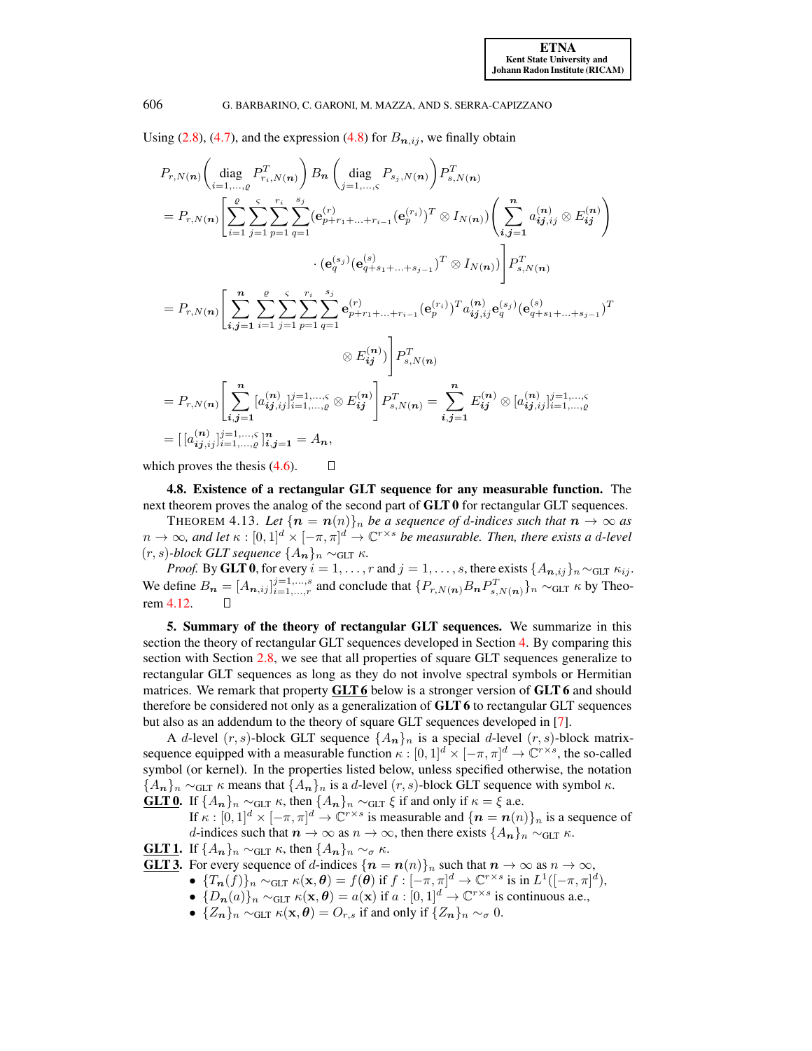Using (2.8), (4.7), and the expression (4.8) for $B_{\boldsymbol{n},ij}$, we finally obtain

$$
\begin{aligned}
&P_{r,N(\boldsymbol{n})}\left(\operatorname*{diag}_{i=1,\ldots,\varrho} P_{r_i,N(\boldsymbol{n})}^T\right) B_{\boldsymbol{n}} \left(\operatorname*{diag}_{j=1,\ldots,\varsigma} P_{s_j,N(\boldsymbol{n})}\right) P_{s,N(\boldsymbol{n})}^T \\
&= P_{r,N(\boldsymbol{n})}\Bigg[\sum_{i=1}^{\varrho}\sum_{j=1}^{\varsigma}\sum_{p=1}^{r_i}\sum_{q=1}^{s_j} (\mathbf{e}_{p+r_1+\ldots+r_{i-1}}^{(r)}(\mathbf{e}_p^{(r_i)})^T \otimes I_{N(\boldsymbol{n})})\left(\sum_{\boldsymbol{i},\boldsymbol{j}=\mathbf{1}}^{\boldsymbol{n}} a_{\boldsymbol{ij},ij}^{(\boldsymbol{n})} \otimes E_{\boldsymbol{ij}}^{(\boldsymbol{n})}\right) \\
&\qquad\qquad \cdot (\mathbf{e}_q^{(s_j)}(\mathbf{e}_{q+s_1+\ldots+s_{j-1}}^{(s)})^T \otimes I_{N(\boldsymbol{n})})\Bigg] P_{s,N(\boldsymbol{n})}^T \\
&= P_{r,N(\boldsymbol{n})}\Bigg[\sum_{\boldsymbol{i},\boldsymbol{j}=\mathbf{1}}^{\boldsymbol{n}}\sum_{i=1}^{\varrho}\sum_{j=1}^{\varsigma}\sum_{p=1}^{r_i}\sum_{q=1}^{s_j} \mathbf{e}_{p+r_1+\ldots+r_{i-1}}^{(r)}(\mathbf{e}_p^{(r_i)})^T a_{\boldsymbol{ij},ij}^{(\boldsymbol{n})} \mathbf{e}_q^{(s_j)}(\mathbf{e}_{q+s_1+\ldots+s_{j-1}}^{(s)})^T \\
&\qquad\qquad \otimes E_{\boldsymbol{ij}}^{(\boldsymbol{n})})\Bigg] P_{s,N(\boldsymbol{n})}^T \\
&= P_{r,N(\boldsymbol{n})}\left[\sum_{\boldsymbol{i},\boldsymbol{j}=\mathbf{1}}^{\boldsymbol{n}} [a_{\boldsymbol{ij},ij}^{(\boldsymbol{n})}]_{i=1,\ldots,\varrho}^{j=1,\ldots,\varsigma} \otimes E_{\boldsymbol{ij}}^{(\boldsymbol{n})}\right] P_{s,N(\boldsymbol{n})}^T = \sum_{\boldsymbol{i},\boldsymbol{j}=\mathbf{1}}^{\boldsymbol{n}} E_{\boldsymbol{ij}}^{(\boldsymbol{n})} \otimes [a_{\boldsymbol{ij},ij}^{(\boldsymbol{n})}]_{i=1,\ldots,\varrho}^{j=1,\ldots,\varsigma} \\
&= [\,[a_{\boldsymbol{ij},ij}^{(\boldsymbol{n})}]_{i=1,\ldots,\varrho}^{j=1,\ldots,\varsigma}\,]_{\boldsymbol{i},\boldsymbol{j}=\mathbf{1}}^{\boldsymbol{n}} = A_{\boldsymbol{n}},
\end{aligned}
$$

which proves the thesis (4.6). ∎

**4.8. Existence of a rectangular GLT sequence for any measurable function.** The next theorem proves the analog of the second part of **GLT 0** for rectangular GLT sequences.

THEOREM 4.13. *Let $\{\boldsymbol{n} = \boldsymbol{n}(n)\}_n$ be a sequence of $d$-indices such that $\boldsymbol{n} \to \infty$ as $n \to \infty$, and let $\kappa : [0,1]^d \times [-\pi,\pi]^d \to \mathbb{C}^{r\times s}$ be measurable. Then, there exists a $d$-level $(r,s)$-block GLT sequence $\{A_{\boldsymbol{n}}\}_n \sim_{\rm GLT} \kappa$.*

*Proof.* By **GLT 0**, for every $i = 1,\ldots,r$ and $j = 1,\ldots,s$, there exists $\{A_{\boldsymbol{n},ij}\}_n \sim_{\rm GLT} \kappa_{ij}$. We define $B_{\boldsymbol{n}} = [A_{\boldsymbol{n},ij}]_{i=1,\ldots,r}^{j=1,\ldots,s}$ and conclude that $\{P_{r,N(\boldsymbol{n})}B_{\boldsymbol{n}}P_{s,N(\boldsymbol{n})}^T\}_n \sim_{\rm GLT} \kappa$ by Theorem 4.12. ∎

**5. Summary of the theory of rectangular GLT sequences.** We summarize in this section the theory of rectangular GLT sequences developed in Section 4. By comparing this section with Section 2.8, we see that all properties of square GLT sequences generalize to rectangular GLT sequences as long as they do not involve spectral symbols or Hermitian matrices. We remark that property **GLT 6** below is a stronger version of **GLT 6** and should therefore be considered not only as a generalization of **GLT 6** to rectangular GLT sequences but also as an addendum to the theory of square GLT sequences developed in [7].

A $d$-level $(r,s)$-block GLT sequence $\{A_{\boldsymbol{n}}\}_n$ is a special $d$-level $(r,s)$-block matrix-sequence equipped with a measurable function $\kappa : [0,1]^d \times [-\pi,\pi]^d \to \mathbb{C}^{r\times s}$, the so-called symbol (or kernel). In the properties listed below, unless specified otherwise, the notation $\{A_{\boldsymbol{n}}\}_n \sim_{\rm GLT} \kappa$ means that $\{A_{\boldsymbol{n}}\}_n$ is a $d$-level $(r,s)$-block GLT sequence with symbol $\kappa$.

**GLT 0.** If $\{A_{\boldsymbol{n}}\}_n \sim_{\rm GLT} \kappa$, then $\{A_{\boldsymbol{n}}\}_n \sim_{\rm GLT} \xi$ if and only if $\kappa = \xi$ a.e.
If $\kappa : [0,1]^d \times [-\pi,\pi]^d \to \mathbb{C}^{r\times s}$ is measurable and $\{\boldsymbol{n} = \boldsymbol{n}(n)\}_n$ is a sequence of $d$-indices such that $\boldsymbol{n} \to \infty$ as $n \to \infty$, then there exists $\{A_{\boldsymbol{n}}\}_n \sim_{\rm GLT} \kappa$.

**GLT 1.** If $\{A_{\boldsymbol{n}}\}_n \sim_{\rm GLT} \kappa$, then $\{A_{\boldsymbol{n}}\}_n \sim_\sigma \kappa$.

**GLT 3.** For every sequence of $d$-indices $\{\boldsymbol{n} = \boldsymbol{n}(n)\}_n$ such that $\boldsymbol{n} \to \infty$ as $n \to \infty$,
- $\{T_{\boldsymbol{n}}(f)\}_n \sim_{\rm GLT} \kappa(\mathbf{x},\boldsymbol{\theta}) = f(\boldsymbol{\theta})$ if $f : [-\pi,\pi]^d \to \mathbb{C}^{r\times s}$ is in $L^1([-\pi,\pi]^d)$,
- $\{D_{\boldsymbol{n}}(a)\}_n \sim_{\rm GLT} \kappa(\mathbf{x},\boldsymbol{\theta}) = a(\mathbf{x})$ if $a : [0,1]^d \to \mathbb{C}^{r\times s}$ is continuous a.e.,
- $\{Z_{\boldsymbol{n}}\}_n \sim_{\rm GLT} \kappa(\mathbf{x},\boldsymbol{\theta}) = O_{r,s}$ if and only if $\{Z_{\boldsymbol{n}}\}_n \sim_\sigma 0$.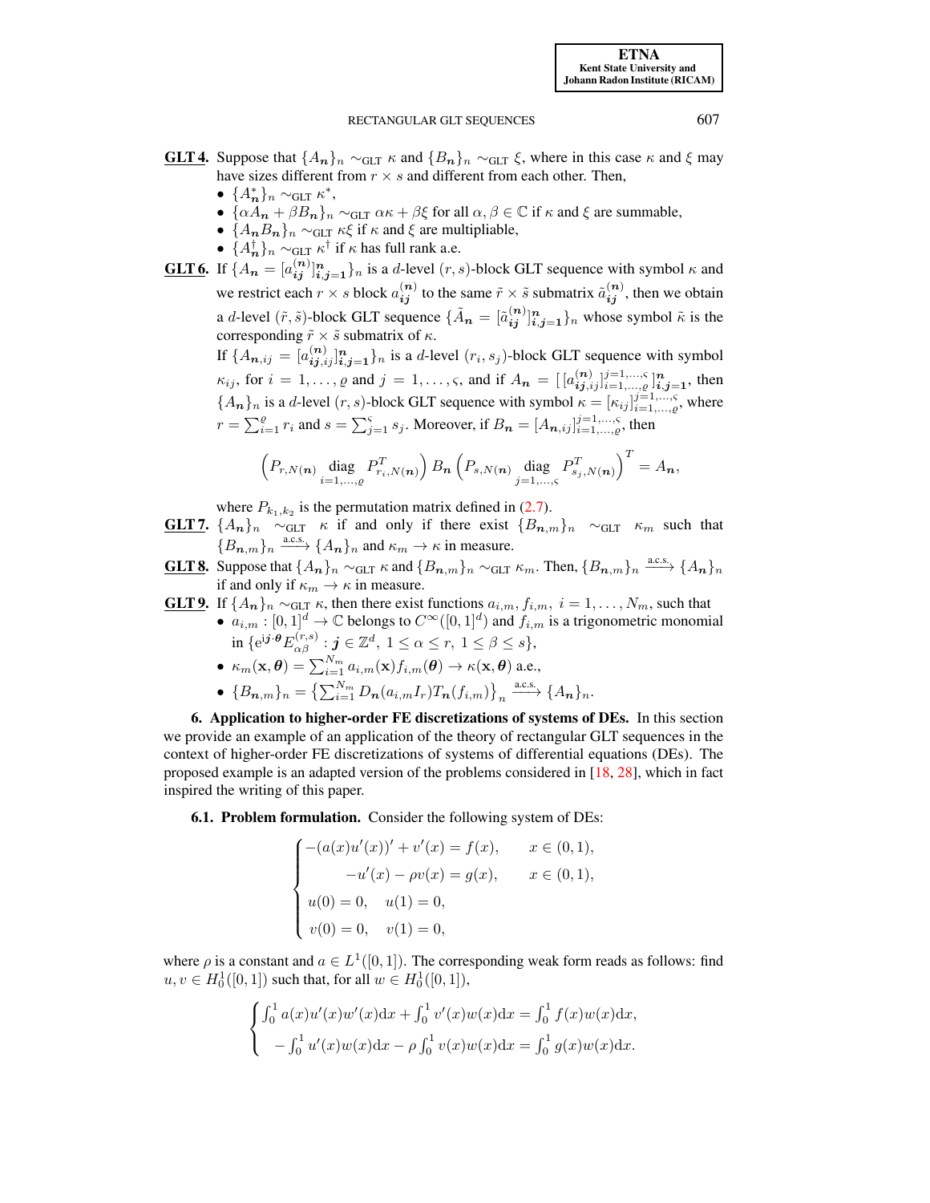**GLT 4.** Suppose that $\{A_{\boldsymbol{n}}\}_n \sim_{\rm GLT} \kappa$ and $\{B_{\boldsymbol{n}}\}_n \sim_{\rm GLT} \xi$, where in this case $\kappa$ and $\xi$ may have sizes different from $r \times s$ and different from each other. Then,

- $\{A_{\boldsymbol{n}}^*\}_n \sim_{\rm GLT} \kappa^*$,
- $\{\alpha A_{\boldsymbol{n}} + \beta B_{\boldsymbol{n}}\}_n \sim_{\rm GLT} \alpha\kappa + \beta\xi$ for all $\alpha, \beta \in \mathbb{C}$ if $\kappa$ and $\xi$ are summable,
- $\{A_{\boldsymbol{n}} B_{\boldsymbol{n}}\}_n \sim_{\rm GLT} \kappa\xi$ if $\kappa$ and $\xi$ are multipliable,
- $\{A_{\boldsymbol{n}}^\dagger\}_n \sim_{\rm GLT} \kappa^\dagger$ if $\kappa$ has full rank a.e.

**GLT 6.** If $\{A_{\boldsymbol{n}} = [a_{\boldsymbol{ij}}^{(\boldsymbol{n})}]_{\boldsymbol{i},\boldsymbol{j}=\boldsymbol{1}}^{\boldsymbol{n}}\}_n$ is a $d$-level $(r,s)$-block GLT sequence with symbol $\kappa$ and we restrict each $r \times s$ block $a_{\boldsymbol{ij}}^{(\boldsymbol{n})}$ to the same $\tilde{r} \times \tilde{s}$ submatrix $\tilde{a}_{\boldsymbol{ij}}^{(\boldsymbol{n})}$, then we obtain a $d$-level $(\tilde{r},\tilde{s})$-block GLT sequence $\{\tilde{A}_{\boldsymbol{n}} = [\tilde{a}_{\boldsymbol{ij}}^{(\boldsymbol{n})}]_{\boldsymbol{i},\boldsymbol{j}=\boldsymbol{1}}^{\boldsymbol{n}}\}_n$ whose symbol $\tilde{\kappa}$ is the corresponding $\tilde{r} \times \tilde{s}$ submatrix of $\kappa$.

If $\{A_{\boldsymbol{n},ij} = [a_{\boldsymbol{ij},ij}^{(\boldsymbol{n})}]_{\boldsymbol{i},\boldsymbol{j}=\boldsymbol{1}}^{\boldsymbol{n}}\}_n$ is a $d$-level $(r_i, s_j)$-block GLT sequence with symbol $\kappa_{ij}$, for $i = 1,\ldots,\varrho$ and $j = 1,\ldots,\varsigma$, and if $A_{\boldsymbol{n}} = [\,[a_{\boldsymbol{ij},ij}^{(\boldsymbol{n})}]_{i=1,\ldots,\varrho}^{j=1,\ldots,\varsigma}\,]_{\boldsymbol{i},\boldsymbol{j}=\boldsymbol{1}}^{\boldsymbol{n}}$, then $\{A_{\boldsymbol{n}}\}_n$ is a $d$-level $(r,s)$-block GLT sequence with symbol $\kappa = [\kappa_{ij}]_{i=1,\ldots,\varrho}^{j=1,\ldots,\varsigma}$, where $r = \sum_{i=1}^{\varrho} r_i$ and $s = \sum_{j=1}^{\varsigma} s_j$. Moreover, if $B_{\boldsymbol{n}} = [A_{\boldsymbol{n},ij}]_{i=1,\ldots,\varrho}^{j=1,\ldots,\varsigma}$, then

$$\Big(P_{r,N(\boldsymbol{n})} \operatorname*{diag}_{i=1,\ldots,\varrho} P_{r_i,N(\boldsymbol{n})}^T\Big) B_{\boldsymbol{n}} \Big(P_{s,N(\boldsymbol{n})} \operatorname*{diag}_{j=1,\ldots,\varsigma} P_{s_j,N(\boldsymbol{n})}^T\Big)^T = A_{\boldsymbol{n}},$$

where $P_{k_1,k_2}$ is the permutation matrix defined in (2.7).

**GLT 7.** $\{A_{\boldsymbol{n}}\}_n \sim_{\rm GLT} \kappa$ if and only if there exist $\{B_{\boldsymbol{n},m}\}_n \sim_{\rm GLT} \kappa_m$ such that $\{B_{\boldsymbol{n},m}\}_n \xrightarrow{\text{a.c.s.}} \{A_{\boldsymbol{n}}\}_n$ and $\kappa_m \to \kappa$ in measure.

**GLT 8.** Suppose that $\{A_{\boldsymbol{n}}\}_n \sim_{\rm GLT} \kappa$ and $\{B_{\boldsymbol{n},m}\}_n \sim_{\rm GLT} \kappa_m$. Then, $\{B_{\boldsymbol{n},m}\}_n \xrightarrow{\text{a.c.s.}} \{A_{\boldsymbol{n}}\}_n$ if and only if $\kappa_m \to \kappa$ in measure.

**GLT 9.** If $\{A_{\boldsymbol{n}}\}_n \sim_{\rm GLT} \kappa$, then there exist functions $a_{i,m}, f_{i,m},\ i = 1,\ldots,N_m$, such that

- $a_{i,m} : [0,1]^d \to \mathbb{C}$ belongs to $C^\infty([0,1]^d)$ and $f_{i,m}$ is a trigonometric monomial in $\{\mathrm{e}^{\mathrm{i}\boldsymbol{j}\cdot\boldsymbol{\theta}} E_{\alpha\beta}^{(r,s)} : \boldsymbol{j} \in \mathbb{Z}^d,\ 1 \le \alpha \le r,\ 1 \le \beta \le s\}$,
- $\kappa_m(\mathbf{x},\boldsymbol{\theta}) = \sum_{i=1}^{N_m} a_{i,m}(\mathbf{x}) f_{i,m}(\boldsymbol{\theta}) \to \kappa(\mathbf{x},\boldsymbol{\theta})$ a.e.,
- $\{B_{\boldsymbol{n},m}\}_n = \big\{\sum_{i=1}^{N_m} D_{\boldsymbol{n}}(a_{i,m} I_r) T_{\boldsymbol{n}}(f_{i,m})\big\}_n \xrightarrow{\text{a.c.s.}} \{A_{\boldsymbol{n}}\}_n$.

## 6. Application to higher-order FE discretizations of systems of DEs.

In this section we provide an example of an application of the theory of rectangular GLT sequences in the context of higher-order FE discretizations of systems of differential equations (DEs). The proposed example is an adapted version of the problems considered in [18, 28], which in fact inspired the writing of this paper.

### 6.1. Problem formulation.

Consider the following system of DEs:

$$\begin{cases} -(a(x)u'(x))' + v'(x) = f(x), & x \in (0,1), \\ \qquad -u'(x) - \rho v(x) = g(x), & x \in (0,1), \\ u(0) = 0, \quad u(1) = 0, \\ v(0) = 0, \quad v(1) = 0, \end{cases}$$

where $\rho$ is a constant and $a \in L^1([0,1])$. The corresponding weak form reads as follows: find $u, v \in H_0^1([0,1])$ such that, for all $w \in H_0^1([0,1])$,

$$\begin{cases} \int_0^1 a(x)u'(x)w'(x)\mathrm{d}x + \int_0^1 v'(x)w(x)\mathrm{d}x = \int_0^1 f(x)w(x)\mathrm{d}x, \\ \quad -\int_0^1 u'(x)w(x)\mathrm{d}x - \rho\int_0^1 v(x)w(x)\mathrm{d}x = \int_0^1 g(x)w(x)\mathrm{d}x. \end{cases}$$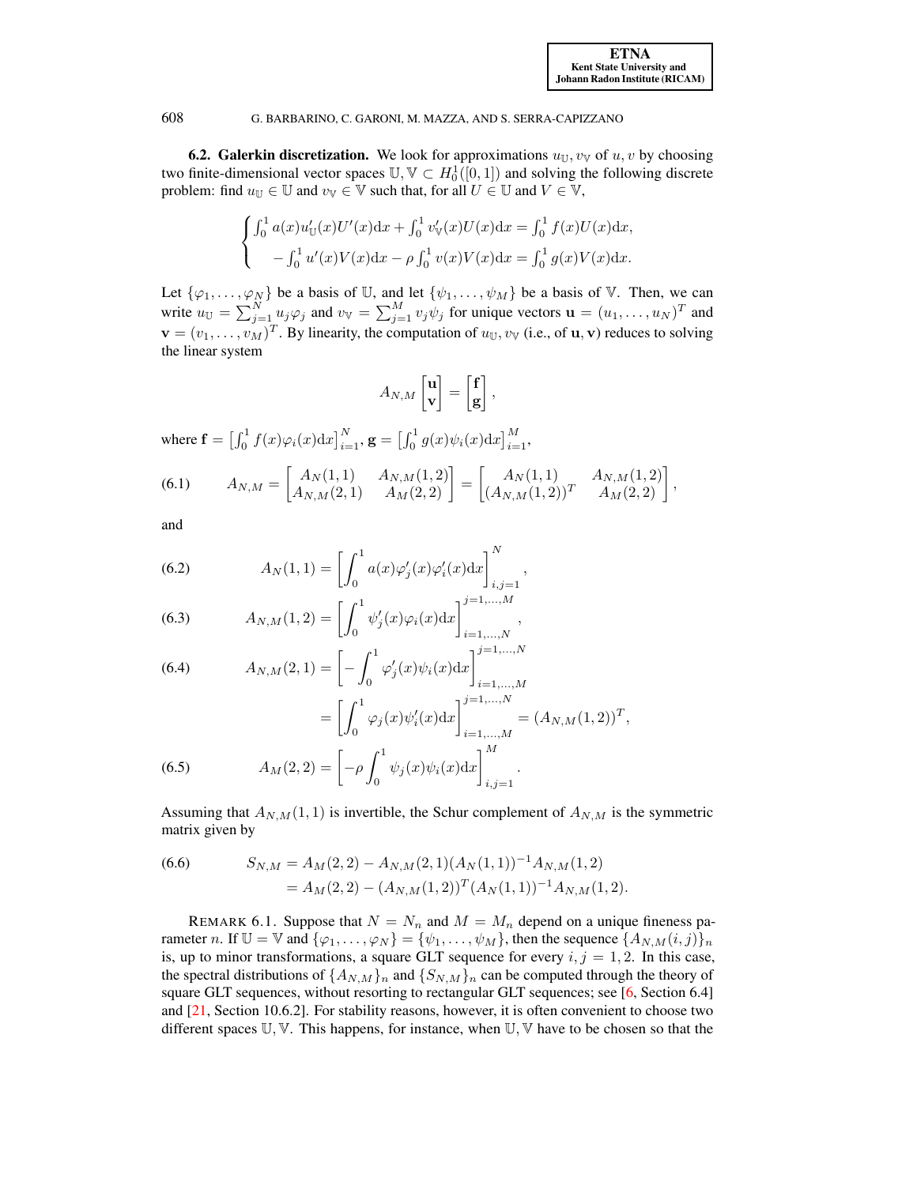**6.2. Galerkin discretization.** We look for approximations $u_{\mathbb{U}}, v_{\mathbb{V}}$ of $u, v$ by choosing two finite-dimensional vector spaces $\mathbb{U}, \mathbb{V} \subset H_0^1([0,1])$ and solving the following discrete problem: find $u_{\mathbb{U}} \in \mathbb{U}$ and $v_{\mathbb{V}} \in \mathbb{V}$ such that, for all $U \in \mathbb{U}$ and $V \in \mathbb{V}$,

$$\begin{cases} \int_0^1 a(x)u_{\mathbb{U}}'(x)U'(x)\mathrm{d}x + \int_0^1 v_{\mathbb{V}}'(x)U(x)\mathrm{d}x = \int_0^1 f(x)U(x)\mathrm{d}x, \\ \quad -\int_0^1 u'(x)V(x)\mathrm{d}x - \rho\int_0^1 v(x)V(x)\mathrm{d}x = \int_0^1 g(x)V(x)\mathrm{d}x. \end{cases}$$

Let $\{\varphi_1,\ldots,\varphi_N\}$ be a basis of $\mathbb{U}$, and let $\{\psi_1,\ldots,\psi_M\}$ be a basis of $\mathbb{V}$. Then, we can write $u_{\mathbb{U}} = \sum_{j=1}^N u_j\varphi_j$ and $v_{\mathbb{V}} = \sum_{j=1}^M v_j\psi_j$ for unique vectors $\mathbf{u} = (u_1,\ldots,u_N)^T$ and $\mathbf{v} = (v_1,\ldots,v_M)^T$. By linearity, the computation of $u_{\mathbb{U}}, v_{\mathbb{V}}$ (i.e., of $\mathbf{u}, \mathbf{v}$) reduces to solving the linear system

$$A_{N,M}\begin{bmatrix}\mathbf{u}\\ \mathbf{v}\end{bmatrix} = \begin{bmatrix}\mathbf{f}\\ \mathbf{g}\end{bmatrix},$$

where $\mathbf{f} = \left[\int_0^1 f(x)\varphi_i(x)\mathrm{d}x\right]_{i=1}^N$, $\mathbf{g} = \left[\int_0^1 g(x)\psi_i(x)\mathrm{d}x\right]_{i=1}^M$,

$$A_{N,M} = \begin{bmatrix} A_N(1,1) & A_{N,M}(1,2) \\ A_{N,M}(2,1) & A_M(2,2)\end{bmatrix} = \begin{bmatrix} A_N(1,1) & A_{N,M}(1,2) \\ (A_{N,M}(1,2))^T & A_M(2,2)\end{bmatrix}, \tag{6.1}$$

and

$$A_N(1,1) = \left[\int_0^1 a(x)\varphi_j'(x)\varphi_i'(x)\mathrm{d}x\right]_{i,j=1}^N, \tag{6.2}$$

$$A_{N,M}(1,2) = \left[\int_0^1 \psi_j'(x)\varphi_i(x)\mathrm{d}x\right]_{i=1,\ldots,N}^{j=1,\ldots,M}, \tag{6.3}$$

$$\begin{aligned} A_{N,M}(2,1) &= \left[-\int_0^1 \varphi_j'(x)\psi_i(x)\mathrm{d}x\right]_{i=1,\ldots,M}^{j=1,\ldots,N} \\ &= \left[\int_0^1 \varphi_j(x)\psi_i'(x)\mathrm{d}x\right]_{i=1,\ldots,M}^{j=1,\ldots,N} = (A_{N,M}(1,2))^T, \end{aligned} \tag{6.4}$$

$$A_M(2,2) = \left[-\rho\int_0^1 \psi_j(x)\psi_i(x)\mathrm{d}x\right]_{i,j=1}^M. \tag{6.5}$$

Assuming that $A_{N,M}(1,1)$ is invertible, the Schur complement of $A_{N,M}$ is the symmetric matrix given by

$$\begin{aligned} S_{N,M} &= A_M(2,2) - A_{N,M}(2,1)(A_N(1,1))^{-1}A_{N,M}(1,2) \\ &= A_M(2,2) - (A_{N,M}(1,2))^T(A_N(1,1))^{-1}A_{N,M}(1,2). \end{aligned} \tag{6.6}$$

REMARK 6.1. Suppose that $N = N_n$ and $M = M_n$ depend on a unique fineness parameter $n$. If $\mathbb{U} = \mathbb{V}$ and $\{\varphi_1,\ldots,\varphi_N\} = \{\psi_1,\ldots,\psi_M\}$, then the sequence $\{A_{N,M}(i,j)\}_n$ is, up to minor transformations, a square GLT sequence for every $i,j = 1,2$. In this case, the spectral distributions of $\{A_{N,M}\}_n$ and $\{S_{N,M}\}_n$ can be computed through the theory of square GLT sequences, without resorting to rectangular GLT sequences; see [6, Section 6.4] and [21, Section 10.6.2]. For stability reasons, however, it is often convenient to choose two different spaces $\mathbb{U}, \mathbb{V}$. This happens, for instance, when $\mathbb{U}, \mathbb{V}$ have to be chosen so that the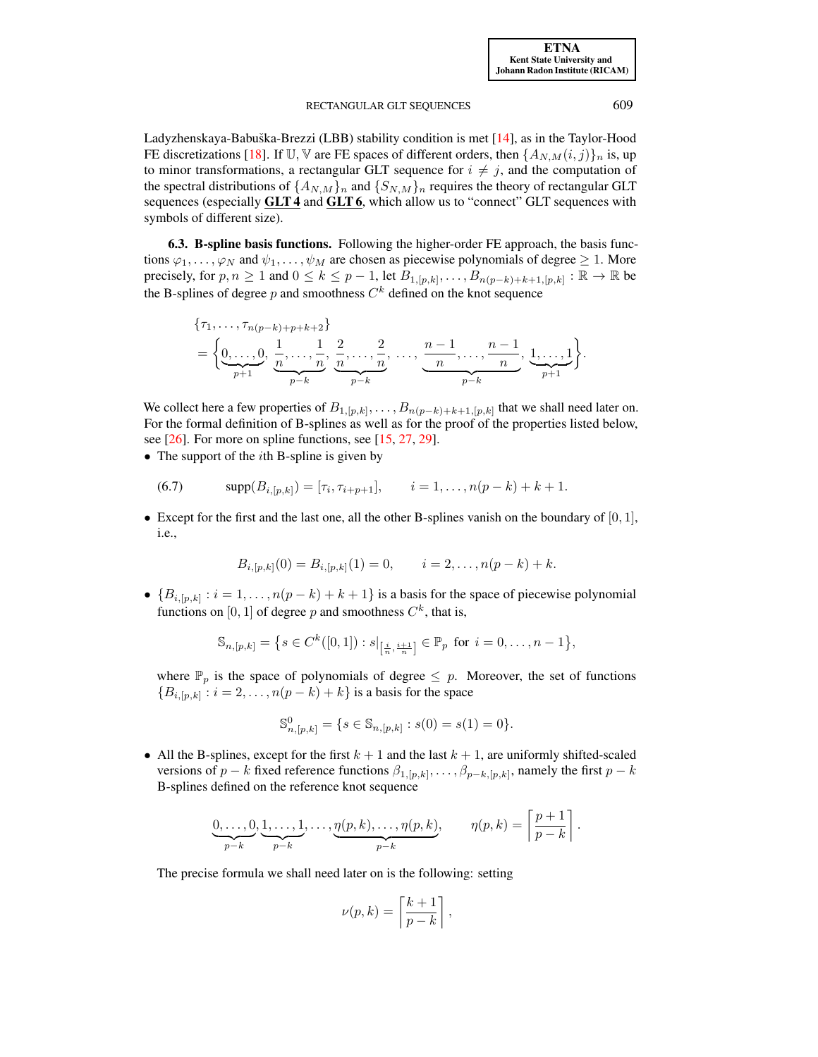Ladyzhenskaya-Babuška-Brezzi (LBB) stability condition is met [14], as in the Taylor-Hood FE discretizations [18]. If $\mathbb{U}, \mathbb{V}$ are FE spaces of different orders, then $\{A_{N,M}(i,j)\}_n$ is, up to minor transformations, a rectangular GLT sequence for $i \neq j$, and the computation of the spectral distributions of $\{A_{N,M}\}_n$ and $\{S_{N,M}\}_n$ requires the theory of rectangular GLT sequences (especially **GLT 4** and **GLT 6**, which allow us to "connect" GLT sequences with symbols of different size).

**6.3. B-spline basis functions.** Following the higher-order FE approach, the basis functions $\varphi_1, \ldots, \varphi_N$ and $\psi_1, \ldots, \psi_M$ are chosen as piecewise polynomials of degree $\geq 1$. More precisely, for $p, n \geq 1$ and $0 \leq k \leq p-1$, let $B_{1,[p,k]}, \ldots, B_{n(p-k)+k+1,[p,k]} : \mathbb{R} \to \mathbb{R}$ be the B-splines of degree $p$ and smoothness $C^k$ defined on the knot sequence

$$
\begin{aligned}
&\{\tau_1, \ldots, \tau_{n(p-k)+p+k+2}\} \\
&= \Big\{\underbrace{0, \ldots, 0}_{p+1}, \underbrace{\frac{1}{n}, \ldots, \frac{1}{n}}_{p-k}, \underbrace{\frac{2}{n}, \ldots, \frac{2}{n}}_{p-k}, \ldots, \underbrace{\frac{n-1}{n}, \ldots, \frac{n-1}{n}}_{p-k}, \underbrace{1, \ldots, 1}_{p+1}\Big\}.
\end{aligned}
$$

We collect here a few properties of $B_{1,[p,k]}, \ldots, B_{n(p-k)+k+1,[p,k]}$ that we shall need later on. For the formal definition of B-splines as well as for the proof of the properties listed below, see [26]. For more on spline functions, see [15, 27, 29].

- The support of the $i$th B-spline is given by

$$
\text{supp}(B_{i,[p,k]}) = [\tau_i, \tau_{i+p+1}], \qquad i = 1, \ldots, n(p-k)+k+1. \tag{6.7}
$$

- Except for the first and the last one, all the other B-splines vanish on the boundary of $[0,1]$, i.e.,

$$
B_{i,[p,k]}(0) = B_{i,[p,k]}(1) = 0, \qquad i = 2, \ldots, n(p-k)+k.
$$

- $\{B_{i,[p,k]} : i = 1, \ldots, n(p-k)+k+1\}$ is a basis for the space of piecewise polynomial functions on $[0,1]$ of degree $p$ and smoothness $C^k$, that is,

$$
\mathbb{S}_{n,[p,k]} = \left\{ s \in C^k([0,1]) : s|_{\left[\frac{i}{n}, \frac{i+1}{n}\right]} \in \mathbb{P}_p \text{ for } i = 0, \ldots, n-1 \right\},
$$

  where $\mathbb{P}_p$ is the space of polynomials of degree $\leq p$. Moreover, the set of functions $\{B_{i,[p,k]} : i = 2, \ldots, n(p-k)+k\}$ is a basis for the space

$$
\mathbb{S}^0_{n,[p,k]} = \{ s \in \mathbb{S}_{n,[p,k]} : s(0) = s(1) = 0 \}.
$$

- All the B-splines, except for the first $k+1$ and the last $k+1$, are uniformly shifted-scaled versions of $p-k$ fixed reference functions $\beta_{1,[p,k]}, \ldots, \beta_{p-k,[p,k]}$, namely the first $p-k$ B-splines defined on the reference knot sequence

$$
\underbrace{0, \ldots, 0}_{p-k}, \underbrace{1, \ldots, 1}_{p-k}, \ldots, \underbrace{\eta(p,k), \ldots, \eta(p,k)}_{p-k}, \qquad \eta(p,k) = \left\lceil \frac{p+1}{p-k} \right\rceil.
$$

  The precise formula we shall need later on is the following: setting

$$
\nu(p,k) = \left\lceil \frac{k+1}{p-k} \right\rceil,
$$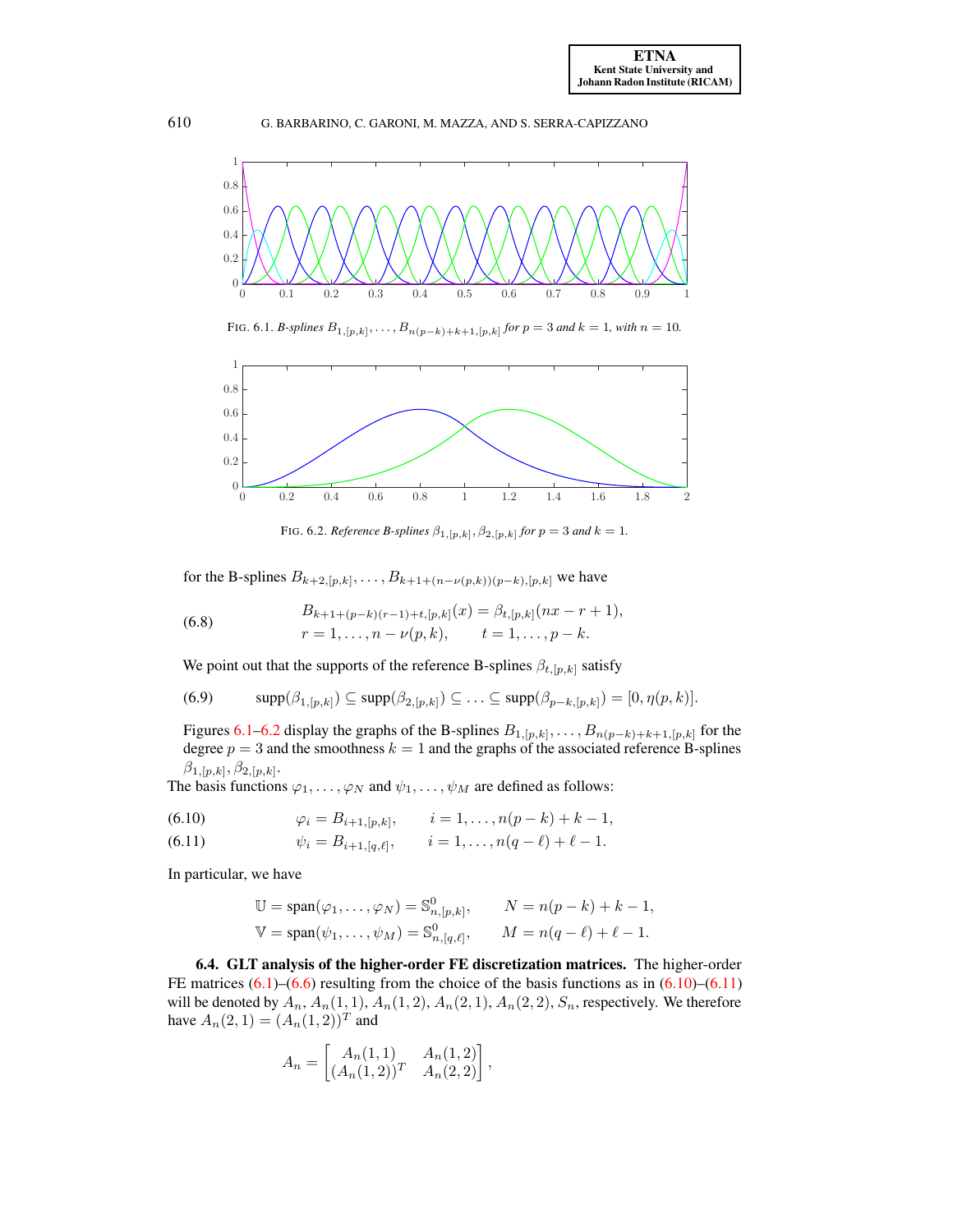FIG. 6.1. *B-splines* $B_{1,[p,k]}, \ldots, B_{n(p-k)+k+1,[p,k]}$ *for* $p = 3$ *and* $k = 1$*, with* $n = 10$.

FIG. 6.2. *Reference B-splines* $\beta_{1,[p,k]}, \beta_{2,[p,k]}$ *for* $p = 3$ *and* $k = 1$.

for the B-splines $B_{k+2,[p,k]}, \ldots, B_{k+1+(n-\nu(p,k))(p-k),[p,k]}$ we have

$$
\begin{aligned}
&B_{k+1+(p-k)(r-1)+t,[p,k]}(x) = \beta_{t,[p,k]}(nx - r + 1), \\
&r = 1, \ldots, n - \nu(p,k), \qquad t = 1, \ldots, p - k.
\end{aligned}
\tag{6.8}
$$

We point out that the supports of the reference B-splines $\beta_{t,[p,k]}$ satisfy

$$
\text{supp}(\beta_{1,[p,k]}) \subseteq \text{supp}(\beta_{2,[p,k]}) \subseteq \ldots \subseteq \text{supp}(\beta_{p-k,[p,k]}) = [0, \eta(p,k)]. \tag{6.9}
$$

Figures 6.1–6.2 display the graphs of the B-splines $B_{1,[p,k]}, \ldots, B_{n(p-k)+k+1,[p,k]}$ for the degree $p = 3$ and the smoothness $k = 1$ and the graphs of the associated reference B-splines $\beta_{1,[p,k]}, \beta_{2,[p,k]}$.

The basis functions $\varphi_1, \ldots, \varphi_N$ and $\psi_1, \ldots, \psi_M$ are defined as follows:

$$
\varphi_i = B_{i+1,[p,k]}, \qquad i = 1, \ldots, n(p-k) + k - 1, \tag{6.10}
$$

$$
\psi_i = B_{i+1,[q,\ell]}, \qquad i = 1, \ldots, n(q-\ell) + \ell - 1. \tag{6.11}
$$

In particular, we have

$$
\begin{aligned}
\mathbb{U} &= \text{span}(\varphi_1, \ldots, \varphi_N) = \mathbb{S}^0_{n,[p,k]}, \qquad N = n(p-k) + k - 1, \\
\mathbb{V} &= \text{span}(\psi_1, \ldots, \psi_M) = \mathbb{S}^0_{n,[q,\ell]}, \qquad M = n(q-\ell) + \ell - 1.
\end{aligned}
$$

**6.4. GLT analysis of the higher-order FE discretization matrices.** The higher-order FE matrices (6.1)–(6.6) resulting from the choice of the basis functions as in (6.10)–(6.11) will be denoted by $A_n$, $A_n(1,1)$, $A_n(1,2)$, $A_n(2,1)$, $A_n(2,2)$, $S_n$, respectively. We therefore have $A_n(2,1) = (A_n(1,2))^T$ and

$$
A_n = \begin{bmatrix} A_n(1,1) & A_n(1,2) \\ (A_n(1,2))^T & A_n(2,2) \end{bmatrix},
$$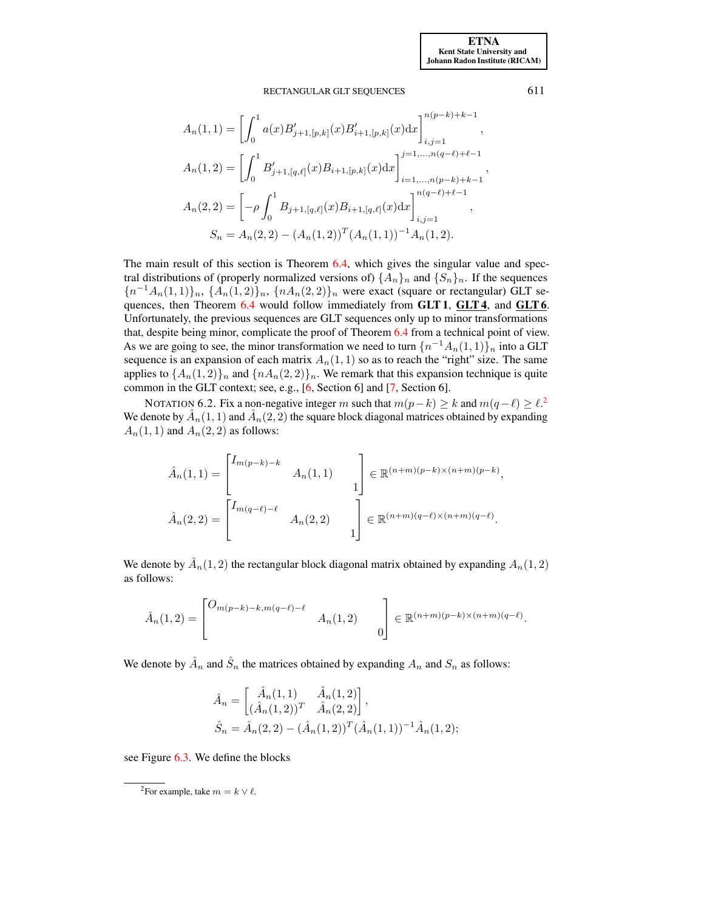$$A_n(1,1) = \left[ \int_0^1 a(x) B'_{j+1,[p,k]}(x) B'_{i+1,[p,k]}(x) \mathrm{d}x \right]_{i,j=1}^{n(p-k)+k-1},$$

$$A_n(1,2) = \left[ \int_0^1 B'_{j+1,[q,\ell]}(x) B_{i+1,[p,k]}(x) \mathrm{d}x \right]_{i=1,\ldots,n(p-k)+k-1}^{j=1,\ldots,n(q-\ell)+\ell-1},$$

$$A_n(2,2) = \left[ -\rho \int_0^1 B_{j+1,[q,\ell]}(x) B_{i+1,[q,\ell]}(x) \mathrm{d}x \right]_{i,j=1}^{n(q-\ell)+\ell-1},$$

$$S_n = A_n(2,2) - (A_n(1,2))^T (A_n(1,1))^{-1} A_n(1,2).$$

The main result of this section is Theorem 6.4, which gives the singular value and spectral distributions of (properly normalized versions of) $\{A_n\}_n$ and $\{S_n\}_n$. If the sequences $\{n^{-1}A_n(1,1)\}_n$, $\{A_n(1,2)\}_n$, $\{nA_n(2,2)\}_n$ were exact (square or rectangular) GLT sequences, then Theorem 6.4 would follow immediately from **GLT 1**, **GLT 4**, and **GLT 6**. Unfortunately, the previous sequences are GLT sequences only up to minor transformations that, despite being minor, complicate the proof of Theorem 6.4 from a technical point of view. As we are going to see, the minor transformation we need to turn $\{n^{-1}A_n(1,1)\}_n$ into a GLT sequence is an expansion of each matrix $A_n(1,1)$ so as to reach the "right" size. The same applies to $\{A_n(1,2)\}_n$ and $\{nA_n(2,2)\}_n$. We remark that this expansion technique is quite common in the GLT context; see, e.g., [6, Section 6] and [7, Section 6].

NOTATION 6.2. Fix a non-negative integer $m$ such that $m(p-k) \geq k$ and $m(q-\ell) \geq \ell$.[2] We denote by $\hat{A}_n(1,1)$ and $\hat{A}_n(2,2)$ the square block diagonal matrices obtained by expanding $A_n(1,1)$ and $A_n(2,2)$ as follows:

$$\hat{A}_n(1,1) = \begin{bmatrix} I_{m(p-k)-k} & & \\ & A_n(1,1) & \\ & & 1 \end{bmatrix} \in \mathbb{R}^{(n+m)(p-k) \times (n+m)(p-k)},$$

$$\hat{A}_n(2,2) = \begin{bmatrix} I_{m(q-\ell)-\ell} & & \\ & A_n(2,2) & \\ & & 1 \end{bmatrix} \in \mathbb{R}^{(n+m)(q-\ell) \times (n+m)(q-\ell)}.$$

We denote by $\hat{A}_n(1,2)$ the rectangular block diagonal matrix obtained by expanding $A_n(1,2)$ as follows:

$$\hat{A}_n(1,2) = \begin{bmatrix} O_{m(p-k)-k,\,m(q-\ell)-\ell} & & \\ & A_n(1,2) & \\ & & 0 \end{bmatrix} \in \mathbb{R}^{(n+m)(p-k) \times (n+m)(q-\ell)}.$$

We denote by $\hat{A}_n$ and $\hat{S}_n$ the matrices obtained by expanding $A_n$ and $S_n$ as follows:

$$\hat{A}_n = \begin{bmatrix} \hat{A}_n(1,1) & \hat{A}_n(1,2) \\ (\hat{A}_n(1,2))^T & \hat{A}_n(2,2) \end{bmatrix},$$

$$\hat{S}_n = \hat{A}_n(2,2) - (\hat{A}_n(1,2))^T (\hat{A}_n(1,1))^{-1} \hat{A}_n(1,2);$$

see Figure 6.3. We define the blocks

[2] For example, take $m = k \vee \ell$.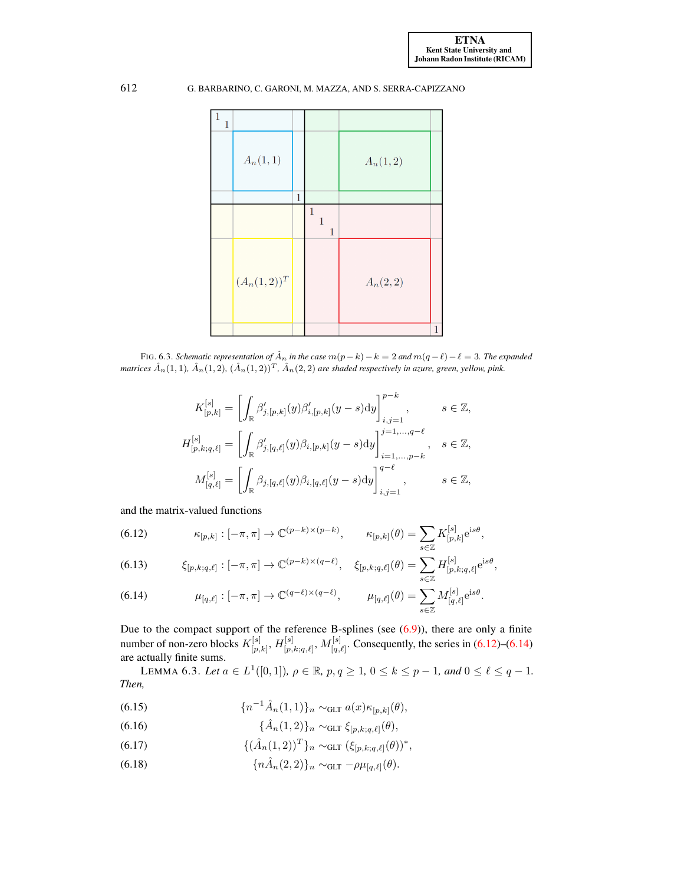FIG. 6.3. *Schematic representation of $\hat{A}_n$ in the case $m(p-k)-k=2$ and $m(q-\ell)-\ell=3$. The expanded matrices $\hat{A}_n(1,1)$, $\hat{A}_n(1,2)$, $(\hat{A}_n(1,2))^T$, $\hat{A}_n(2,2)$ are shaded respectively in azure, green, yellow, pink.*

$$
\begin{aligned}
K_{[p,k]}^{[s]} &= \left[\int_{\mathbb{R}} \beta'_{j,[p,k]}(y)\beta'_{i,[p,k]}(y-s)\mathrm{d}y\right]_{i,j=1}^{p-k}, \qquad s \in \mathbb{Z},\\
H_{[p,k;q,\ell]}^{[s]} &= \left[\int_{\mathbb{R}} \beta'_{j,[q,\ell]}(y)\beta_{i,[p,k]}(y-s)\mathrm{d}y\right]_{i=1,\dots,p-k}^{j=1,\dots,q-\ell}, \quad s \in \mathbb{Z},\\
M_{[q,\ell]}^{[s]} &= \left[\int_{\mathbb{R}} \beta_{j,[q,\ell]}(y)\beta_{i,[q,\ell]}(y-s)\mathrm{d}y\right]_{i,j=1}^{q-\ell}, \qquad s \in \mathbb{Z},
\end{aligned}
$$

and the matrix-valued functions

$$
\kappa_{[p,k]} : [-\pi,\pi] \to \mathbb{C}^{(p-k)\times(p-k)}, \qquad \kappa_{[p,k]}(\theta) = \sum_{s\in\mathbb{Z}} K_{[p,k]}^{[s]} \mathrm{e}^{\mathrm{i}s\theta}, \tag{6.12}
$$

$$
\xi_{[p,k;q,\ell]} : [-\pi,\pi] \to \mathbb{C}^{(p-k)\times(q-\ell)}, \quad \xi_{[p,k;q,\ell]}(\theta) = \sum_{s\in\mathbb{Z}} H_{[p,k;q,\ell]}^{[s]} \mathrm{e}^{\mathrm{i}s\theta}, \tag{6.13}
$$

$$
\mu_{[q,\ell]} : [-\pi,\pi] \to \mathbb{C}^{(q-\ell)\times(q-\ell)}, \qquad \mu_{[q,\ell]}(\theta) = \sum_{s\in\mathbb{Z}} M_{[q,\ell]}^{[s]} \mathrm{e}^{\mathrm{i}s\theta}. \tag{6.14}
$$

Due to the compact support of the reference B-splines (see (6.9)), there are only a finite number of non-zero blocks $K_{[p,k]}^{[s]}$, $H_{[p,k;q,\ell]}^{[s]}$, $M_{[q,\ell]}^{[s]}$. Consequently, the series in (6.12)–(6.14) are actually finite sums.

LEMMA 6.3. *Let $a \in L^1([0,1])$, $\rho \in \mathbb{R}$, $p,q \geq 1$, $0 \leq k \leq p-1$, and $0 \leq \ell \leq q-1$. Then,*

$$
\{n^{-1}\hat{A}_n(1,1)\}_n \sim_{\mathrm{GLT}} a(x)\kappa_{[p,k]}(\theta), \tag{6.15}
$$

$$
\{\hat{A}_n(1,2)\}_n \sim_{\mathrm{GLT}} \xi_{[p,k;q,\ell]}(\theta), \tag{6.16}
$$

$$
\{(\hat{A}_n(1,2))^T\}_n \sim_{\mathrm{GLT}} (\xi_{[p,k;q,\ell]}(\theta))^*, \tag{6.17}
$$

$$
\{n\hat{A}_n(2,2)\}_n \sim_{\mathrm{GLT}} -\rho\mu_{[q,\ell]}(\theta). \tag{6.18}
$$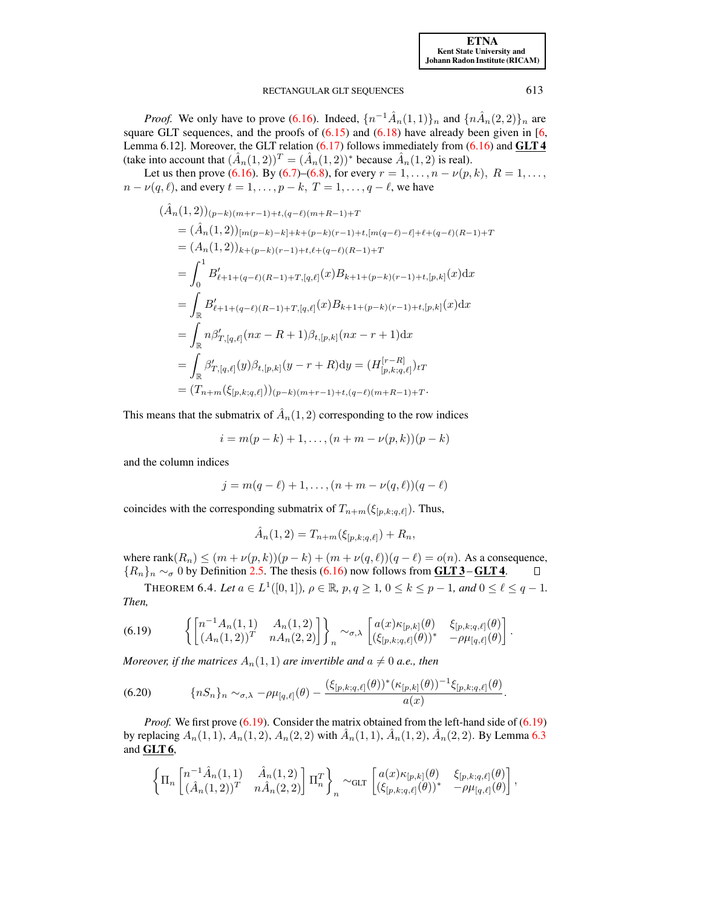*Proof.* We only have to prove (6.16). Indeed, $\{n^{-1}\hat{A}_n(1,1)\}_n$ and $\{n\hat{A}_n(2,2)\}_n$ are square GLT sequences, and the proofs of (6.15) and (6.18) have already been given in [6, Lemma 6.12]. Moreover, the GLT relation (6.17) follows immediately from (6.16) and **GLT 4** (take into account that $(\hat{A}_n(1,2))^T = (\hat{A}_n(1,2))^*$ because $\hat{A}_n(1,2)$ is real).

Let us then prove (6.16). By (6.7)–(6.8), for every $r = 1,\ldots,n-\nu(p,k)$, $R = 1,\ldots,n-\nu(q,\ell)$, and every $t = 1,\ldots,p-k$, $T = 1,\ldots,q-\ell$, we have

$$
\begin{aligned}
&(\hat{A}_n(1,2))_{(p-k)(m+r-1)+t,(q-\ell)(m+R-1)+T}\\
&= (\hat{A}_n(1,2))_{[m(p-k)-k]+k+(p-k)(r-1)+t,[m(q-\ell)-\ell]+\ell+(q-\ell)(R-1)+T}\\
&= (A_n(1,2))_{k+(p-k)(r-1)+t,\ell+(q-\ell)(R-1)+T}\\
&= \int_0^1 B'_{\ell+1+(q-\ell)(R-1)+T,[q,\ell]}(x)B_{k+1+(p-k)(r-1)+t,[p,k]}(x)\mathrm{d}x\\
&= \int_{\mathbb{R}} B'_{\ell+1+(q-\ell)(R-1)+T,[q,\ell]}(x)B_{k+1+(p-k)(r-1)+t,[p,k]}(x)\mathrm{d}x\\
&= \int_{\mathbb{R}} n\beta'_{T,[q,\ell]}(nx-R+1)\beta_{t,[p,k]}(nx-r+1)\mathrm{d}x\\
&= \int_{\mathbb{R}} \beta'_{T,[q,\ell]}(y)\beta_{t,[p,k]}(y-r+R)\mathrm{d}y = (H^{[r-R]}_{[p,k;q,\ell]})_{tT}\\
&= (T_{n+m}(\xi_{[p,k;q,\ell]}))_{(p-k)(m+r-1)+t,(q-\ell)(m+R-1)+T}.
\end{aligned}
$$

This means that the submatrix of $\hat{A}_n(1,2)$ corresponding to the row indices

$$
i = m(p-k)+1,\ldots,(n+m-\nu(p,k))(p-k)
$$

and the column indices

$$
j = m(q-\ell)+1,\ldots,(n+m-\nu(q,\ell))(q-\ell)
$$

coincides with the corresponding submatrix of $T_{n+m}(\xi_{[p,k;q,\ell]})$. Thus,

$$
\hat{A}_n(1,2) = T_{n+m}(\xi_{[p,k;q,\ell]}) + R_n,
$$

where $\operatorname{rank}(R_n) \le (m+\nu(p,k))(p-k) + (m+\nu(q,\ell))(q-\ell) = o(n)$. As a consequence, $\{R_n\}_n \sim_\sigma 0$ by Definition 2.5. The thesis (6.16) now follows from **GLT 3** – **GLT 4**. ∎

THEOREM 6.4. *Let $a \in L^1([0,1])$, $\rho \in \mathbb{R}$, $p,q \ge 1$, $0 \le k \le p-1$, and $0 \le \ell \le q-1$. Then,*

$$
\left\{\begin{bmatrix} n^{-1}A_n(1,1) & A_n(1,2)\\ (A_n(1,2))^T & nA_n(2,2)\end{bmatrix}\right\}_n \sim_{\sigma,\lambda} \begin{bmatrix} a(x)\kappa_{[p,k]}(\theta) & \xi_{[p,k;q,\ell]}(\theta)\\ (\xi_{[p,k;q,\ell]}(\theta))^* & -\rho\mu_{[q,\ell]}(\theta)\end{bmatrix}. \tag{6.19}
$$

*Moreover, if the matrices $A_n(1,1)$ are invertible and $a \ne 0$ a.e., then*

$$
\{nS_n\}_n \sim_{\sigma,\lambda} -\rho\mu_{[q,\ell]}(\theta) - \frac{(\xi_{[p,k;q,\ell]}(\theta))^*(\kappa_{[p,k]}(\theta))^{-1}\xi_{[p,k;q,\ell]}(\theta)}{a(x)}. \tag{6.20}
$$

*Proof.* We first prove (6.19). Consider the matrix obtained from the left-hand side of (6.19) by replacing $A_n(1,1)$, $A_n(1,2)$, $A_n(2,2)$ with $\hat{A}_n(1,1)$, $\hat{A}_n(1,2)$, $\hat{A}_n(2,2)$. By Lemma 6.3 and **GLT 6**,

$$
\left\{\Pi_n\begin{bmatrix} n^{-1}\hat{A}_n(1,1) & \hat{A}_n(1,2)\\ (\hat{A}_n(1,2))^T & n\hat{A}_n(2,2)\end{bmatrix}\Pi_n^T\right\}_n \sim_{\mathrm{GLT}} \begin{bmatrix} a(x)\kappa_{[p,k]}(\theta) & \xi_{[p,k;q,\ell]}(\theta)\\ (\xi_{[p,k;q,\ell]}(\theta))^* & -\rho\mu_{[q,\ell]}(\theta)\end{bmatrix},
$$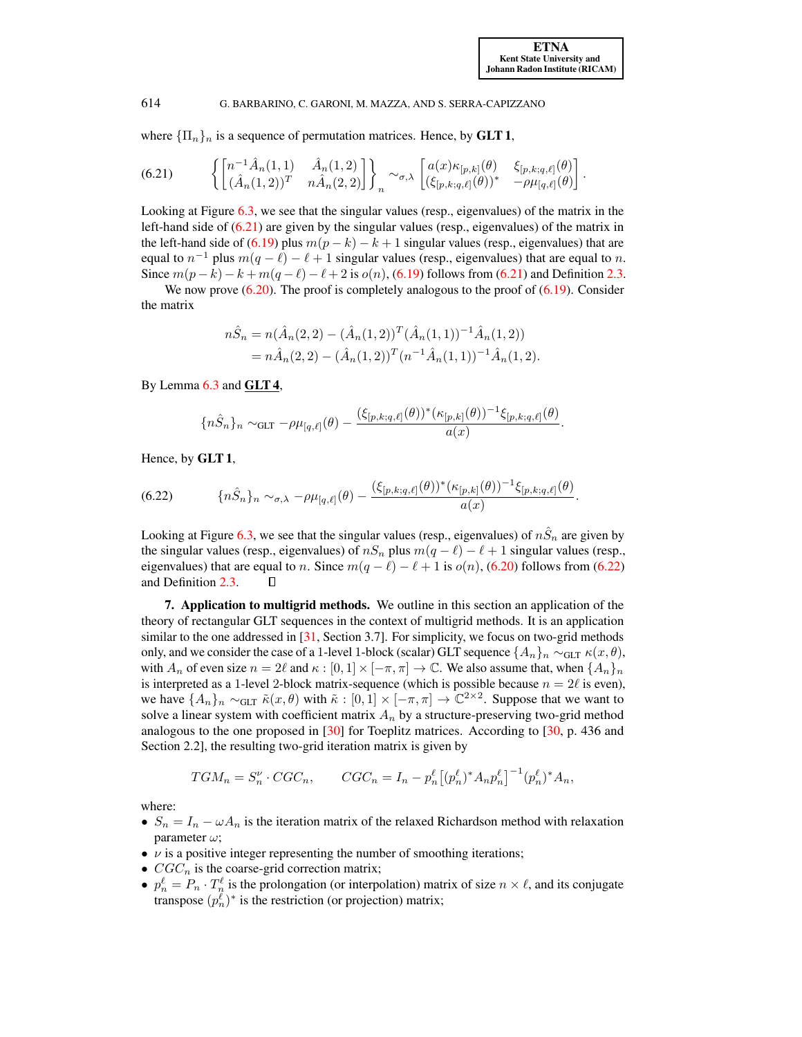where $\{\Pi_n\}_n$ is a sequence of permutation matrices. Hence, by **GLT 1**,

$$\left\{\begin{bmatrix} n^{-1}\hat{A}_n(1,1) & \hat{A}_n(1,2) \\ (\hat{A}_n(1,2))^T & n\hat{A}_n(2,2) \end{bmatrix}\right\}_n \sim_{\sigma,\lambda} \begin{bmatrix} a(x)\kappa_{[p,k]}(\theta) & \xi_{[p,k;q,\ell]}(\theta) \\ (\xi_{[p,k;q,\ell]}(\theta))^* & -\rho\mu_{[q,\ell]}(\theta) \end{bmatrix}. \tag{6.21}$$

Looking at Figure 6.3, we see that the singular values (resp., eigenvalues) of the matrix in the left-hand side of (6.21) are given by the singular values (resp., eigenvalues) of the matrix in the left-hand side of (6.19) plus $m(p-k)-k+1$ singular values (resp., eigenvalues) that are equal to $n^{-1}$ plus $m(q-\ell)-\ell+1$ singular values (resp., eigenvalues) that are equal to $n$. Since $m(p-k)-k+m(q-\ell)-\ell+2$ is $o(n)$, (6.19) follows from (6.21) and Definition 2.3.

We now prove (6.20). The proof is completely analogous to the proof of (6.19). Consider the matrix

$$\begin{aligned} n\hat{S}_n &= n(\hat{A}_n(2,2) - (\hat{A}_n(1,2))^T(\hat{A}_n(1,1))^{-1}\hat{A}_n(1,2)) \\ &= n\hat{A}_n(2,2) - (\hat{A}_n(1,2))^T(n^{-1}\hat{A}_n(1,1))^{-1}\hat{A}_n(1,2). \end{aligned}$$

By Lemma 6.3 and **GLT 4**,

$$\{n\hat{S}_n\}_n \sim_{\rm GLT} -\rho\mu_{[q,\ell]}(\theta) - \frac{(\xi_{[p,k;q,\ell]}(\theta))^*(\kappa_{[p,k]}(\theta))^{-1}\xi_{[p,k;q,\ell]}(\theta)}{a(x)}.$$

Hence, by **GLT 1**,

$$\{n\hat{S}_n\}_n \sim_{\sigma,\lambda} -\rho\mu_{[q,\ell]}(\theta) - \frac{(\xi_{[p,k;q,\ell]}(\theta))^*(\kappa_{[p,k]}(\theta))^{-1}\xi_{[p,k;q,\ell]}(\theta)}{a(x)}. \tag{6.22}$$

Looking at Figure 6.3, we see that the singular values (resp., eigenvalues) of $n\hat{S}_n$ are given by the singular values (resp., eigenvalues) of $nS_n$ plus $m(q-\ell)-\ell+1$ singular values (resp., eigenvalues) that are equal to $n$. Since $m(q-\ell)-\ell+1$ is $o(n)$, (6.20) follows from (6.22) and Definition 2.3. $\square$

## 7. Application to multigrid methods.

We outline in this section an application of the theory of rectangular GLT sequences in the context of multigrid methods. It is an application similar to the one addressed in [31, Section 3.7]. For simplicity, we focus on two-grid methods only, and we consider the case of a 1-level 1-block (scalar) GLT sequence $\{A_n\}_n \sim_{\rm GLT} \kappa(x,\theta)$, with $A_n$ of even size $n = 2\ell$ and $\kappa : [0,1]\times[-\pi,\pi] \to \mathbb{C}$. We also assume that, when $\{A_n\}_n$ is interpreted as a 1-level 2-block matrix-sequence (which is possible because $n = 2\ell$ is even), we have $\{A_n\}_n \sim_{\rm GLT} \tilde{\kappa}(x,\theta)$ with $\tilde{\kappa} : [0,1]\times[-\pi,\pi] \to \mathbb{C}^{2\times 2}$. Suppose that we want to solve a linear system with coefficient matrix $A_n$ by a structure-preserving two-grid method analogous to the one proposed in [30] for Toeplitz matrices. According to [30, p. 436 and Section 2.2], the resulting two-grid iteration matrix is given by

$$TGM_n = S_n^\nu \cdot CGC_n, \qquad CGC_n = I_n - p_n^\ell\big[(p_n^\ell)^* A_n p_n^\ell\big]^{-1}(p_n^\ell)^* A_n,$$

where:

- $S_n = I_n - \omega A_n$ is the iteration matrix of the relaxed Richardson method with relaxation parameter $\omega$;
- $\nu$ is a positive integer representing the number of smoothing iterations;
- $CGC_n$ is the coarse-grid correction matrix;
- $p_n^\ell = P_n \cdot T_n^\ell$ is the prolongation (or interpolation) matrix of size $n\times\ell$, and its conjugate transpose $(p_n^\ell)^*$ is the restriction (or projection) matrix;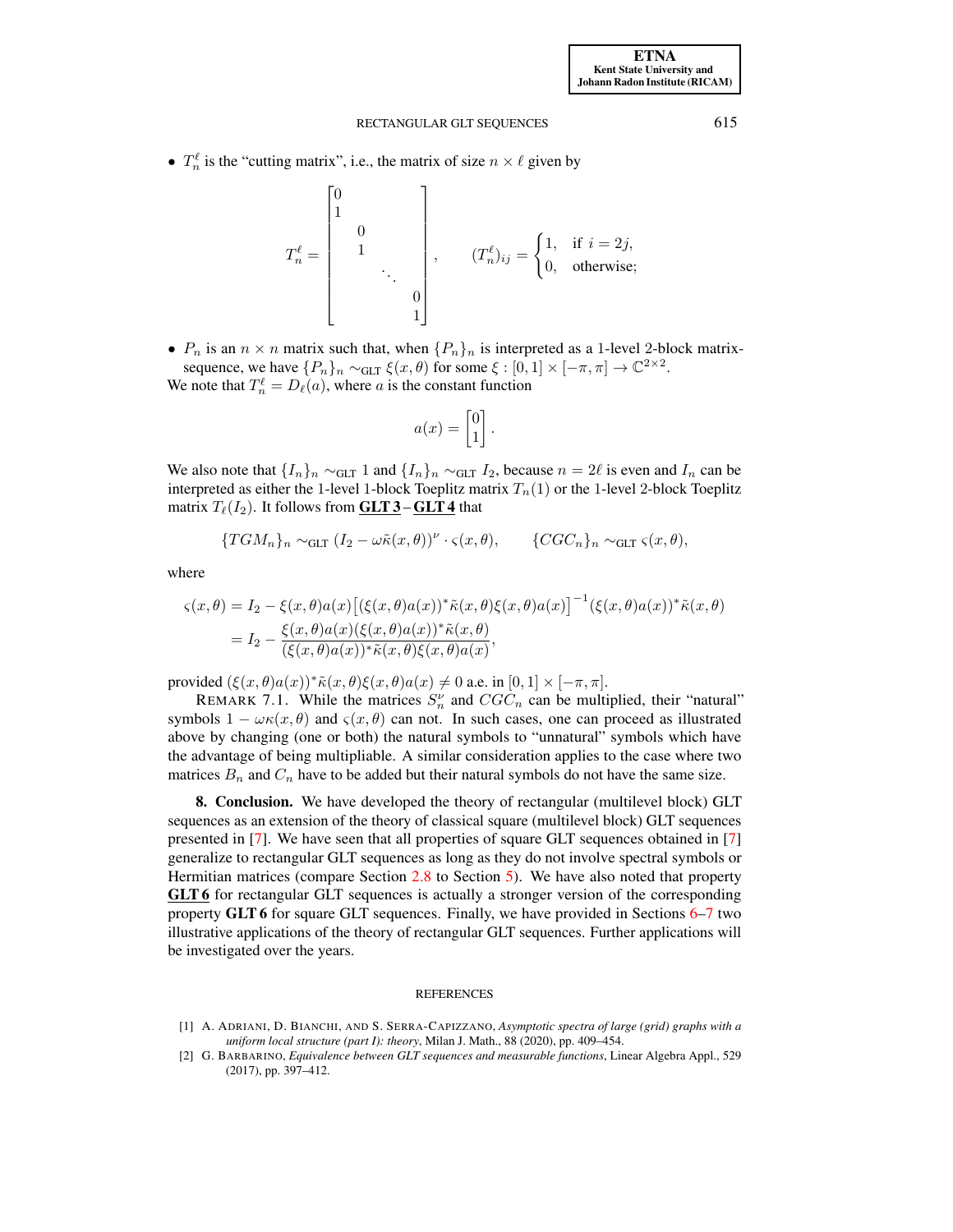- $T_n^\ell$ is the "cutting matrix", i.e., the matrix of size $n \times \ell$ given by

$$T_n^\ell = \begin{bmatrix} 0 & & & \\ 1 & & & \\ & 0 & & \\ & 1 & & \\ & & \ddots & \\ & & & 0 \\ & & & 1 \end{bmatrix}, \qquad (T_n^\ell)_{ij} = \begin{cases} 1, & \text{if } i = 2j, \\ 0, & \text{otherwise;} \end{cases}$$

- $P_n$ is an $n \times n$ matrix such that, when $\{P_n\}_n$ is interpreted as a 1-level 2-block matrix-sequence, we have $\{P_n\}_n \sim_{\text{GLT}} \xi(x,\theta)$ for some $\xi : [0,1] \times [-\pi,\pi] \to \mathbb{C}^{2\times 2}$.

We note that $T_n^\ell = D_\ell(a)$, where $a$ is the constant function

$$a(x) = \begin{bmatrix} 0 \\ 1 \end{bmatrix}.$$

We also note that $\{I_n\}_n \sim_{\text{GLT}} 1$ and $\{I_n\}_n \sim_{\text{GLT}} I_2$, because $n = 2\ell$ is even and $I_n$ can be interpreted as either the 1-level 1-block Toeplitz matrix $T_n(1)$ or the 1-level 2-block Toeplitz matrix $T_\ell(I_2)$. It follows from **GLT 3** – **GLT 4** that

$$\{TGM_n\}_n \sim_{\text{GLT}} (I_2 - \omega\tilde{\kappa}(x,\theta))^\nu \cdot \varsigma(x,\theta), \qquad \{CGC_n\}_n \sim_{\text{GLT}} \varsigma(x,\theta),$$

where

$$\begin{aligned}
\varsigma(x,\theta) &= I_2 - \xi(x,\theta)a(x)\big[(\xi(x,\theta)a(x))^*\tilde{\kappa}(x,\theta)\xi(x,\theta)a(x)\big]^{-1}(\xi(x,\theta)a(x))^*\tilde{\kappa}(x,\theta) \\
&= I_2 - \frac{\xi(x,\theta)a(x)(\xi(x,\theta)a(x))^*\tilde{\kappa}(x,\theta)}{(\xi(x,\theta)a(x))^*\tilde{\kappa}(x,\theta)\xi(x,\theta)a(x)},
\end{aligned}$$

provided $(\xi(x,\theta)a(x))^*\tilde{\kappa}(x,\theta)\xi(x,\theta)a(x) \neq 0$ a.e. in $[0,1] \times [-\pi,\pi]$.

REMARK 7.1. While the matrices $S_n^\nu$ and $CGC_n$ can be multiplied, their "natural" symbols $1 - \omega\kappa(x,\theta)$ and $\varsigma(x,\theta)$ can not. In such cases, one can proceed as illustrated above by changing (one or both) the natural symbols to "unnatural" symbols which have the advantage of being multipliable. A similar consideration applies to the case where two matrices $B_n$ and $C_n$ have to be added but their natural symbols do not have the same size.

## 8. Conclusion.

We have developed the theory of rectangular (multilevel block) GLT sequences as an extension of the theory of classical square (multilevel block) GLT sequences presented in [7]. We have seen that all properties of square GLT sequences obtained in [7] generalize to rectangular GLT sequences as long as they do not involve spectral symbols or Hermitian matrices (compare Section 2.8 to Section 5). We have also noted that property **GLT 6** for rectangular GLT sequences is actually a stronger version of the corresponding property **GLT 6** for square GLT sequences. Finally, we have provided in Sections 6–7 two illustrative applications of the theory of rectangular GLT sequences. Further applications will be investigated over the years.

## REFERENCES

[1] A. Adriani, D. Bianchi, and S. Serra-Capizzano, *Asymptotic spectra of large (grid) graphs with a uniform local structure (part I): theory*, Milan J. Math., 88 (2020), pp. 409–454.

[2] G. Barbarino, *Equivalence between GLT sequences and measurable functions*, Linear Algebra Appl., 529 (2017), pp. 397–412.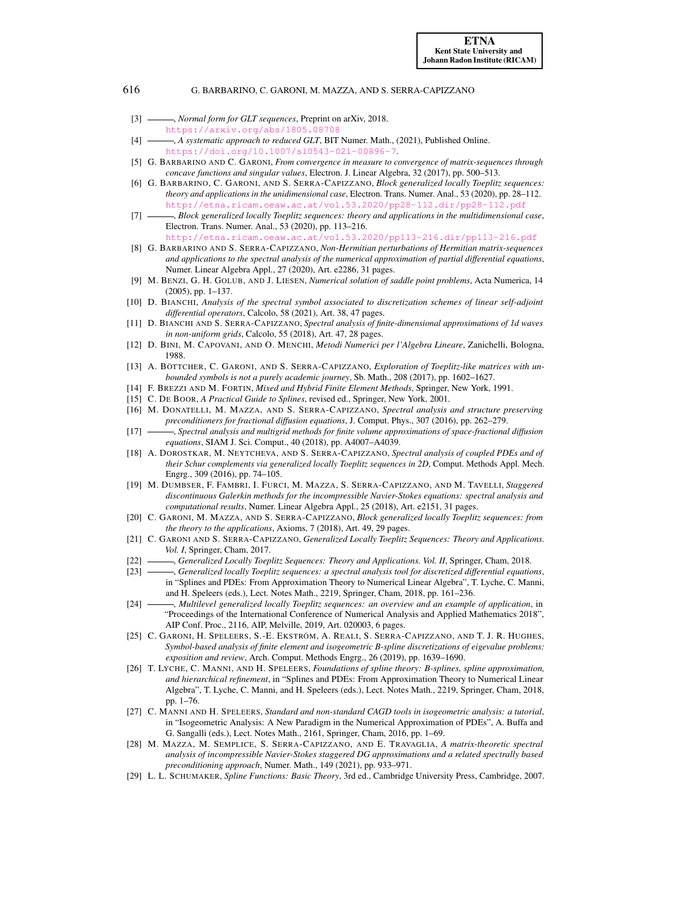[3] ———, *Normal form for GLT sequences*, Preprint on arXiv, 2018. https://arxiv.org/abs/1805.08708

[4] ———, *A systematic approach to reduced GLT*, BIT Numer. Math., (2021), Published Online. https://doi.org/10.1007/s10543-021-00896-7.

[5] G. Barbarino and C. Garoni, *From convergence in measure to convergence of matrix-sequences through concave functions and singular values*, Electron. J. Linear Algebra, 32 (2017), pp. 500–513.

[6] G. Barbarino, C. Garoni, and S. Serra-Capizzano, *Block generalized locally Toeplitz sequences: theory and applications in the unidimensional case*, Electron. Trans. Numer. Anal., 53 (2020), pp. 28–112. http://etna.ricam.oeaw.ac.at/vol.53.2020/pp28-112.dir/pp28-112.pdf

[7] ———, *Block generalized locally Toeplitz sequences: theory and applications in the multidimensional case*, Electron. Trans. Numer. Anal., 53 (2020), pp. 113–216. http://etna.ricam.oeaw.ac.at/vol.53.2020/pp113-216.dir/pp113-216.pdf

[8] G. Barbarino and S. Serra-Capizzano, *Non-Hermitian perturbations of Hermitian matrix-sequences and applications to the spectral analysis of the numerical approximation of partial differential equations*, Numer. Linear Algebra Appl., 27 (2020), Art. e2286, 31 pages.

[9] M. Benzi, G. H. Golub, and J. Liesen, *Numerical solution of saddle point problems*, Acta Numerica, 14 (2005), pp. 1–137.

[10] D. Bianchi, *Analysis of the spectral symbol associated to discretization schemes of linear self-adjoint differential operators*, Calcolo, 58 (2021), Art. 38, 47 pages.

[11] D. Bianchi and S. Serra-Capizzano, *Spectral analysis of finite-dimensional approximations of 1d waves in non-uniform grids*, Calcolo, 55 (2018), Art. 47, 28 pages.

[12] D. Bini, M. Capovani, and O. Menchi, *Metodi Numerici per l'Algebra Lineare*, Zanichelli, Bologna, 1988.

[13] A. Böttcher, C. Garoni, and S. Serra-Capizzano, *Exploration of Toeplitz-like matrices with unbounded symbols is not a purely academic journey*, Sb. Math., 208 (2017), pp. 1602–1627.

[14] F. Brezzi and M. Fortin, *Mixed and Hybrid Finite Element Methods*, Springer, New York, 1991.

[15] C. De Boor, *A Practical Guide to Splines*, revised ed., Springer, New York, 2001.

[16] M. Donatelli, M. Mazza, and S. Serra-Capizzano, *Spectral analysis and structure preserving preconditioners for fractional diffusion equations*, J. Comput. Phys., 307 (2016), pp. 262–279.

[17] ———, *Spectral analysis and multigrid methods for finite volume approximations of space-fractional diffusion equations*, SIAM J. Sci. Comput., 40 (2018), pp. A4007–A4039.

[18] A. Dorostkar, M. Neytcheva, and S. Serra-Capizzano, *Spectral analysis of coupled PDEs and of their Schur complements via generalized locally Toeplitz sequences in 2D*, Comput. Methods Appl. Mech. Engrg., 309 (2016), pp. 74–105.

[19] M. Dumbser, F. Fambri, I. Furci, M. Mazza, S. Serra-Capizzano, and M. Tavelli, *Staggered discontinuous Galerkin methods for the incompressible Navier-Stokes equations: spectral analysis and computational results*, Numer. Linear Algebra Appl., 25 (2018), Art. e2151, 31 pages.

[20] C. Garoni, M. Mazza, and S. Serra-Capizzano, *Block generalized locally Toeplitz sequences: from the theory to the applications*, Axioms, 7 (2018), Art. 49, 29 pages.

[21] C. Garoni and S. Serra-Capizzano, *Generalized Locally Toeplitz Sequences: Theory and Applications. Vol. I*, Springer, Cham, 2017.

[22] ———, *Generalized Locally Toeplitz Sequences: Theory and Applications. Vol. II*, Springer, Cham, 2018.

[23] ———, *Generalized locally Toeplitz sequences: a spectral analysis tool for discretized differential equations*, in "Splines and PDEs: From Approximation Theory to Numerical Linear Algebra", T. Lyche, C. Manni, and H. Speleers (eds.), Lect. Notes Math., 2219, Springer, Cham, 2018, pp. 161–236.

[24] ———, *Multilevel generalized locally Toeplitz sequences: an overview and an example of application*, in "Proceedings of the International Conference of Numerical Analysis and Applied Mathematics 2018", AIP Conf. Proc., 2116, AIP, Melville, 2019, Art. 020003, 6 pages.

[25] C. Garoni, H. Speleers, S.-E. Ekström, A. Reali, S. Serra-Capizzano, and T. J. R. Hughes, *Symbol-based analysis of finite element and isogeometric B-spline discretizations of eigenvalue problems: exposition and review*, Arch. Comput. Methods Engrg., 26 (2019), pp. 1639–1690.

[26] T. Lyche, C. Manni, and H. Speleers, *Foundations of spline theory: B-splines, spline approximation, and hierarchical refinement*, in "Splines and PDEs: From Approximation Theory to Numerical Linear Algebra", T. Lyche, C. Manni, and H. Speleers (eds.), Lect. Notes Math., 2219, Springer, Cham, 2018, pp. 1–76.

[27] C. Manni and H. Speleers, *Standard and non-standard CAGD tools in isogeometric analysis: a tutorial*, in "Isogeometric Analysis: A New Paradigm in the Numerical Approximation of PDEs", A. Buffa and G. Sangalli (eds.), Lect. Notes Math., 2161, Springer, Cham, 2016, pp. 1–69.

[28] M. Mazza, M. Semplice, S. Serra-Capizzano, and E. Travaglia, *A matrix-theoretic spectral analysis of incompressible Navier-Stokes staggered DG approximations and a related spectrally based preconditioning approach*, Numer. Math., 149 (2021), pp. 933–971.

[29] L. L. Schumaker, *Spline Functions: Basic Theory*, 3rd ed., Cambridge University Press, Cambridge, 2007.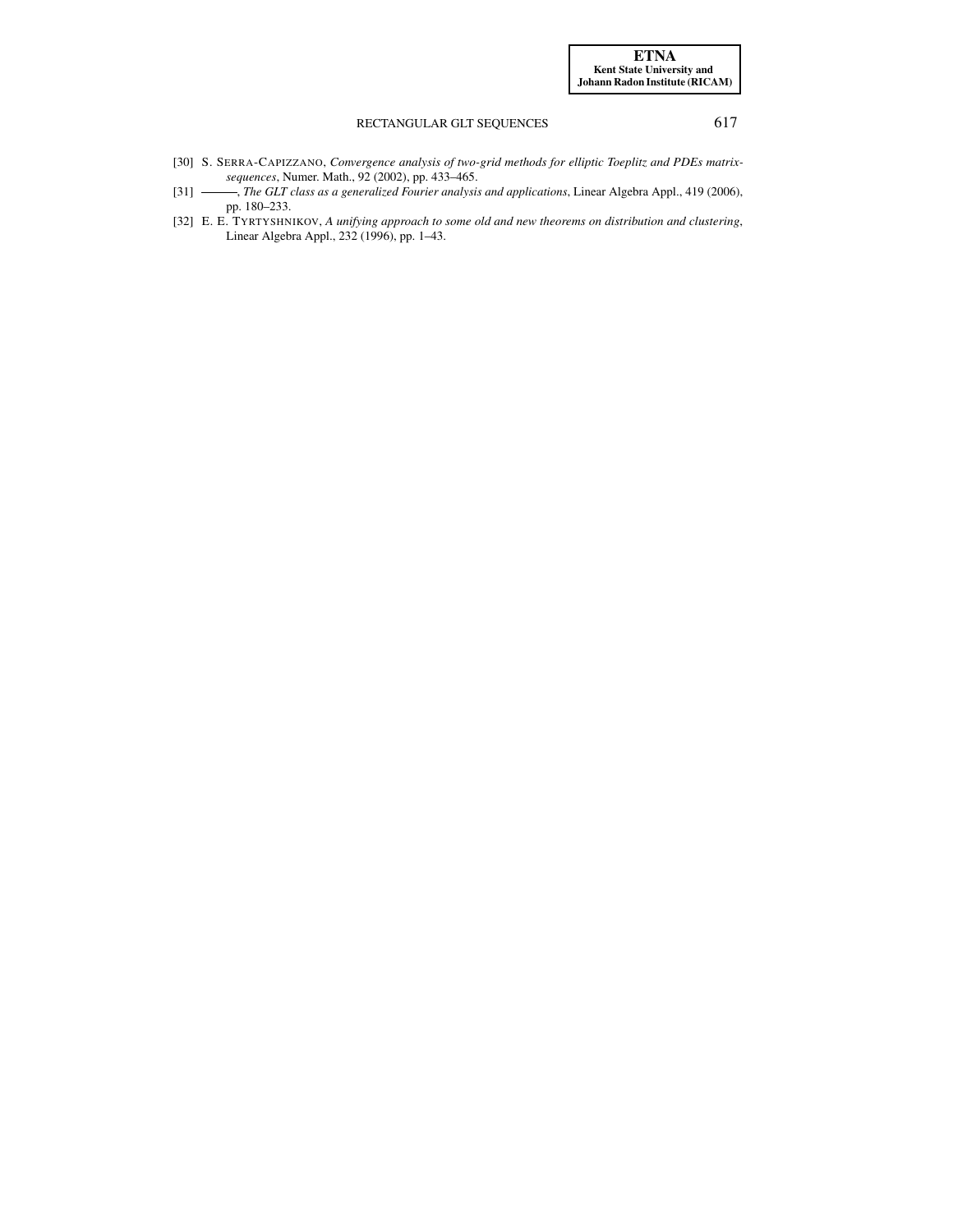[30] S. SERRA-CAPIZZANO, *Convergence analysis of two-grid methods for elliptic Toeplitz and PDEs matrix-sequences*, Numer. Math., 92 (2002), pp. 433–465.

[31] ———, *The GLT class as a generalized Fourier analysis and applications*, Linear Algebra Appl., 419 (2006), pp. 180–233.

[32] E. E. TYRTYSHNIKOV, *A unifying approach to some old and new theorems on distribution and clustering*, Linear Algebra Appl., 232 (1996), pp. 1–43.